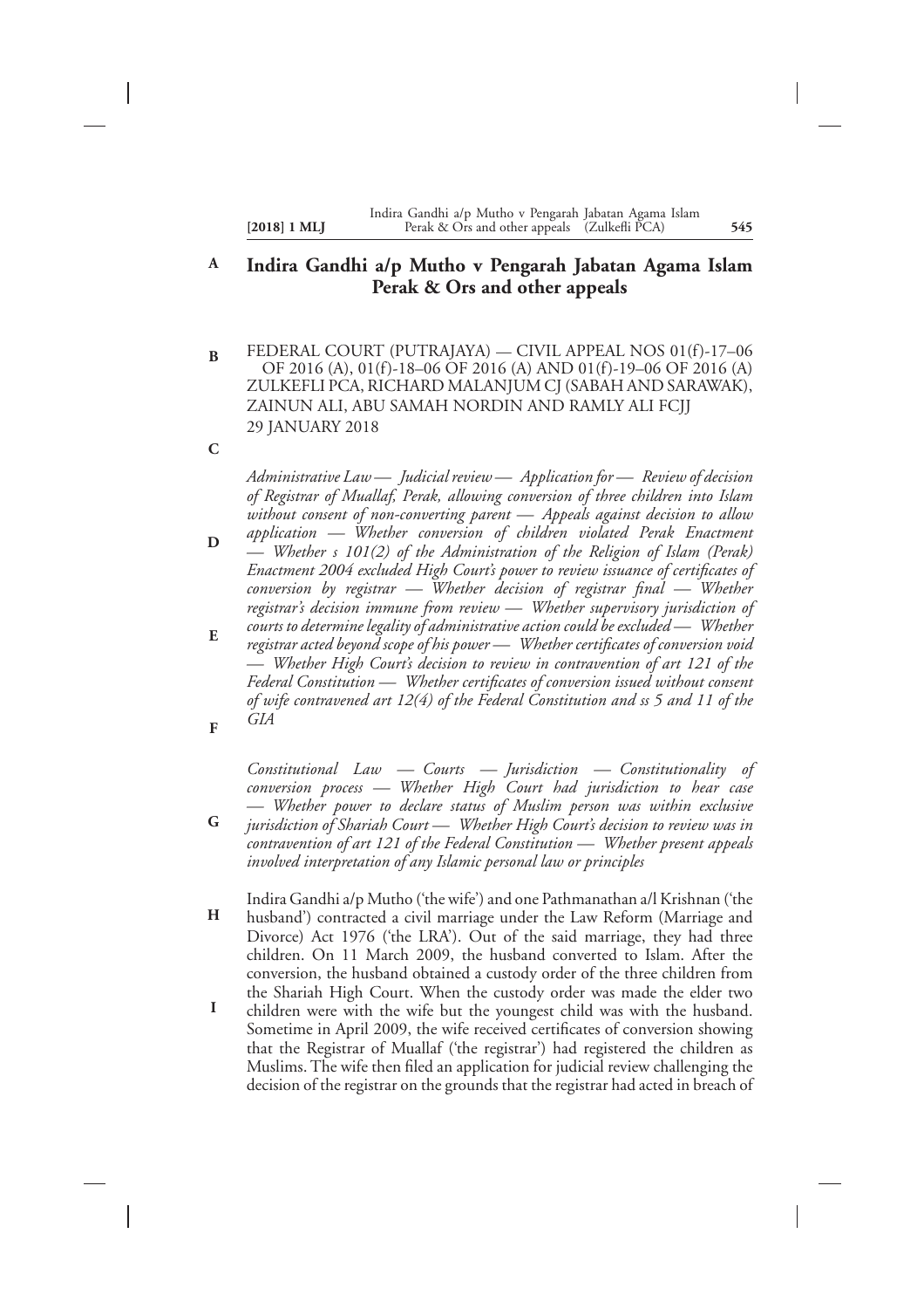# Indira Gandhi a/p Mutho v Pengarah Jabatan Agama Islam Perak & Ors and other appeals

FEDERAL COURT (PUTRAJAYA) — CIVIL APPEAL NOS 01(f)-17–06 OF 2016 (A), 01(f)-18–06 OF 2016 (A) AND 01(f)-19–06 OF 2016 (A)
ZULKEFLI PCA, RICHARD MALANJUM CJ (SABAH AND SARAWAK), ZAINUN ALI, ABU SAMAH NORDIN AND RAMLY ALI FCJJ
29 JANUARY 2018

*Administrative Law — Judicial review — Application for — Review of decision of Registrar of Muallaf, Perak, allowing conversion of three children into Islam without consent of non-converting parent — Appeals against decision to allow application — Whether conversion of children violated Perak Enactment — Whether s 101(2) of the Administration of the Religion of Islam (Perak) Enactment 2004 excluded High Court's power to review issuance of certificates of conversion by registrar — Whether decision of registrar final — Whether registrar's decision immune from review — Whether supervisory jurisdiction of courts to determine legality of administrative action could be excluded — Whether registrar acted beyond scope of his power — Whether certificates of conversion void — Whether High Court's decision to review in contravention of art 121 of the Federal Constitution — Whether certificates of conversion issued without consent of wife contravened art 12(4) of the Federal Constitution and ss 5 and 11 of the GIA*

*Constitutional Law — Courts — Jurisdiction — Constitutionality of conversion process — Whether High Court had jurisdiction to hear case — Whether power to declare status of Muslim person was within exclusive jurisdiction of Shariah Court — Whether High Court's decision to review was in contravention of art 121 of the Federal Constitution — Whether present appeals involved interpretation of any Islamic personal law or principles*

Indira Gandhi a/p Mutho ('the wife') and one Pathmanathan a/l Krishnan ('the husband') contracted a civil marriage under the Law Reform (Marriage and Divorce) Act 1976 ('the LRA'). Out of the said marriage, they had three children. On 11 March 2009, the husband converted to Islam. After the conversion, the husband obtained a custody order of the three children from the Shariah High Court. When the custody order was made the elder two children were with the wife but the youngest child was with the husband. Sometime in April 2009, the wife received certificates of conversion showing that the Registrar of Muallaf ('the registrar') had registered the children as Muslims. The wife then filed an application for judicial review challenging the decision of the registrar on the grounds that the registrar had acted in breach of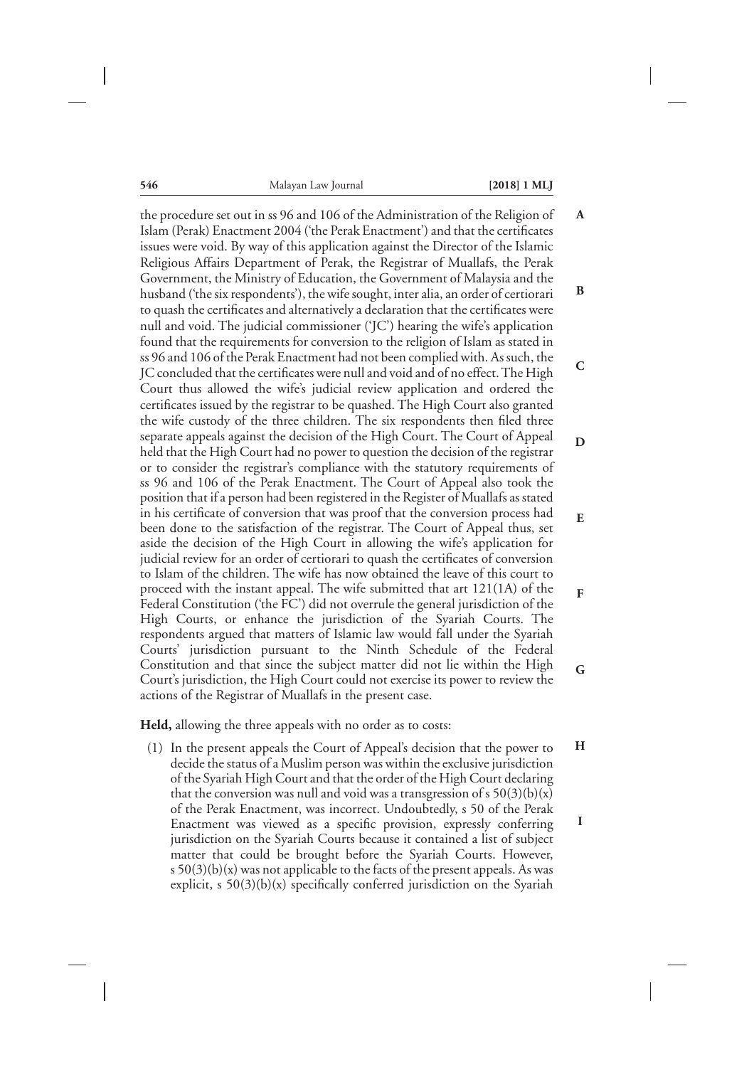the procedure set out in ss 96 and 106 of the Administration of the Religion of Islam (Perak) Enactment 2004 ('the Perak Enactment') and that the certificates issues were void. By way of this application against the Director of the Islamic Religious Affairs Department of Perak, the Registrar of Muallafs, the Perak Government, the Ministry of Education, the Government of Malaysia and the husband ('the six respondents'), the wife sought, inter alia, an order of certiorari to quash the certificates and alternatively a declaration that the certificates were null and void. The judicial commissioner ('JC') hearing the wife's application found that the requirements for conversion to the religion of Islam as stated in ss 96 and 106 of the Perak Enactment had not been complied with. As such, the JC concluded that the certificates were null and void and of no effect. The High Court thus allowed the wife's judicial review application and ordered the certificates issued by the registrar to be quashed. The High Court also granted the wife custody of the three children. The six respondents then filed three separate appeals against the decision of the High Court. The Court of Appeal held that the High Court had no power to question the decision of the registrar or to consider the registrar's compliance with the statutory requirements of ss 96 and 106 of the Perak Enactment. The Court of Appeal also took the position that if a person had been registered in the Register of Muallafs as stated in his certificate of conversion that was proof that the conversion process had been done to the satisfaction of the registrar. The Court of Appeal thus, set aside the decision of the High Court in allowing the wife's application for judicial review for an order of certiorari to quash the certificates of conversion to Islam of the children. The wife has now obtained the leave of this court to proceed with the instant appeal. The wife submitted that art 121(1A) of the Federal Constitution ('the FC') did not overrule the general jurisdiction of the High Courts, or enhance the jurisdiction of the Syariah Courts. The respondents argued that matters of Islamic law would fall under the Syariah Courts' jurisdiction pursuant to the Ninth Schedule of the Federal Constitution and that since the subject matter did not lie within the High Court's jurisdiction, the High Court could not exercise its power to review the actions of the Registrar of Muallafs in the present case.

**Held,** allowing the three appeals with no order as to costs:

(1) In the present appeals the Court of Appeal's decision that the power to decide the status of a Muslim person was within the exclusive jurisdiction of the Syariah High Court and that the order of the High Court declaring that the conversion was null and void was a transgression of s 50(3)(b)(x) of the Perak Enactment, was incorrect. Undoubtedly, s 50 of the Perak Enactment was viewed as a specific provision, expressly conferring jurisdiction on the Syariah Courts because it contained a list of subject matter that could be brought before the Syariah Courts. However, s 50(3)(b)(x) was not applicable to the facts of the present appeals. As was explicit, s 50(3)(b)(x) specifically conferred jurisdiction on the Syariah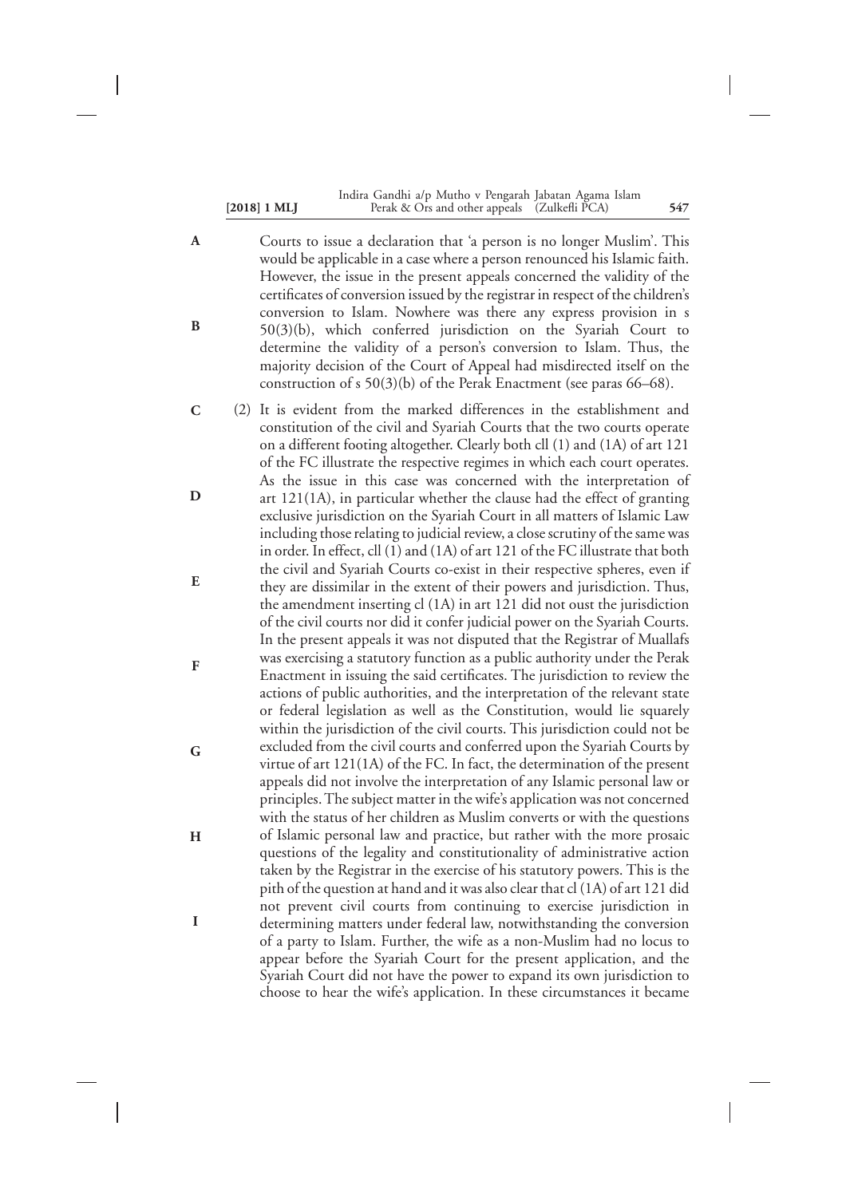Courts to issue a declaration that 'a person is no longer Muslim'. This would be applicable in a case where a person renounced his Islamic faith. However, the issue in the present appeals concerned the validity of the certificates of conversion issued by the registrar in respect of the children's conversion to Islam. Nowhere was there any express provision in s 50(3)(b), which conferred jurisdiction on the Syariah Court to determine the validity of a person's conversion to Islam. Thus, the majority decision of the Court of Appeal had misdirected itself on the construction of s 50(3)(b) of the Perak Enactment (see paras 66–68).

(2) It is evident from the marked differences in the establishment and constitution of the civil and Syariah Courts that the two courts operate on a different footing altogether. Clearly both cll (1) and (1A) of art 121 of the FC illustrate the respective regimes in which each court operates. As the issue in this case was concerned with the interpretation of art 121(1A), in particular whether the clause had the effect of granting exclusive jurisdiction on the Syariah Court in all matters of Islamic Law including those relating to judicial review, a close scrutiny of the same was in order. In effect, cll (1) and (1A) of art 121 of the FC illustrate that both the civil and Syariah Courts co-exist in their respective spheres, even if they are dissimilar in the extent of their powers and jurisdiction. Thus, the amendment inserting cl (1A) in art 121 did not oust the jurisdiction of the civil courts nor did it confer judicial power on the Syariah Courts. In the present appeals it was not disputed that the Registrar of Muallafs was exercising a statutory function as a public authority under the Perak Enactment in issuing the said certificates. The jurisdiction to review the actions of public authorities, and the interpretation of the relevant state or federal legislation as well as the Constitution, would lie squarely within the jurisdiction of the civil courts. This jurisdiction could not be excluded from the civil courts and conferred upon the Syariah Courts by virtue of art 121(1A) of the FC. In fact, the determination of the present appeals did not involve the interpretation of any Islamic personal law or principles. The subject matter in the wife's application was not concerned with the status of her children as Muslim converts or with the questions of Islamic personal law and practice, but rather with the more prosaic questions of the legality and constitutionality of administrative action taken by the Registrar in the exercise of his statutory powers. This is the pith of the question at hand and it was also clear that cl (1A) of art 121 did not prevent civil courts from continuing to exercise jurisdiction in determining matters under federal law, notwithstanding the conversion of a party to Islam. Further, the wife as a non-Muslim had no locus to appear before the Syariah Court for the present application, and the Syariah Court did not have the power to expand its own jurisdiction to choose to hear the wife's application. In these circumstances it became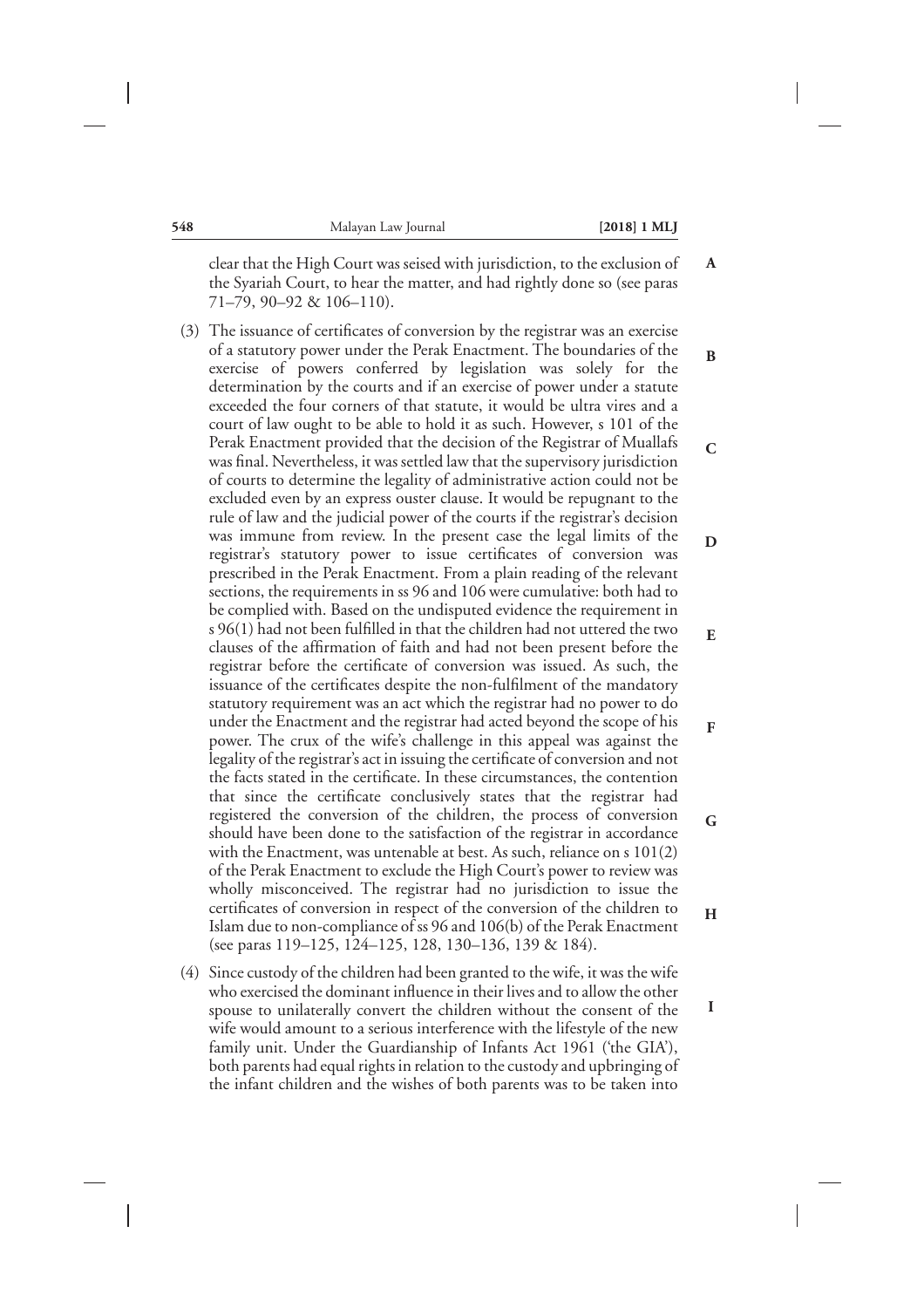clear that the High Court was seised with jurisdiction, to the exclusion of the Syariah Court, to hear the matter, and had rightly done so (see paras 71–79, 90–92 & 106–110).

(3) The issuance of certificates of conversion by the registrar was an exercise of a statutory power under the Perak Enactment. The boundaries of the exercise of powers conferred by legislation was solely for the determination by the courts and if an exercise of power under a statute exceeded the four corners of that statute, it would be ultra vires and a court of law ought to be able to hold it as such. However, s 101 of the Perak Enactment provided that the decision of the Registrar of Muallafs was final. Nevertheless, it was settled law that the supervisory jurisdiction of courts to determine the legality of administrative action could not be excluded even by an express ouster clause. It would be repugnant to the rule of law and the judicial power of the courts if the registrar's decision was immune from review. In the present case the legal limits of the registrar's statutory power to issue certificates of conversion was prescribed in the Perak Enactment. From a plain reading of the relevant sections, the requirements in ss 96 and 106 were cumulative: both had to be complied with. Based on the undisputed evidence the requirement in s 96(1) had not been fulfilled in that the children had not uttered the two clauses of the affirmation of faith and had not been present before the registrar before the certificate of conversion was issued. As such, the issuance of the certificates despite the non-fulfilment of the mandatory statutory requirement was an act which the registrar had no power to do under the Enactment and the registrar had acted beyond the scope of his power. The crux of the wife's challenge in this appeal was against the legality of the registrar's act in issuing the certificate of conversion and not the facts stated in the certificate. In these circumstances, the contention that since the certificate conclusively states that the registrar had registered the conversion of the children, the process of conversion should have been done to the satisfaction of the registrar in accordance with the Enactment, was untenable at best. As such, reliance on s 101(2) of the Perak Enactment to exclude the High Court's power to review was wholly misconceived. The registrar had no jurisdiction to issue the certificates of conversion in respect of the conversion of the children to Islam due to non-compliance of ss 96 and 106(b) of the Perak Enactment (see paras 119–125, 124–125, 128, 130–136, 139 & 184).

(4) Since custody of the children had been granted to the wife, it was the wife who exercised the dominant influence in their lives and to allow the other spouse to unilaterally convert the children without the consent of the wife would amount to a serious interference with the lifestyle of the new family unit. Under the Guardianship of Infants Act 1961 ('the GIA'), both parents had equal rights in relation to the custody and upbringing of the infant children and the wishes of both parents was to be taken into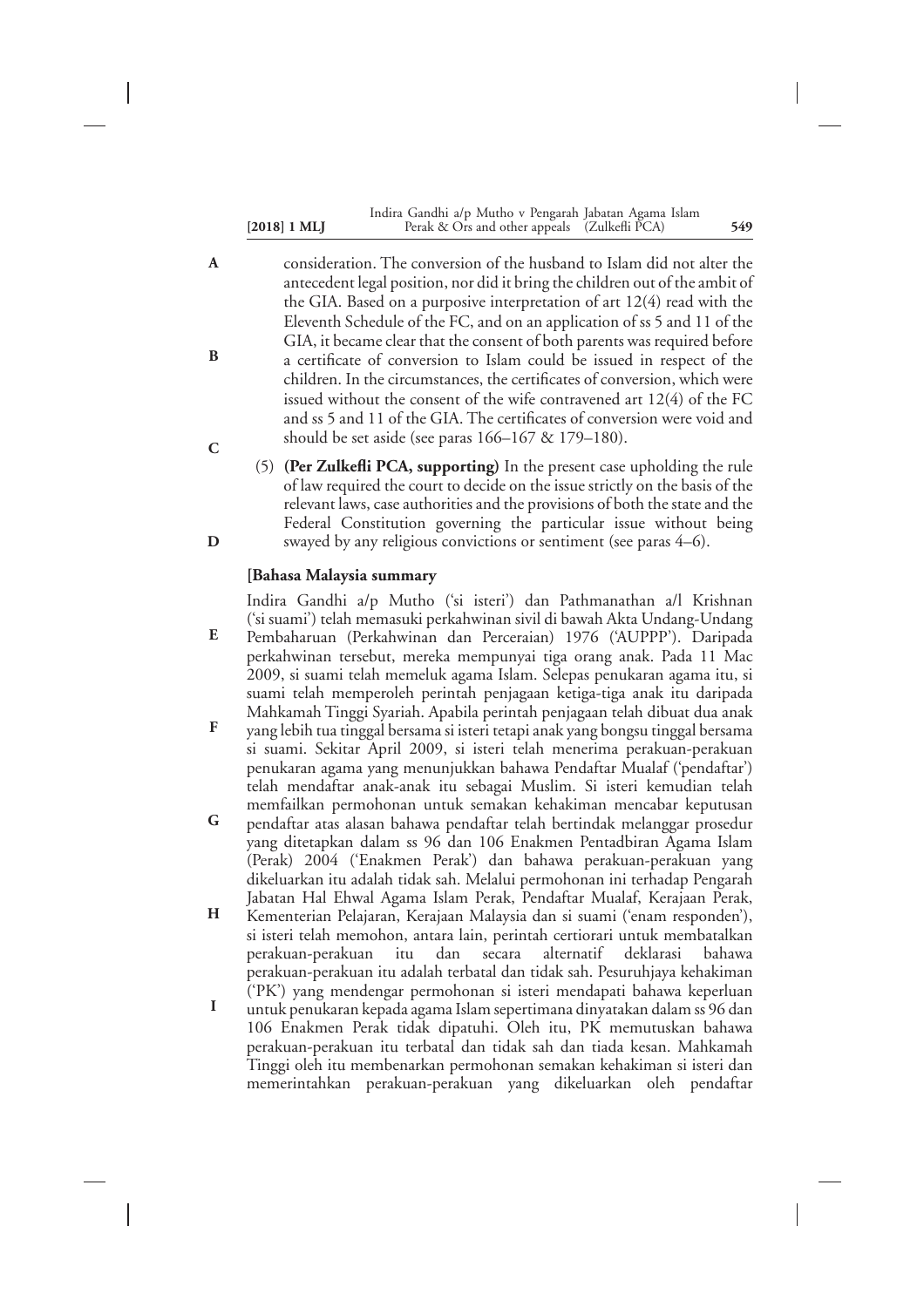consideration. The conversion of the husband to Islam did not alter the antecedent legal position, nor did it bring the children out of the ambit of the GIA. Based on a purposive interpretation of art 12(4) read with the Eleventh Schedule of the FC, and on an application of ss 5 and 11 of the GIA, it became clear that the consent of both parents was required before a certificate of conversion to Islam could be issued in respect of the children. In the circumstances, the certificates of conversion, which were issued without the consent of the wife contravened art 12(4) of the FC and ss 5 and 11 of the GIA. The certificates of conversion were void and should be set aside (see paras 166–167 & 179–180).

(5) **(Per Zulkefli PCA, supporting)** In the present case upholding the rule of law required the court to decide on the issue strictly on the basis of the relevant laws, case authorities and the provisions of both the state and the Federal Constitution governing the particular issue without being swayed by any religious convictions or sentiment (see paras 4–6).

**[Bahasa Malaysia summary**

Indira Gandhi a/p Mutho ('si isteri') dan Pathmanathan a/l Krishnan ('si suami') telah memasuki perkahwinan sivil di bawah Akta Undang-Undang Pembaharuan (Perkahwinan dan Perceraian) 1976 ('AUPPP'). Daripada perkahwinan tersebut, mereka mempunyai tiga orang anak. Pada 11 Mac 2009, si suami telah memeluk agama Islam. Selepas penukaran agama itu, si suami telah memperoleh perintah penjagaan ketiga-tiga anak itu daripada Mahkamah Tinggi Syariah. Apabila perintah penjagaan telah dibuat dua anak yang lebih tua tinggal bersama si isteri tetapi anak yang bongsu tinggal bersama si suami. Sekitar April 2009, si isteri telah menerima perakuan-perakuan penukaran agama yang menunjukkan bahawa Pendaftar Mualaf ('pendaftar') telah mendaftar anak-anak itu sebagai Muslim. Si isteri kemudian telah memfailkan permohonan untuk semakan kehakiman mencabar keputusan pendaftar atas alasan bahawa pendaftar telah bertindak melanggar prosedur yang ditetapkan dalam ss 96 dan 106 Enakmen Pentadbiran Agama Islam (Perak) 2004 ('Enakmen Perak') dan bahawa perakuan-perakuan yang dikeluarkan itu adalah tidak sah. Melalui permohonan ini terhadap Pengarah Jabatan Hal Ehwal Agama Islam Perak, Pendaftar Mualaf, Kerajaan Perak, Kementerian Pelajaran, Kerajaan Malaysia dan si suami ('enam responden'), si isteri telah memohon, antara lain, perintah certiorari untuk membatalkan perakuan-perakuan itu dan secara alternatif deklarasi bahawa perakuan-perakuan itu adalah terbatal dan tidak sah. Pesuruhjaya kehakiman ('PK') yang mendengar permohonan si isteri mendapati bahawa keperluan untuk penukaran kepada agama Islam sepertimana dinyatakan dalam ss 96 dan 106 Enakmen Perak tidak dipatuhi. Oleh itu, PK memutuskan bahawa perakuan-perakuan itu terbatal dan tidak sah dan tiada kesan. Mahkamah Tinggi oleh itu membenarkan permohonan semakan kehakiman si isteri dan memerintahkan perakuan-perakuan yang dikeluarkan oleh pendaftar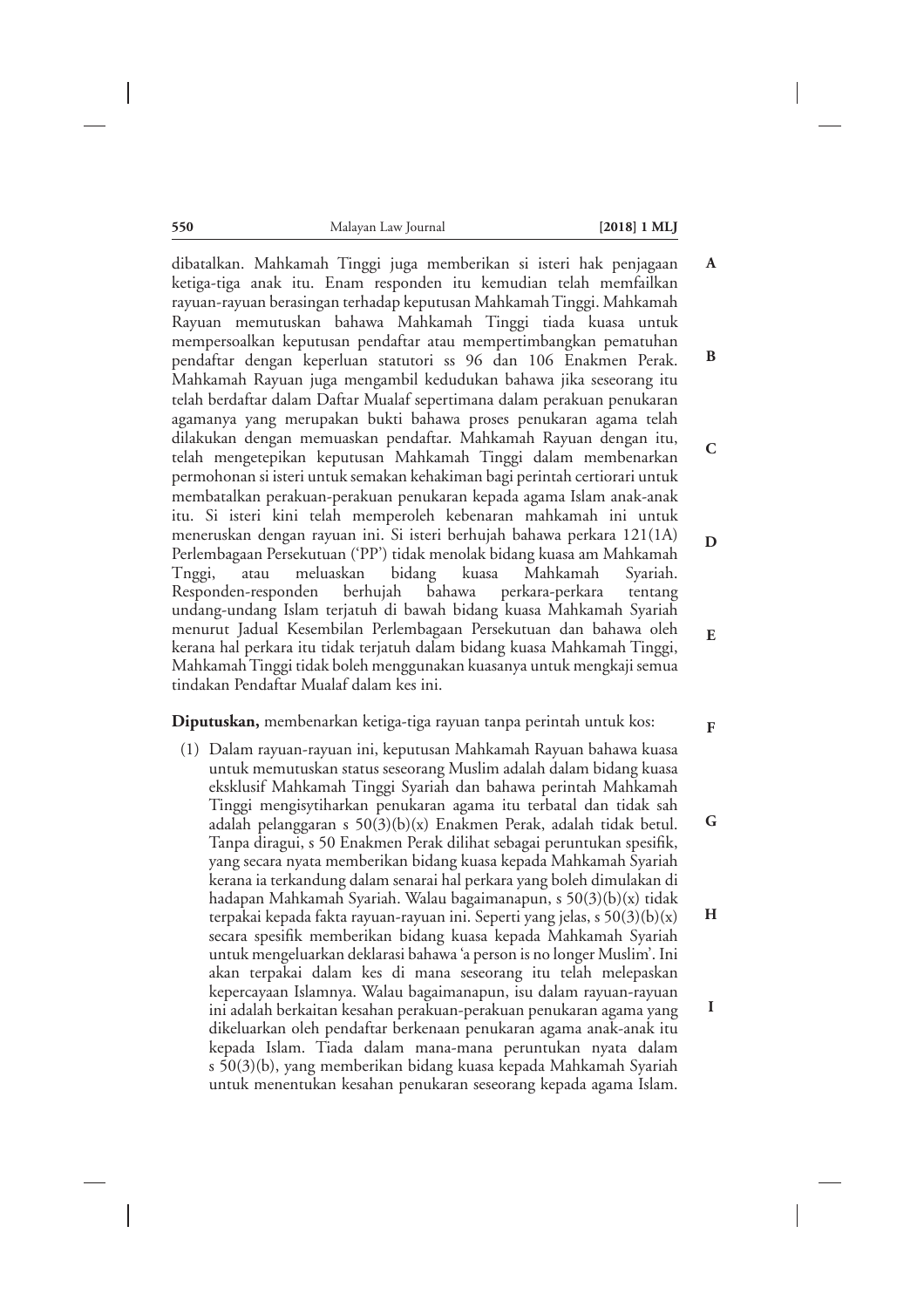dibatalkan. Mahkamah Tinggi juga memberikan si isteri hak penjagaan ketiga-tiga anak itu. Enam responden itu kemudian telah memfailkan rayuan-rayuan berasingan terhadap keputusan Mahkamah Tinggi. Mahkamah Rayuan memutuskan bahawa Mahkamah Tinggi tiada kuasa untuk mempersoalkan keputusan pendaftar atau mempertimbangkan pematuhan pendaftar dengan keperluan statutori ss 96 dan 106 Enakmen Perak. Mahkamah Rayuan juga mengambil kedudukan bahawa jika seseorang itu telah berdaftar dalam Daftar Mualaf sepertimana dalam perakuan penukaran agamanya yang merupakan bukti bahawa proses penukaran agama telah dilakukan dengan memuaskan pendaftar. Mahkamah Rayuan dengan itu, telah mengetepikan keputusan Mahkamah Tinggi dalam membenarkan permohonan si isteri untuk semakan kehakiman bagi perintah certiorari untuk membatalkan perakuan-perakuan penukaran kepada agama Islam anak-anak itu. Si isteri kini telah memperoleh kebenaran mahkamah ini untuk meneruskan dengan rayuan ini. Si isteri berhujah bahawa perkara 121(1A) Perlembagaan Persekutuan ('PP') tidak menolak bidang kuasa am Mahkamah Tnggi, atau meluaskan bidang kuasa Mahkamah Syariah. Responden-responden berhujah bahawa perkara-perkara tentang undang-undang Islam terjatuh di bawah bidang kuasa Mahkamah Syariah menurut Jadual Kesembilan Perlembagaan Persekutuan dan bahawa oleh kerana hal perkara itu tidak terjatuh dalam bidang kuasa Mahkamah Tinggi, Mahkamah Tinggi tidak boleh menggunakan kuasanya untuk mengkaji semua tindakan Pendaftar Mualaf dalam kes ini.

**Diputuskan,** membenarkan ketiga-tiga rayuan tanpa perintah untuk kos:

(1) Dalam rayuan-rayuan ini, keputusan Mahkamah Rayuan bahawa kuasa untuk memutuskan status seseorang Muslim adalah dalam bidang kuasa eksklusif Mahkamah Tinggi Syariah dan bahawa perintah Mahkamah Tinggi mengisytiharkan penukaran agama itu terbatal dan tidak sah adalah pelanggaran s 50(3)(b)(x) Enakmen Perak, adalah tidak betul. Tanpa diragui, s 50 Enakmen Perak dilihat sebagai peruntukan spesifik, yang secara nyata memberikan bidang kuasa kepada Mahkamah Syariah kerana ia terkandung dalam senarai hal perkara yang boleh dimulakan di hadapan Mahkamah Syariah. Walau bagaimanapun, s 50(3)(b)(x) tidak terpakai kepada fakta rayuan-rayuan ini. Seperti yang jelas, s 50(3)(b)(x) secara spesifik memberikan bidang kuasa kepada Mahkamah Syariah untuk mengeluarkan deklarasi bahawa 'a person is no longer Muslim'. Ini akan terpakai dalam kes di mana seseorang itu telah melepaskan kepercayaan Islamnya. Walau bagaimanapun, isu dalam rayuan-rayuan ini adalah berkaitan kesahan perakuan-perakuan penukaran agama yang dikeluarkan oleh pendaftar berkenaan penukaran agama anak-anak itu kepada Islam. Tiada dalam mana-mana peruntukan nyata dalam s 50(3)(b), yang memberikan bidang kuasa kepada Mahkamah Syariah untuk menentukan kesahan penukaran seseorang kepada agama Islam.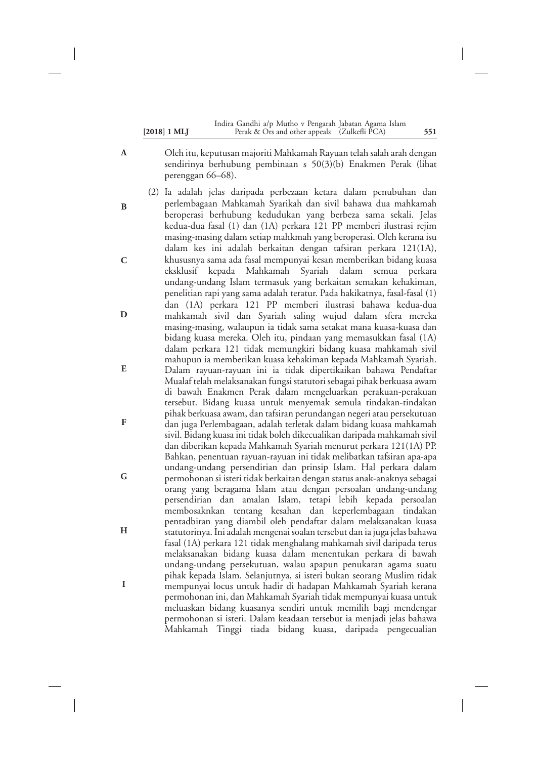Oleh itu, keputusan majoriti Mahkamah Rayuan telah salah arah dengan sendirinya berhubung pembinaan s 50(3)(b) Enakmen Perak (lihat perenggan 66–68).

(2) Ia adalah jelas daripada perbezaan ketara dalam penubuhan dan perlembagaan Mahkamah Syarikah dan sivil bahawa dua mahkamah beroperasi berhubung kedudukan yang berbeza sama sekali. Jelas kedua-dua fasal (1) dan (1A) perkara 121 PP memberi ilustrasi rejim masing-masing dalam setiap mahkmah yang beroperasi. Oleh kerana isu dalam kes ini adalah berkaitan dengan tafsiran perkara 121(1A), khususnya sama ada fasal mempunyai kesan memberikan bidang kuasa eksklusif kepada Mahkamah Syariah dalam semua perkara undang-undang Islam termasuk yang berkaitan semakan kehakiman, penelitian rapi yang sama adalah teratur. Pada hakikatnya, fasal-fasal (1) dan (1A) perkara 121 PP memberi ilustrasi bahawa kedua-dua mahkamah sivil dan Syariah saling wujud dalam sfera mereka masing-masing, walaupun ia tidak sama setakat mana kuasa-kuasa dan bidang kuasa mereka. Oleh itu, pindaan yang memasukkan fasal (1A) dalam perkara 121 tidak memungkiri bidang kuasa mahkamah sivil mahupun ia memberikan kuasa kehakiman kepada Mahkamah Syariah. Dalam rayuan-rayuan ini ia tidak dipertikaikan bahawa Pendaftar Mualaf telah melaksanakan fungsi statutori sebagai pihak berkuasa awam di bawah Enakmen Perak dalam mengeluarkan perakuan-perakuan tersebut. Bidang kuasa untuk menyemak semula tindakan-tindakan pihak berkuasa awam, dan tafsiran perundangan negeri atau persekutuan dan juga Perlembagaan, adalah terletak dalam bidang kuasa mahkamah sivil. Bidang kuasa ini tidak boleh dikecualikan daripada mahkamah sivil dan diberikan kepada Mahkamah Syariah menurut perkara 121(1A) PP. Bahkan, penentuan rayuan-rayuan ini tidak melibatkan tafsiran apa-apa undang-undang persendirian dan prinsip Islam. Hal perkara dalam permohonan si isteri tidak berkaitan dengan status anak-anaknya sebagai orang yang beragama Islam atau dengan persoalan undang-undang persendirian dan amalan Islam, tetapi lebih kepada persoalan membosaknkan tentang kesahan dan keperlembagaan tindakan pentadbiran yang diambil oleh pendaftar dalam melaksanakan kuasa statutorinya. Ini adalah mengenai soalan tersebut dan ia juga jelas bahawa fasal (1A) perkara 121 tidak menghalang mahkamah sivil daripada terus melaksanakan bidang kuasa dalam menentukan perkara di bawah undang-undang persekutuan, walau apapun penukaran agama suatu pihak kepada Islam. Selanjutnya, si isteri bukan seorang Muslim tidak mempunyai locus untuk hadir di hadapan Mahkamah Syariah kerana permohonan ini, dan Mahkamah Syariah tidak mempunyai kuasa untuk meluaskan bidang kuasanya sendiri untuk memilih bagi mendengar permohonan si isteri. Dalam keadaan tersebut ia menjadi jelas bahawa Mahkamah Tinggi tiada bidang kuasa, daripada pengecualian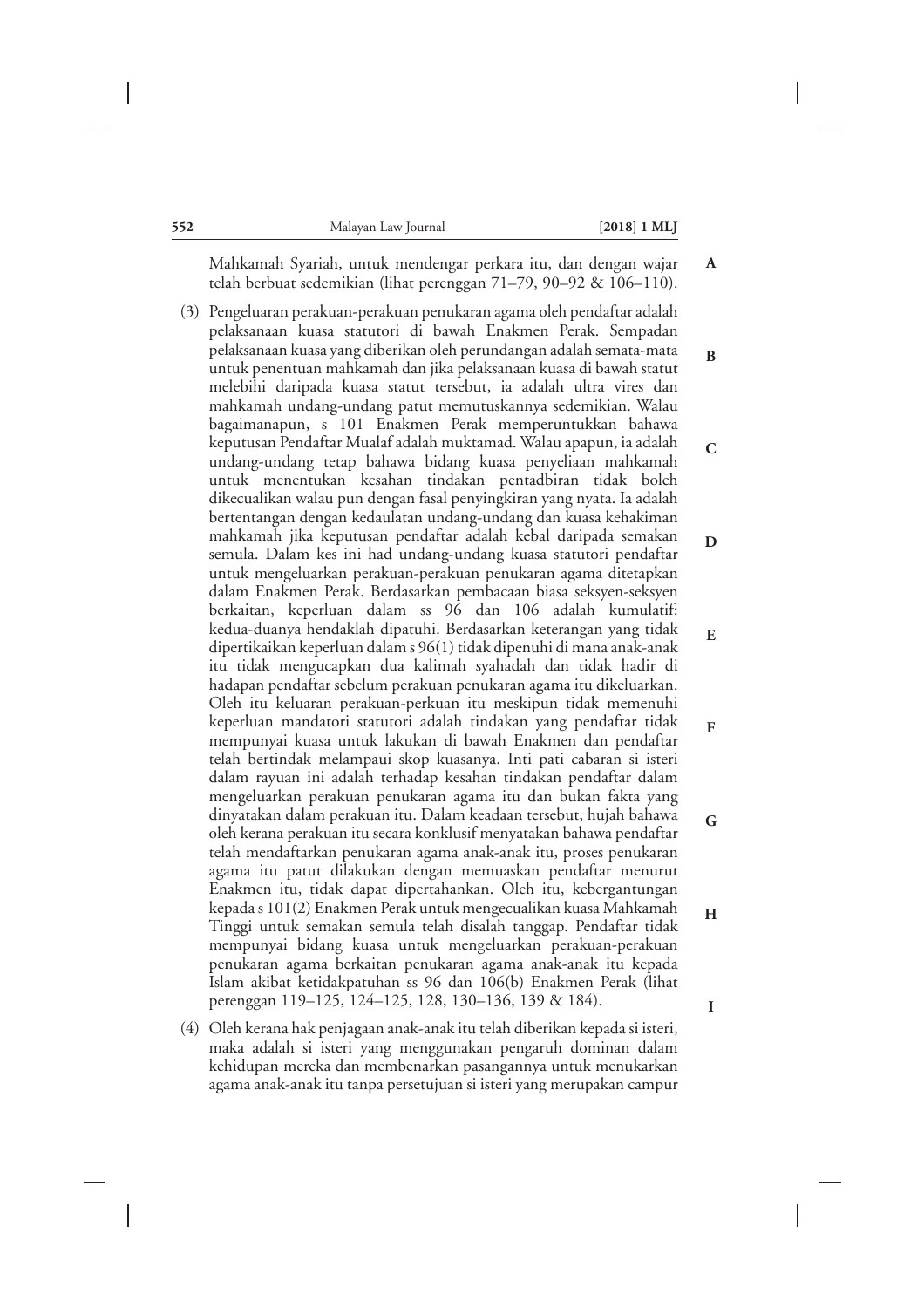Mahkamah Syariah, untuk mendengar perkara itu, dan dengan wajar telah berbuat sedemikian (lihat perenggan 71–79, 90–92 & 106–110).

(3) Pengeluaran perakuan-perakuan penukaran agama oleh pendaftar adalah pelaksanaan kuasa statutori di bawah Enakmen Perak. Sempadan pelaksanaan kuasa yang diberikan oleh perundangan adalah semata-mata untuk penentuan mahkamah dan jika pelaksanaan kuasa di bawah statut melebihi daripada kuasa statut tersebut, ia adalah ultra vires dan mahkamah undang-undang patut memutuskannya sedemikian. Walau bagaimanapun, s 101 Enakmen Perak memperuntukkan bahawa keputusan Pendaftar Mualaf adalah muktamad. Walau apapun, ia adalah undang-undang tetap bahawa bidang kuasa penyeliaan mahkamah untuk menentukan kesahan tindakan pentadbiran tidak boleh dikecualikan walau pun dengan fasal penyingkiran yang nyata. Ia adalah bertentangan dengan kedaulatan undang-undang dan kuasa kehakiman mahkamah jika keputusan pendaftar adalah kebal daripada semakan semula. Dalam kes ini had undang-undang kuasa statutori pendaftar untuk mengeluarkan perakuan-perakuan penukaran agama ditetapkan dalam Enakmen Perak. Berdasarkan pembacaan biasa seksyen-seksyen berkaitan, keperluan dalam ss 96 dan 106 adalah kumulatif: kedua-duanya hendaklah dipatuhi. Berdasarkan keterangan yang tidak dipertikaikan keperluan dalam s 96(1) tidak dipenuhi di mana anak-anak itu tidak mengucapkan dua kalimah syahadah dan tidak hadir di hadapan pendaftar sebelum perakuan penukaran agama itu dikeluarkan. Oleh itu keluaran perakuan-perkuan itu meskipun tidak memenuhi keperluan mandatori statutori adalah tindakan yang pendaftar tidak mempunyai kuasa untuk lakukan di bawah Enakmen dan pendaftar telah bertindak melampaui skop kuasanya. Inti pati cabaran si isteri dalam rayuan ini adalah terhadap kesahan tindakan pendaftar dalam mengeluarkan perakuan penukaran agama itu dan bukan fakta yang dinyatakan dalam perakuan itu. Dalam keadaan tersebut, hujah bahawa oleh kerana perakuan itu secara konklusif menyatakan bahawa pendaftar telah mendaftarkan penukaran agama anak-anak itu, proses penukaran agama itu patut dilakukan dengan memuaskan pendaftar menurut Enakmen itu, tidak dapat dipertahankan. Oleh itu, kebergantungan kepada s 101(2) Enakmen Perak untuk mengecualikan kuasa Mahkamah Tinggi untuk semakan semula telah disalah tanggap. Pendaftar tidak mempunyai bidang kuasa untuk mengeluarkan perakuan-perakuan penukaran agama berkaitan penukaran agama anak-anak itu kepada Islam akibat ketidakpatuhan ss 96 dan 106(b) Enakmen Perak (lihat perenggan 119–125, 124–125, 128, 130–136, 139 & 184).

(4) Oleh kerana hak penjagaan anak-anak itu telah diberikan kepada si isteri, maka adalah si isteri yang menggunakan pengaruh dominan dalam kehidupan mereka dan membenarkan pasangannya untuk menukarkan agama anak-anak itu tanpa persetujuan si isteri yang merupakan campur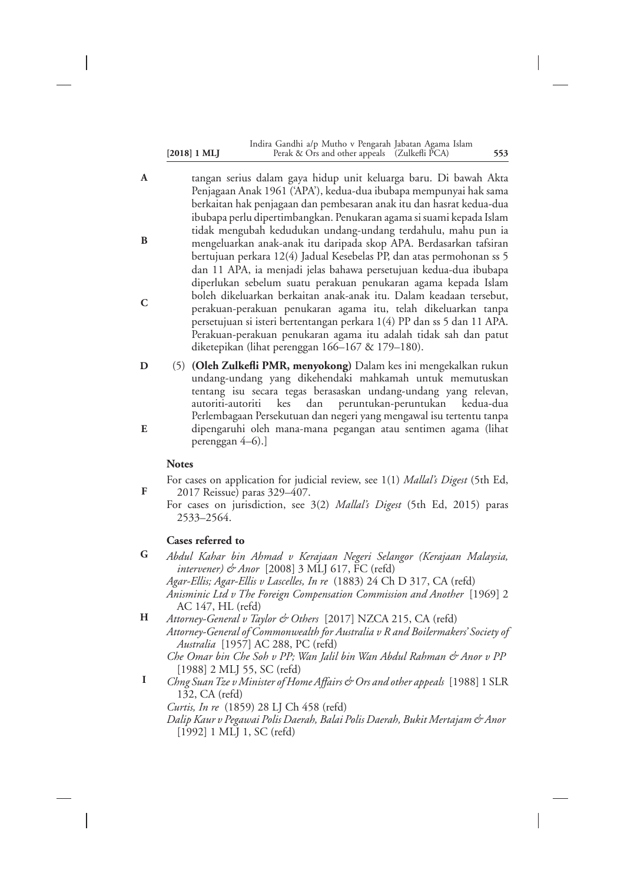tangan serius dalam gaya hidup unit keluarga baru. Di bawah Akta Penjagaan Anak 1961 ('APA'), kedua-dua ibubapa mempunyai hak sama berkaitan hak penjagaan dan pembesaran anak itu dan hasrat kedua-dua ibubapa perlu dipertimbangkan. Penukaran agama si suami kepada Islam tidak mengubah kedudukan undang-undang terdahulu, mahu pun ia mengeluarkan anak-anak itu daripada skop APA. Berdasarkan tafsiran bertujuan perkara 12(4) Jadual Kesebelas PP, dan atas permohonan ss 5 dan 11 APA, ia menjadi jelas bahawa persetujuan kedua-dua ibubapa diperlukan sebelum suatu perakuan penukaran agama kepada Islam boleh dikeluarkan berkaitan anak-anak itu. Dalam keadaan tersebut, perakuan-perakuan penukaran agama itu, telah dikeluarkan tanpa persetujuan si isteri bertentangan perkara 1(4) PP dan ss 5 dan 11 APA. Perakuan-perakuan penukaran agama itu adalah tidak sah dan patut diketepikan (lihat perenggan 166–167 & 179–180).

(5) **(Oleh Zulkefli PMR, menyokong)** Dalam kes ini mengekalkan rukun undang-undang yang dikehendaki mahkamah untuk memutuskan tentang isu secara tegas berasaskan undang-undang yang relevan, autoriti-autoriti kes dan peruntukan-peruntukan kedua-dua Perlembagaan Persekutuan dan negeri yang mengawal isu tertentu tanpa dipengaruhi oleh mana-mana pegangan atau sentimen agama (lihat perenggan 4–6).]

**Notes**

For cases on application for judicial review, see 1(1) *Mallal's Digest* (5th Ed, 2017 Reissue) paras 329–407.

For cases on jurisdiction, see 3(2) *Mallal's Digest* (5th Ed, 2015) paras 2533–2564.

**Cases referred to**

*Abdul Kahar bin Ahmad v Kerajaan Negeri Selangor (Kerajaan Malaysia, intervener) & Anor* [2008] 3 MLJ 617, FC (refd)

*Agar-Ellis; Agar-Ellis v Lascelles, In re* (1883) 24 Ch D 317, CA (refd)

*Anisminic Ltd v The Foreign Compensation Commission and Another* [1969] 2 AC 147, HL (refd)

*Attorney-General v Taylor & Others* [2017] NZCA 215, CA (refd)

*Attorney-General of Commonwealth for Australia v R and Boilermakers' Society of Australia* [1957] AC 288, PC (refd)

*Che Omar bin Che Soh v PP; Wan Jalil bin Wan Abdul Rahman & Anor v PP* [1988] 2 MLJ 55, SC (refd)

*Chng Suan Tze v Minister of Home Affairs & Ors and other appeals* [1988] 1 SLR 132, CA (refd)

*Curtis, In re* (1859) 28 LJ Ch 458 (refd)

*Dalip Kaur v Pegawai Polis Daerah, Balai Polis Daerah, Bukit Mertajam & Anor* [1992] 1 MLJ 1, SC (refd)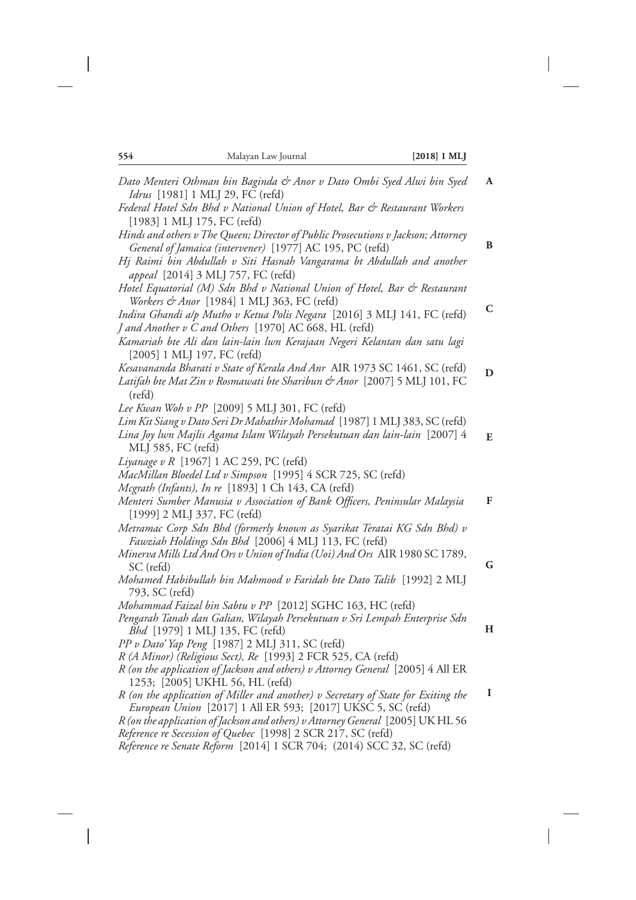*Dato Menteri Othman bin Baginda & Anor v Dato Ombi Syed Alwi bin Syed Idrus* [1981] 1 MLJ 29, FC (refd)

*Federal Hotel Sdn Bhd v National Union of Hotel, Bar & Restaurant Workers* [1983] 1 MLJ 175, FC (refd)

*Hinds and others v The Queen; Director of Public Prosecutions v Jackson; Attorney General of Jamaica (intervener)* [1977] AC 195, PC (refd)

*Hj Raimi bin Abdullah v Siti Hasnah Vangarama bt Abdullah and another appeal* [2014] 3 MLJ 757, FC (refd)

*Hotel Equatorial (M) Sdn Bhd v National Union of Hotel, Bar & Restaurant Workers & Anor* [1984] 1 MLJ 363, FC (refd)

*Indira Ghandi a/p Mutho v Ketua Polis Negara* [2016] 3 MLJ 141, FC (refd)

*J and Another v C and Others* [1970] AC 668, HL (refd)

*Kamariah bte Ali dan lain-lain lwn Kerajaan Negeri Kelantan dan satu lagi* [2005] 1 MLJ 197, FC (refd)

*Kesavananda Bharati v State of Kerala And Anr* AIR 1973 SC 1461, SC (refd)

*Latifah bte Mat Zin v Rosmawati bte Sharibun & Anor* [2007] 5 MLJ 101, FC (refd)

*Lee Kwan Woh v PP* [2009] 5 MLJ 301, FC (refd)

*Lim Kit Siang v Dato Seri Dr Mahathir Mohamad* [1987] 1 MLJ 383, SC (refd)

*Lina Joy lwn Majlis Agama Islam Wilayah Persekutuan dan lain-lain* [2007] 4 MLJ 585, FC (refd)

*Liyanage v R* [1967] 1 AC 259, PC (refd)

*MacMillan Bloedel Ltd v Simpson* [1995] 4 SCR 725, SC (refd)

*Mcgrath (Infants), In re* [1893] 1 Ch 143, CA (refd)

*Menteri Sumber Manusia v Association of Bank Officers, Peninsular Malaysia* [1999] 2 MLJ 337, FC (refd)

*Metramac Corp Sdn Bhd (formerly known as Syarikat Teratai KG Sdn Bhd) v Fawziah Holdings Sdn Bhd* [2006] 4 MLJ 113, FC (refd)

*Minerva Mills Ltd And Ors v Union of India (Uoi) And Ors* AIR 1980 SC 1789, SC (refd)

*Mohamed Habibullah bin Mahmood v Faridah bte Dato Talib* [1992] 2 MLJ 793, SC (refd)

*Mohammad Faizal bin Sabtu v PP* [2012] SGHC 163, HC (refd)

*Pengarah Tanah dan Galian, Wilayah Persekutuan v Sri Lempah Enterprise Sdn Bhd* [1979] 1 MLJ 135, FC (refd)

*PP v Dato' Yap Peng* [1987] 2 MLJ 311, SC (refd)

*R (A Minor) (Religious Sect), Re* [1993] 2 FCR 525, CA (refd)

*R (on the application of Jackson and others) v Attorney General* [2005] 4 All ER 1253; [2005] UKHL 56, HL (refd)

*R (on the application of Miller and another) v Secretary of State for Exiting the European Union* [2017] 1 All ER 593; [2017] UKSC 5, SC (refd)

*R (on the application of Jackson and others) v Attorney General* [2005] UK HL 56

*Reference re Secession of Quebec* [1998] 2 SCR 217, SC (refd)

*Reference re Senate Reform* [2014] 1 SCR 704; (2014) SCC 32, SC (refd)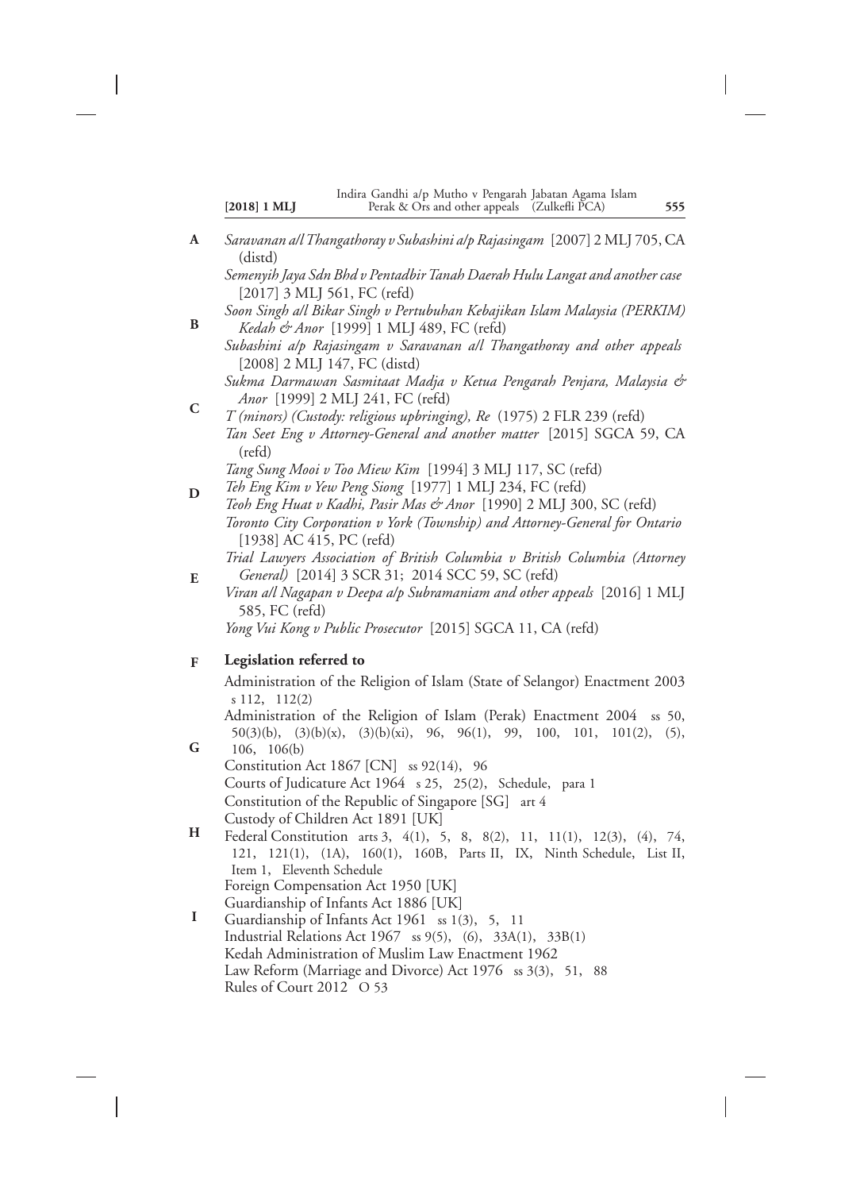*Saravanan a/l Thangathoray v Subashini a/p Rajasingam* [2007] 2 MLJ 705, CA (distd)

*Semenyih Jaya Sdn Bhd v Pentadbir Tanah Daerah Hulu Langat and another case* [2017] 3 MLJ 561, FC (refd)

*Soon Singh a/l Bikar Singh v Pertubuhan Kebajikan Islam Malaysia (PERKIM) Kedah & Anor* [1999] 1 MLJ 489, FC (refd)

*Subashini a/p Rajasingam v Saravanan a/l Thangathoray and other appeals* [2008] 2 MLJ 147, FC (distd)

*Sukma Darmawan Sasmitaat Madja v Ketua Pengarah Penjara, Malaysia & Anor* [1999] 2 MLJ 241, FC (refd)

*T (minors) (Custody: religious upbringing), Re* (1975) 2 FLR 239 (refd)

*Tan Seet Eng v Attorney-General and another matter* [2015] SGCA 59, CA (refd)

*Tang Sung Mooi v Too Miew Kim* [1994] 3 MLJ 117, SC (refd)

*Teh Eng Kim v Yew Peng Siong* [1977] 1 MLJ 234, FC (refd)

*Teoh Eng Huat v Kadhi, Pasir Mas & Anor* [1990] 2 MLJ 300, SC (refd)

*Toronto City Corporation v York (Township) and Attorney-General for Ontario* [1938] AC 415, PC (refd)

*Trial Lawyers Association of British Columbia v British Columbia (Attorney General)* [2014] 3 SCR 31; 2014 SCC 59, SC (refd)

*Viran a/l Nagapan v Deepa a/p Subramaniam and other appeals* [2016] 1 MLJ 585, FC (refd)

*Yong Vui Kong v Public Prosecutor* [2015] SGCA 11, CA (refd)

**Legislation referred to**

Administration of the Religion of Islam (State of Selangor) Enactment 2003 s 112, 112(2)

Administration of the Religion of Islam (Perak) Enactment 2004 ss 50, 50(3)(b), (3)(b)(x), (3)(b)(xi), 96, 96(1), 99, 100, 101, 101(2), (5), 106, 106(b)

Constitution Act 1867 [CN] ss 92(14), 96

Courts of Judicature Act 1964 s 25, 25(2), Schedule, para 1

Constitution of the Republic of Singapore [SG] art 4

Custody of Children Act 1891 [UK]

Federal Constitution arts 3, 4(1), 5, 8, 8(2), 11, 11(1), 12(3), (4), 74, 121, 121(1), (1A), 160(1), 160B, Parts II, IX, Ninth Schedule, List II, Item 1, Eleventh Schedule

Foreign Compensation Act 1950 [UK]

Guardianship of Infants Act 1886 [UK]

Guardianship of Infants Act 1961 ss 1(3), 5, 11

Industrial Relations Act 1967 ss 9(5), (6), 33A(1), 33B(1)

Kedah Administration of Muslim Law Enactment 1962

Law Reform (Marriage and Divorce) Act 1976 ss 3(3), 51, 88

Rules of Court 2012 O 53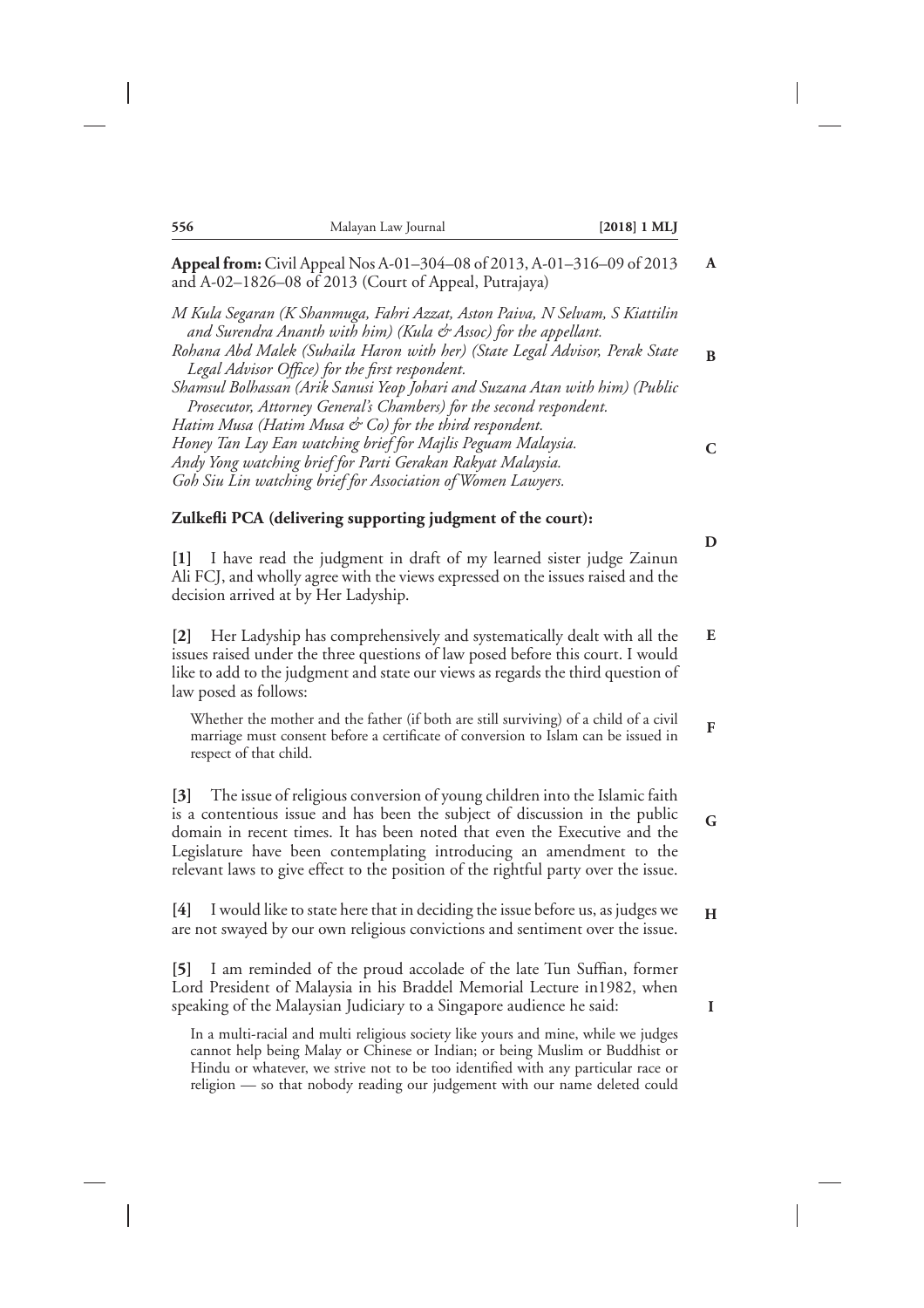**Appeal from:** Civil Appeal Nos A-01–304–08 of 2013, A-01–316–09 of 2013 and A-02–1826–08 of 2013 (Court of Appeal, Putrajaya)

*M Kula Segaran (K Shanmuga, Fahri Azzat, Aston Paiva, N Selvam, S Kiattilin and Surendra Ananth with him) (Kula & Assoc) for the appellant.*
*Rohana Abd Malek (Suhaila Haron with her) (State Legal Advisor, Perak State Legal Advisor Office) for the first respondent.*
*Shamsul Bolhassan (Arik Sanusi Yeop Johari and Suzana Atan with him) (Public Prosecutor, Attorney General's Chambers) for the second respondent.*
*Hatim Musa (Hatim Musa & Co) for the third respondent.*
*Honey Tan Lay Ean watching brief for Majlis Peguam Malaysia.*
*Andy Yong watching brief for Parti Gerakan Rakyat Malaysia.*
*Goh Siu Lin watching brief for Association of Women Lawyers.*

**Zulkefli PCA (delivering supporting judgment of the court):**

**[1]** I have read the judgment in draft of my learned sister judge Zainun Ali FCJ, and wholly agree with the views expressed on the issues raised and the decision arrived at by Her Ladyship.

**[2]** Her Ladyship has comprehensively and systematically dealt with all the issues raised under the three questions of law posed before this court. I would like to add to the judgment and state our views as regards the third question of law posed as follows:

> Whether the mother and the father (if both are still surviving) of a child of a civil marriage must consent before a certificate of conversion to Islam can be issued in respect of that child.

**[3]** The issue of religious conversion of young children into the Islamic faith is a contentious issue and has been the subject of discussion in the public domain in recent times. It has been noted that even the Executive and the Legislature have been contemplating introducing an amendment to the relevant laws to give effect to the position of the rightful party over the issue.

**[4]** I would like to state here that in deciding the issue before us, as judges we are not swayed by our own religious convictions and sentiment over the issue.

**[5]** I am reminded of the proud accolade of the late Tun Suffian, former Lord President of Malaysia in his Braddel Memorial Lecture in1982, when speaking of the Malaysian Judiciary to a Singapore audience he said:

> In a multi-racial and multi religious society like yours and mine, while we judges cannot help being Malay or Chinese or Indian; or being Muslim or Buddhist or Hindu or whatever, we strive not to be too identified with any particular race or religion — so that nobody reading our judgement with our name deleted could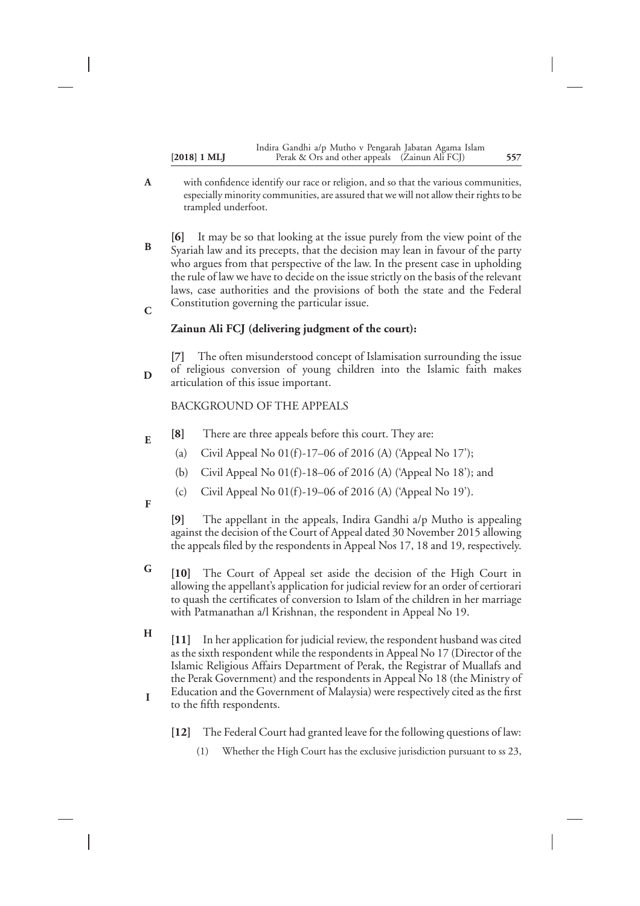with confidence identify our race or religion, and so that the various communities, especially minority communities, are assured that we will not allow their rights to be trampled underfoot.

**[6]** It may be so that looking at the issue purely from the view point of the Syariah law and its precepts, that the decision may lean in favour of the party who argues from that perspective of the law. In the present case in upholding the rule of law we have to decide on the issue strictly on the basis of the relevant laws, case authorities and the provisions of both the state and the Federal Constitution governing the particular issue.

**Zainun Ali FCJ (delivering judgment of the court):**

**[7]** The often misunderstood concept of Islamisation surrounding the issue of religious conversion of young children into the Islamic faith makes articulation of this issue important.

BACKGROUND OF THE APPEALS

**[8]** There are three appeals before this court. They are:

(a) Civil Appeal No 01(f)-17–06 of 2016 (A) ('Appeal No 17');

(b) Civil Appeal No 01(f)-18–06 of 2016 (A) ('Appeal No 18'); and

(c) Civil Appeal No 01(f)-19–06 of 2016 (A) ('Appeal No 19').

**[9]** The appellant in the appeals, Indira Gandhi a/p Mutho is appealing against the decision of the Court of Appeal dated 30 November 2015 allowing the appeals filed by the respondents in Appeal Nos 17, 18 and 19, respectively.

**[10]** The Court of Appeal set aside the decision of the High Court in allowing the appellant's application for judicial review for an order of certiorari to quash the certificates of conversion to Islam of the children in her marriage with Patmanathan a/l Krishnan, the respondent in Appeal No 19.

**[11]** In her application for judicial review, the respondent husband was cited as the sixth respondent while the respondents in Appeal No 17 (Director of the Islamic Religious Affairs Department of Perak, the Registrar of Muallafs and the Perak Government) and the respondents in Appeal No 18 (the Ministry of Education and the Government of Malaysia) were respectively cited as the first to the fifth respondents.

**[12]** The Federal Court had granted leave for the following questions of law:

(1) Whether the High Court has the exclusive jurisdiction pursuant to ss 23,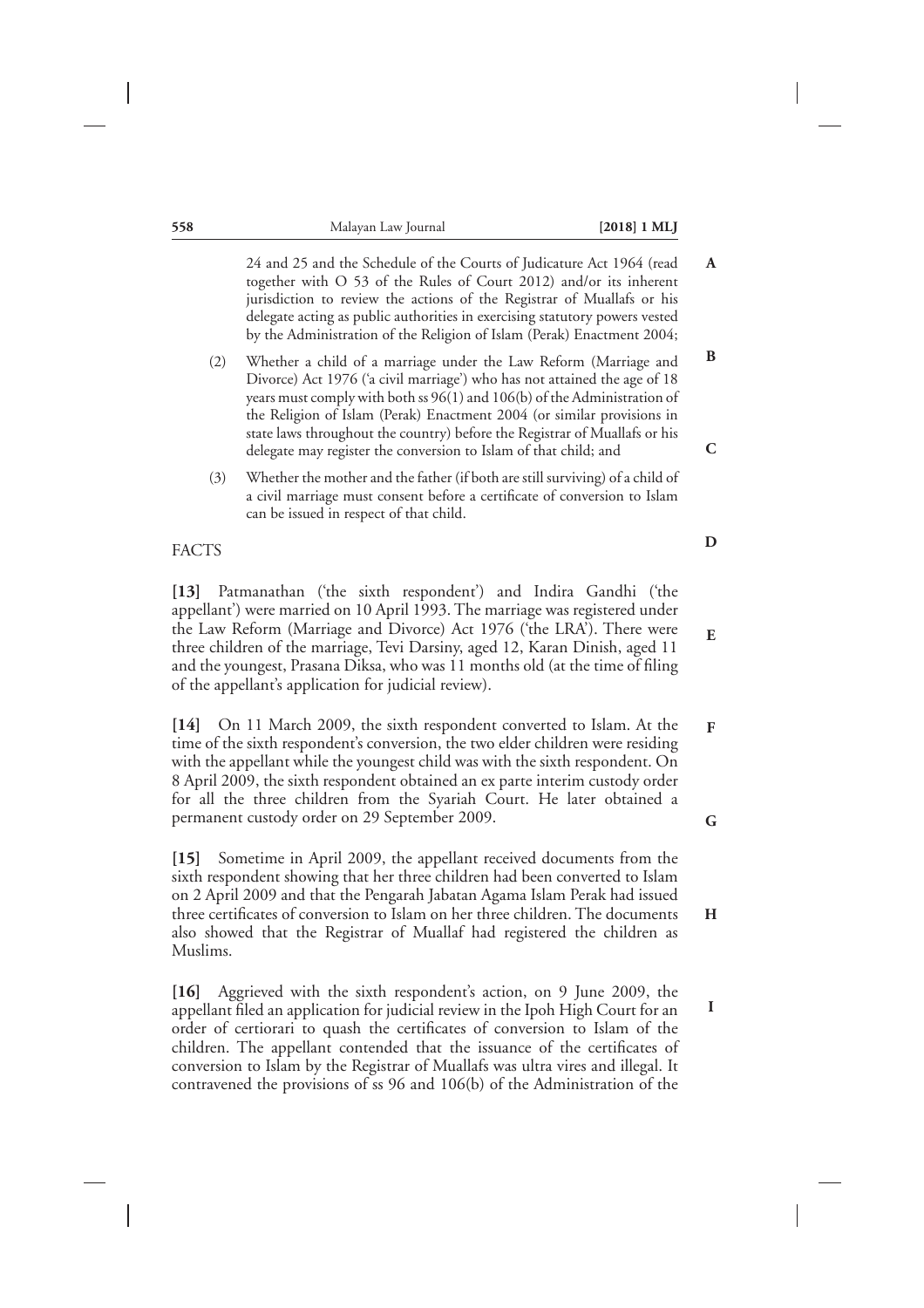24 and 25 and the Schedule of the Courts of Judicature Act 1964 (read together with O 53 of the Rules of Court 2012) and/or its inherent jurisdiction to review the actions of the Registrar of Muallafs or his delegate acting as public authorities in exercising statutory powers vested by the Administration of the Religion of Islam (Perak) Enactment 2004;

(2) Whether a child of a marriage under the Law Reform (Marriage and Divorce) Act 1976 ('a civil marriage') who has not attained the age of 18 years must comply with both ss 96(1) and 106(b) of the Administration of the Religion of Islam (Perak) Enactment 2004 (or similar provisions in state laws throughout the country) before the Registrar of Muallafs or his delegate may register the conversion to Islam of that child; and

(3) Whether the mother and the father (if both are still surviving) of a child of a civil marriage must consent before a certificate of conversion to Islam can be issued in respect of that child.

## FACTS

**[13]** Patmanathan ('the sixth respondent') and Indira Gandhi ('the appellant') were married on 10 April 1993. The marriage was registered under the Law Reform (Marriage and Divorce) Act 1976 ('the LRA'). There were three children of the marriage, Tevi Darsiny, aged 12, Karan Dinish, aged 11 and the youngest, Prasana Diksa, who was 11 months old (at the time of filing of the appellant's application for judicial review).

**[14]** On 11 March 2009, the sixth respondent converted to Islam. At the time of the sixth respondent's conversion, the two elder children were residing with the appellant while the youngest child was with the sixth respondent. On 8 April 2009, the sixth respondent obtained an ex parte interim custody order for all the three children from the Syariah Court. He later obtained a permanent custody order on 29 September 2009.

**[15]** Sometime in April 2009, the appellant received documents from the sixth respondent showing that her three children had been converted to Islam on 2 April 2009 and that the Pengarah Jabatan Agama Islam Perak had issued three certificates of conversion to Islam on her three children. The documents also showed that the Registrar of Muallaf had registered the children as Muslims.

**[16]** Aggrieved with the sixth respondent's action, on 9 June 2009, the appellant filed an application for judicial review in the Ipoh High Court for an order of certiorari to quash the certificates of conversion to Islam of the children. The appellant contended that the issuance of the certificates of conversion to Islam by the Registrar of Muallafs was ultra vires and illegal. It contravened the provisions of ss 96 and 106(b) of the Administration of the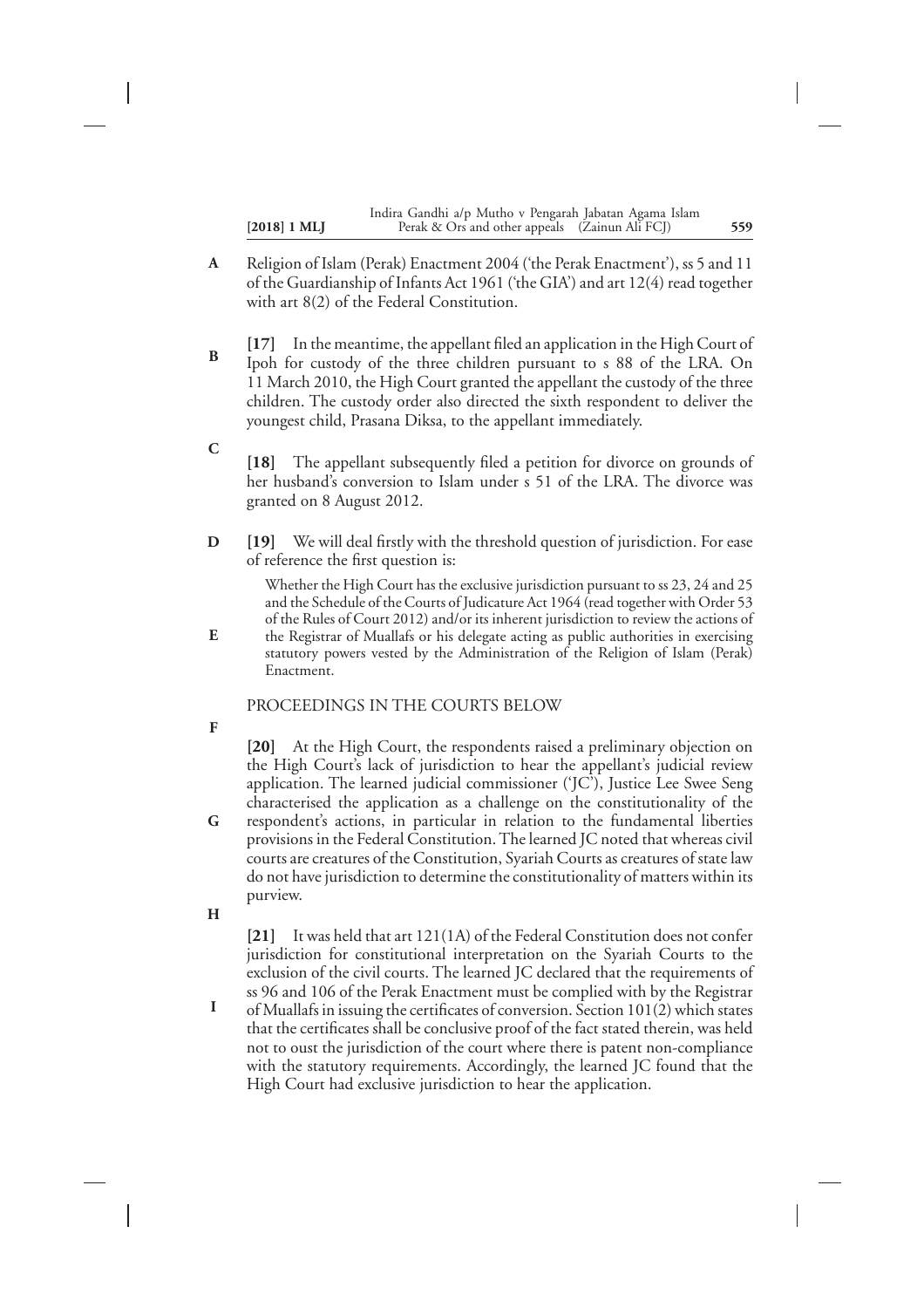Religion of Islam (Perak) Enactment 2004 ('the Perak Enactment'), ss 5 and 11 of the Guardianship of Infants Act 1961 ('the GIA') and art 12(4) read together with art 8(2) of the Federal Constitution.

**[17]** In the meantime, the appellant filed an application in the High Court of Ipoh for custody of the three children pursuant to s 88 of the LRA. On 11 March 2010, the High Court granted the appellant the custody of the three children. The custody order also directed the sixth respondent to deliver the youngest child, Prasana Diksa, to the appellant immediately.

**[18]** The appellant subsequently filed a petition for divorce on grounds of her husband's conversion to Islam under s 51 of the LRA. The divorce was granted on 8 August 2012.

**[19]** We will deal firstly with the threshold question of jurisdiction. For ease of reference the first question is:

> Whether the High Court has the exclusive jurisdiction pursuant to ss 23, 24 and 25 and the Schedule of the Courts of Judicature Act 1964 (read together with Order 53 of the Rules of Court 2012) and/or its inherent jurisdiction to review the actions of the Registrar of Muallafs or his delegate acting as public authorities in exercising statutory powers vested by the Administration of the Religion of Islam (Perak) Enactment.

## PROCEEDINGS IN THE COURTS BELOW

**[20]** At the High Court, the respondents raised a preliminary objection on the High Court's lack of jurisdiction to hear the appellant's judicial review application. The learned judicial commissioner ('JC'), Justice Lee Swee Seng characterised the application as a challenge on the constitutionality of the respondent's actions, in particular in relation to the fundamental liberties provisions in the Federal Constitution. The learned JC noted that whereas civil courts are creatures of the Constitution, Syariah Courts as creatures of state law do not have jurisdiction to determine the constitutionality of matters within its purview.

**[21]** It was held that art 121(1A) of the Federal Constitution does not confer jurisdiction for constitutional interpretation on the Syariah Courts to the exclusion of the civil courts. The learned JC declared that the requirements of ss 96 and 106 of the Perak Enactment must be complied with by the Registrar of Muallafs in issuing the certificates of conversion. Section 101(2) which states that the certificates shall be conclusive proof of the fact stated therein, was held not to oust the jurisdiction of the court where there is patent non-compliance with the statutory requirements. Accordingly, the learned JC found that the High Court had exclusive jurisdiction to hear the application.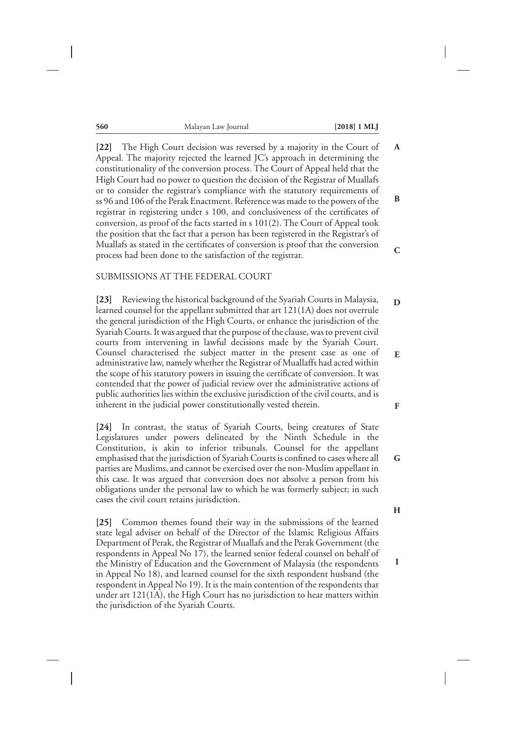**[22]** The High Court decision was reversed by a majority in the Court of Appeal. The majority rejected the learned JC's approach in determining the constitutionality of the conversion process. The Court of Appeal held that the High Court had no power to question the decision of the Registrar of Muallafs or to consider the registrar's compliance with the statutory requirements of ss 96 and 106 of the Perak Enactment. Reference was made to the powers of the registrar in registering under s 100, and conclusiveness of the certificates of conversion, as proof of the facts started in s 101(2). The Court of Appeal took the position that the fact that a person has been registered in the Registrar's of Muallafs as stated in the certificates of conversion is proof that the conversion process had been done to the satisfaction of the registrar.

## SUBMISSIONS AT THE FEDERAL COURT

**[23]** Reviewing the historical background of the Syariah Courts in Malaysia, learned counsel for the appellant submitted that art 121(1A) does not overrule the general jurisdiction of the High Courts, or enhance the jurisdiction of the Syariah Courts. It was argued that the purpose of the clause, was to prevent civil courts from intervening in lawful decisions made by the Syariah Court. Counsel characterised the subject matter in the present case as one of administrative law, namely whether the Registrar of Muallaffs had acted within the scope of his statutory powers in issuing the certificate of conversion. It was contended that the power of judicial review over the administrative actions of public authorities lies within the exclusive jurisdiction of the civil courts, and is inherent in the judicial power constitutionally vested therein.

**[24]** In contrast, the status of Syariah Courts, being creatures of State Legislatures under powers delineated by the Ninth Schedule in the Constitution, is akin to inferior tribunals. Counsel for the appellant emphasised that the jurisdiction of Syariah Courts is confined to cases where all parties are Muslims, and cannot be exercised over the non-Muslim appellant in this case. It was argued that conversion does not absolve a person from his obligations under the personal law to which he was formerly subject; in such cases the civil court retains jurisdiction.

**[25]** Common themes found their way in the submissions of the learned state legal adviser on behalf of the Director of the Islamic Religious Affairs Department of Perak, the Registrar of Muallafs and the Perak Government (the respondents in Appeal No 17), the learned senior federal counsel on behalf of the Ministry of Education and the Government of Malaysia (the respondents in Appeal No 18), and learned counsel for the sixth respondent husband (the respondent in Appeal No 19). It is the main contention of the respondents that under art 121(1A), the High Court has no jurisdiction to hear matters within the jurisdiction of the Syariah Courts.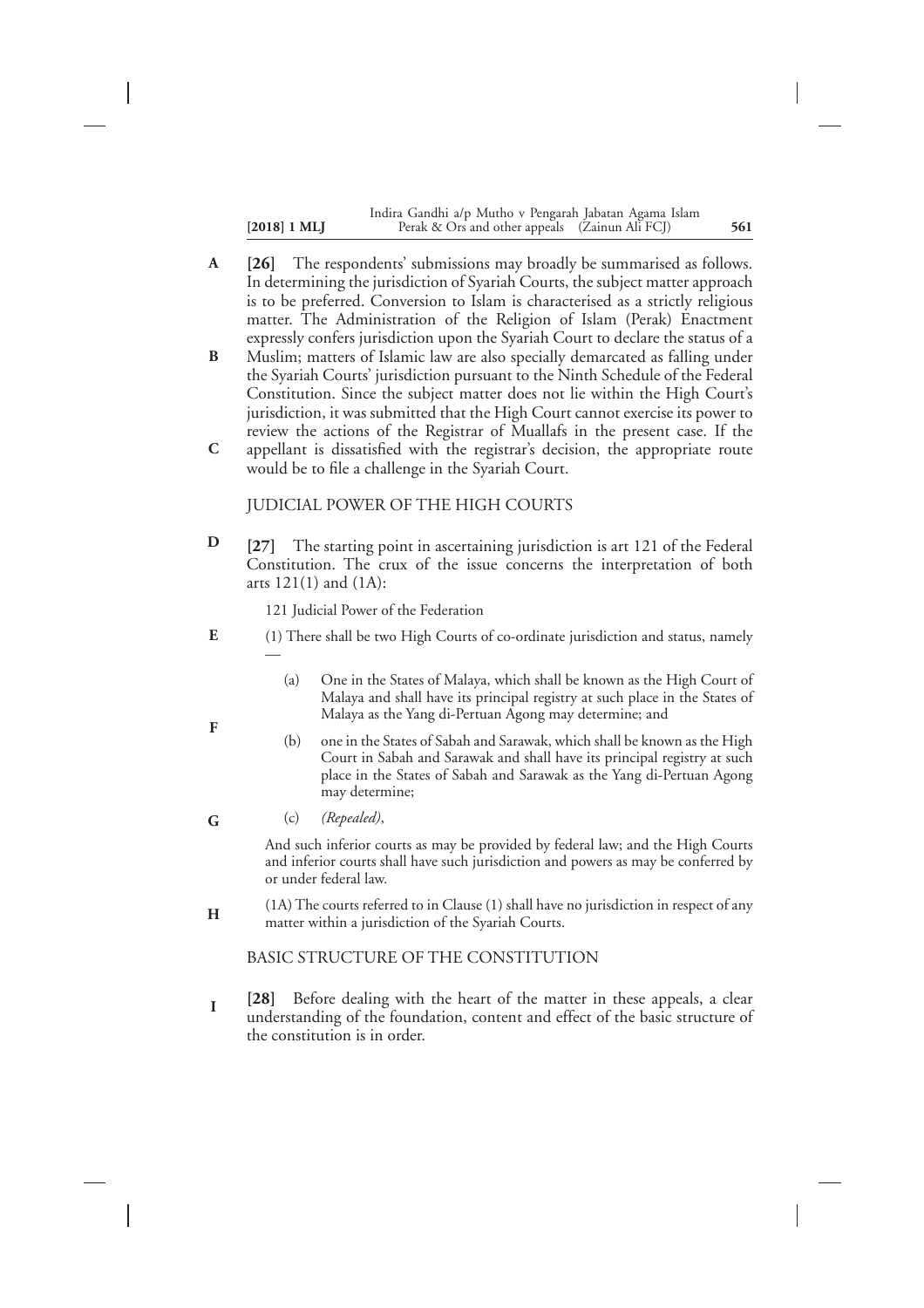**[26]** The respondents' submissions may broadly be summarised as follows. In determining the jurisdiction of Syariah Courts, the subject matter approach is to be preferred. Conversion to Islam is characterised as a strictly religious matter. The Administration of the Religion of Islam (Perak) Enactment expressly confers jurisdiction upon the Syariah Court to declare the status of a Muslim; matters of Islamic law are also specially demarcated as falling under the Syariah Courts' jurisdiction pursuant to the Ninth Schedule of the Federal Constitution. Since the subject matter does not lie within the High Court's jurisdiction, it was submitted that the High Court cannot exercise its power to review the actions of the Registrar of Muallafs in the present case. If the appellant is dissatisfied with the registrar's decision, the appropriate route would be to file a challenge in the Syariah Court.

## JUDICIAL POWER OF THE HIGH COURTS

**[27]** The starting point in ascertaining jurisdiction is art 121 of the Federal Constitution. The crux of the issue concerns the interpretation of both arts 121(1) and (1A):

> 121 Judicial Power of the Federation
>
> (1) There shall be two High Courts of co-ordinate jurisdiction and status, namely —
>
> (a) One in the States of Malaya, which shall be known as the High Court of Malaya and shall have its principal registry at such place in the States of Malaya as the Yang di-Pertuan Agong may determine; and
>
> (b) one in the States of Sabah and Sarawak, which shall be known as the High Court in Sabah and Sarawak and shall have its principal registry at such place in the States of Sabah and Sarawak as the Yang di-Pertuan Agong may determine;
>
> (c) *(Repealed)*,
>
> And such inferior courts as may be provided by federal law; and the High Courts and inferior courts shall have such jurisdiction and powers as may be conferred by or under federal law.
>
> (1A) The courts referred to in Clause (1) shall have no jurisdiction in respect of any matter within a jurisdiction of the Syariah Courts.

## BASIC STRUCTURE OF THE CONSTITUTION

**[28]** Before dealing with the heart of the matter in these appeals, a clear understanding of the foundation, content and effect of the basic structure of the constitution is in order.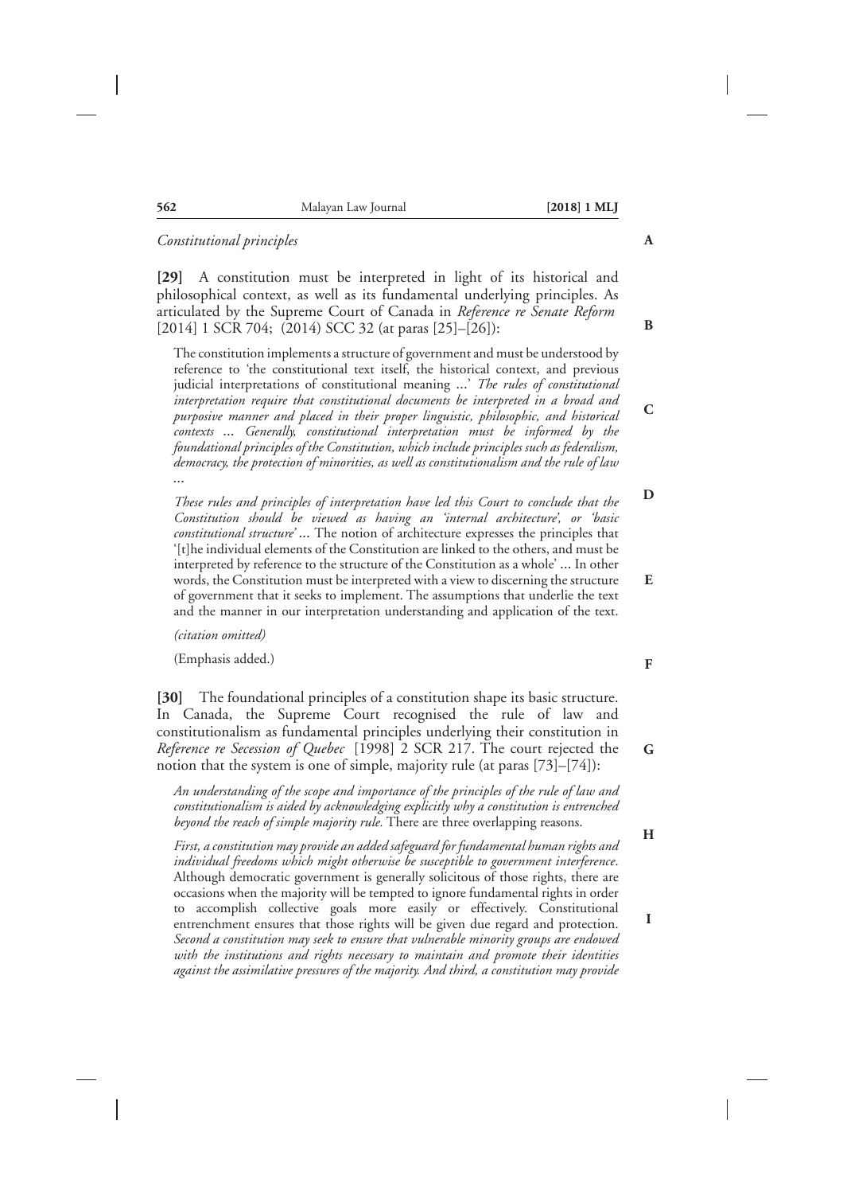*Constitutional principles*

**[29]** A constitution must be interpreted in light of its historical and philosophical context, as well as its fundamental underlying principles. As articulated by the Supreme Court of Canada in *Reference re Senate Reform* [2014] 1 SCR 704; (2014) SCC 32 (at paras [25]–[26]):

> The constitution implements a structure of government and must be understood by reference to 'the constitutional text itself, the historical context, and previous judicial interpretations of constitutional meaning ...' *The rules of constitutional interpretation require that constitutional documents be interpreted in a broad and purposive manner and placed in their proper linguistic, philosophic, and historical contexts ... Generally, constitutional interpretation must be informed by the foundational principles of the Constitution, which include principles such as federalism, democracy, the protection of minorities, as well as constitutionalism and the rule of law ...*
>
> *These rules and principles of interpretation have led this Court to conclude that the Constitution should be viewed as having an 'internal architecture', or 'basic constitutional structure' ...* The notion of architecture expresses the principles that '[t]he individual elements of the Constitution are linked to the others, and must be interpreted by reference to the structure of the Constitution as a whole' ... In other words, the Constitution must be interpreted with a view to discerning the structure of government that it seeks to implement. The assumptions that underlie the text and the manner in our interpretation understanding and application of the text.
>
> *(citation omitted)*
>
> (Emphasis added.)

**[30]** The foundational principles of a constitution shape its basic structure. In Canada, the Supreme Court recognised the rule of law and constitutionalism as fundamental principles underlying their constitution in *Reference re Secession of Quebec* [1998] 2 SCR 217. The court rejected the notion that the system is one of simple, majority rule (at paras [73]–[74]):

> *An understanding of the scope and importance of the principles of the rule of law and constitutionalism is aided by acknowledging explicitly why a constitution is entrenched beyond the reach of simple majority rule.* There are three overlapping reasons.
>
> *First, a constitution may provide an added safeguard for fundamental human rights and individual freedoms which might otherwise be susceptible to government interference.* Although democratic government is generally solicitous of those rights, there are occasions when the majority will be tempted to ignore fundamental rights in order to accomplish collective goals more easily or effectively. Constitutional entrenchment ensures that those rights will be given due regard and protection. *Second a constitution may seek to ensure that vulnerable minority groups are endowed with the institutions and rights necessary to maintain and promote their identities against the assimilative pressures of the majority. And third, a constitution may provide*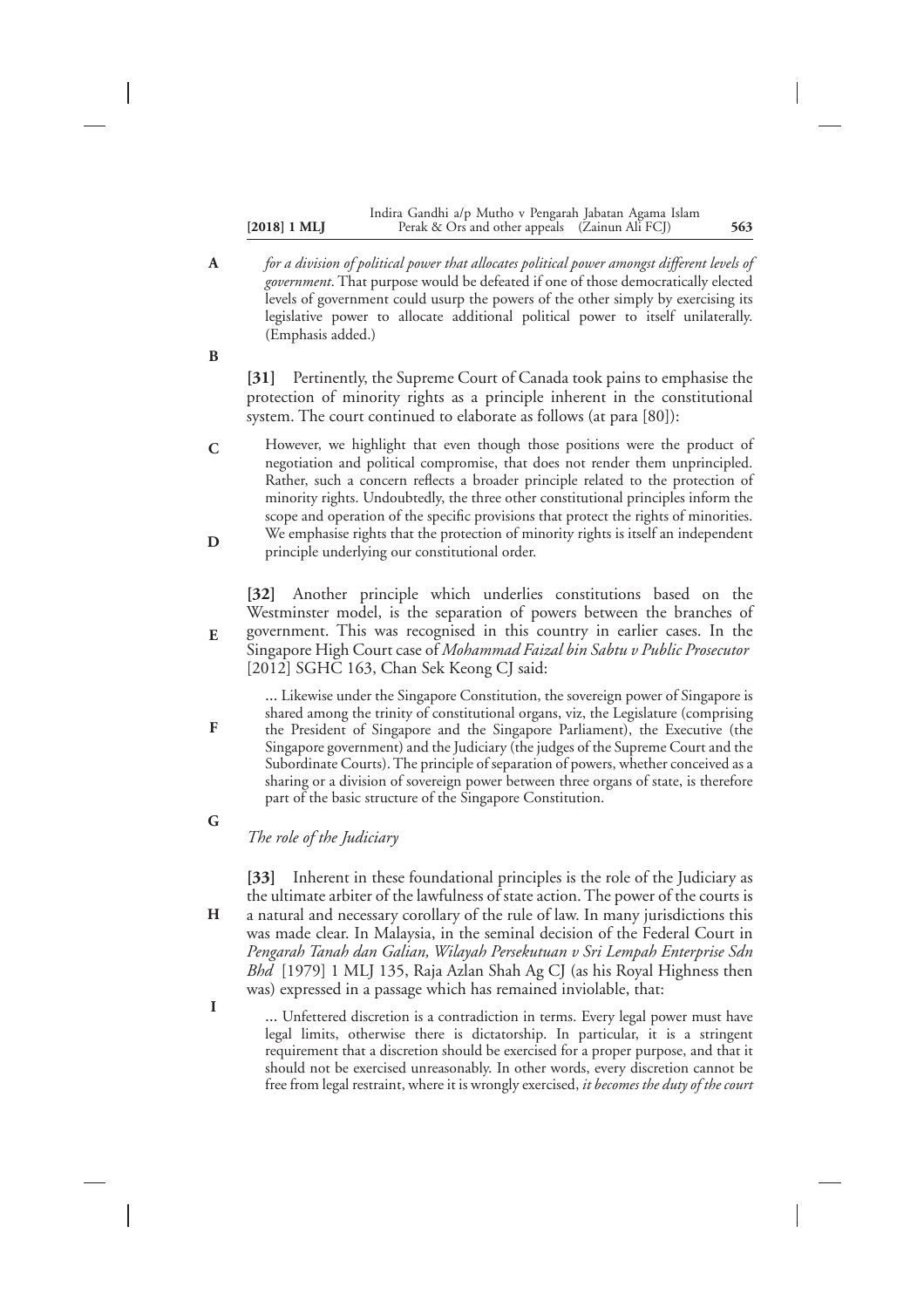*for a division of political power that allocates political power amongst different levels of government*. That purpose would be defeated if one of those democratically elected levels of government could usurp the powers of the other simply by exercising its legislative power to allocate additional political power to itself unilaterally. (Emphasis added.)

**[31]** Pertinently, the Supreme Court of Canada took pains to emphasise the protection of minority rights as a principle inherent in the constitutional system. The court continued to elaborate as follows (at para [80]):

> However, we highlight that even though those positions were the product of negotiation and political compromise, that does not render them unprincipled. Rather, such a concern reflects a broader principle related to the protection of minority rights. Undoubtedly, the three other constitutional principles inform the scope and operation of the specific provisions that protect the rights of minorities. We emphasise rights that the protection of minority rights is itself an independent principle underlying our constitutional order.

**[32]** Another principle which underlies constitutions based on the Westminster model, is the separation of powers between the branches of government. This was recognised in this country in earlier cases. In the Singapore High Court case of *Mohammad Faizal bin Sabtu v Public Prosecutor* [2012] SGHC 163, Chan Sek Keong CJ said:

> ... Likewise under the Singapore Constitution, the sovereign power of Singapore is shared among the trinity of constitutional organs, viz, the Legislature (comprising the President of Singapore and the Singapore Parliament), the Executive (the Singapore government) and the Judiciary (the judges of the Supreme Court and the Subordinate Courts). The principle of separation of powers, whether conceived as a sharing or a division of sovereign power between three organs of state, is therefore part of the basic structure of the Singapore Constitution.

*The role of the Judiciary*

**[33]** Inherent in these foundational principles is the role of the Judiciary as the ultimate arbiter of the lawfulness of state action. The power of the courts is a natural and necessary corollary of the rule of law. In many jurisdictions this was made clear. In Malaysia, in the seminal decision of the Federal Court in *Pengarah Tanah dan Galian, Wilayah Persekutuan v Sri Lempah Enterprise Sdn Bhd* [1979] 1 MLJ 135, Raja Azlan Shah Ag CJ (as his Royal Highness then was) expressed in a passage which has remained inviolable, that:

> ... Unfettered discretion is a contradiction in terms. Every legal power must have legal limits, otherwise there is dictatorship. In particular, it is a stringent requirement that a discretion should be exercised for a proper purpose, and that it should not be exercised unreasonably. In other words, every discretion cannot be free from legal restraint, where it is wrongly exercised, *it becomes the duty of the court*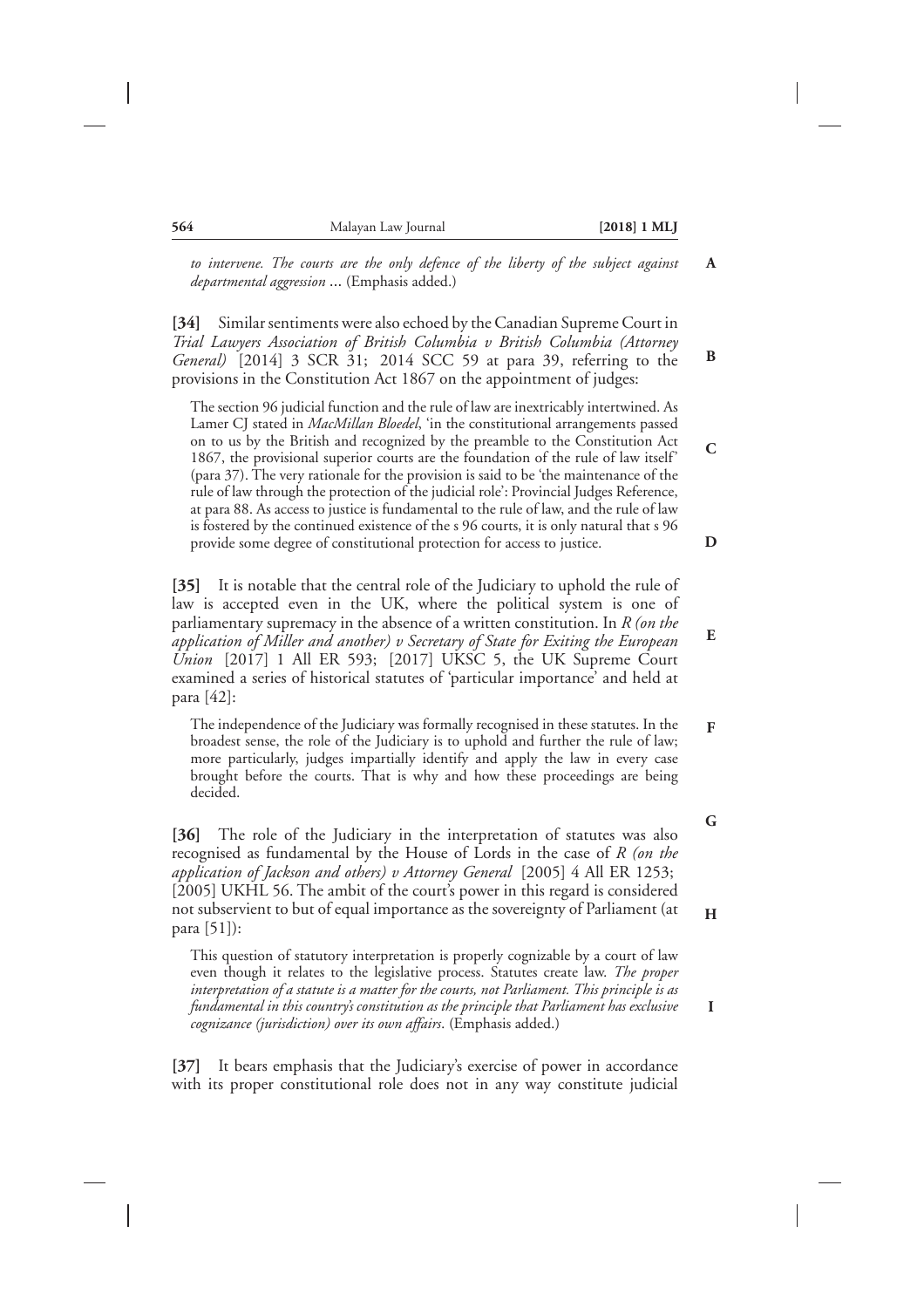*to intervene. The courts are the only defence of the liberty of the subject against departmental aggression* ... (Emphasis added.)

**[34]** Similar sentiments were also echoed by the Canadian Supreme Court in *Trial Lawyers Association of British Columbia v British Columbia (Attorney General)* [2014] 3 SCR 31; 2014 SCC 59 at para 39, referring to the provisions in the Constitution Act 1867 on the appointment of judges:

> The section 96 judicial function and the rule of law are inextricably intertwined. As Lamer CJ stated in *MacMillan Bloedel*, 'in the constitutional arrangements passed on to us by the British and recognized by the preamble to the Constitution Act 1867, the provisional superior courts are the foundation of the rule of law itself' (para 37). The very rationale for the provision is said to be 'the maintenance of the rule of law through the protection of the judicial role': Provincial Judges Reference, at para 88. As access to justice is fundamental to the rule of law, and the rule of law is fostered by the continued existence of the s 96 courts, it is only natural that s 96 provide some degree of constitutional protection for access to justice.

**[35]** It is notable that the central role of the Judiciary to uphold the rule of law is accepted even in the UK, where the political system is one of parliamentary supremacy in the absence of a written constitution. In *R (on the application of Miller and another) v Secretary of State for Exiting the European Union* [2017] 1 All ER 593; [2017] UKSC 5, the UK Supreme Court examined a series of historical statutes of 'particular importance' and held at para [42]:

> The independence of the Judiciary was formally recognised in these statutes. In the broadest sense, the role of the Judiciary is to uphold and further the rule of law; more particularly, judges impartially identify and apply the law in every case brought before the courts. That is why and how these proceedings are being decided.

**[36]** The role of the Judiciary in the interpretation of statutes was also recognised as fundamental by the House of Lords in the case of *R (on the application of Jackson and others) v Attorney General* [2005] 4 All ER 1253; [2005] UKHL 56. The ambit of the court's power in this regard is considered not subservient to but of equal importance as the sovereignty of Parliament (at para [51]):

> This question of statutory interpretation is properly cognizable by a court of law even though it relates to the legislative process. Statutes create law. *The proper interpretation of a statute is a matter for the courts, not Parliament. This principle is as fundamental in this country's constitution as the principle that Parliament has exclusive cognizance (jurisdiction) over its own affairs*. (Emphasis added.)

**[37]** It bears emphasis that the Judiciary's exercise of power in accordance with its proper constitutional role does not in any way constitute judicial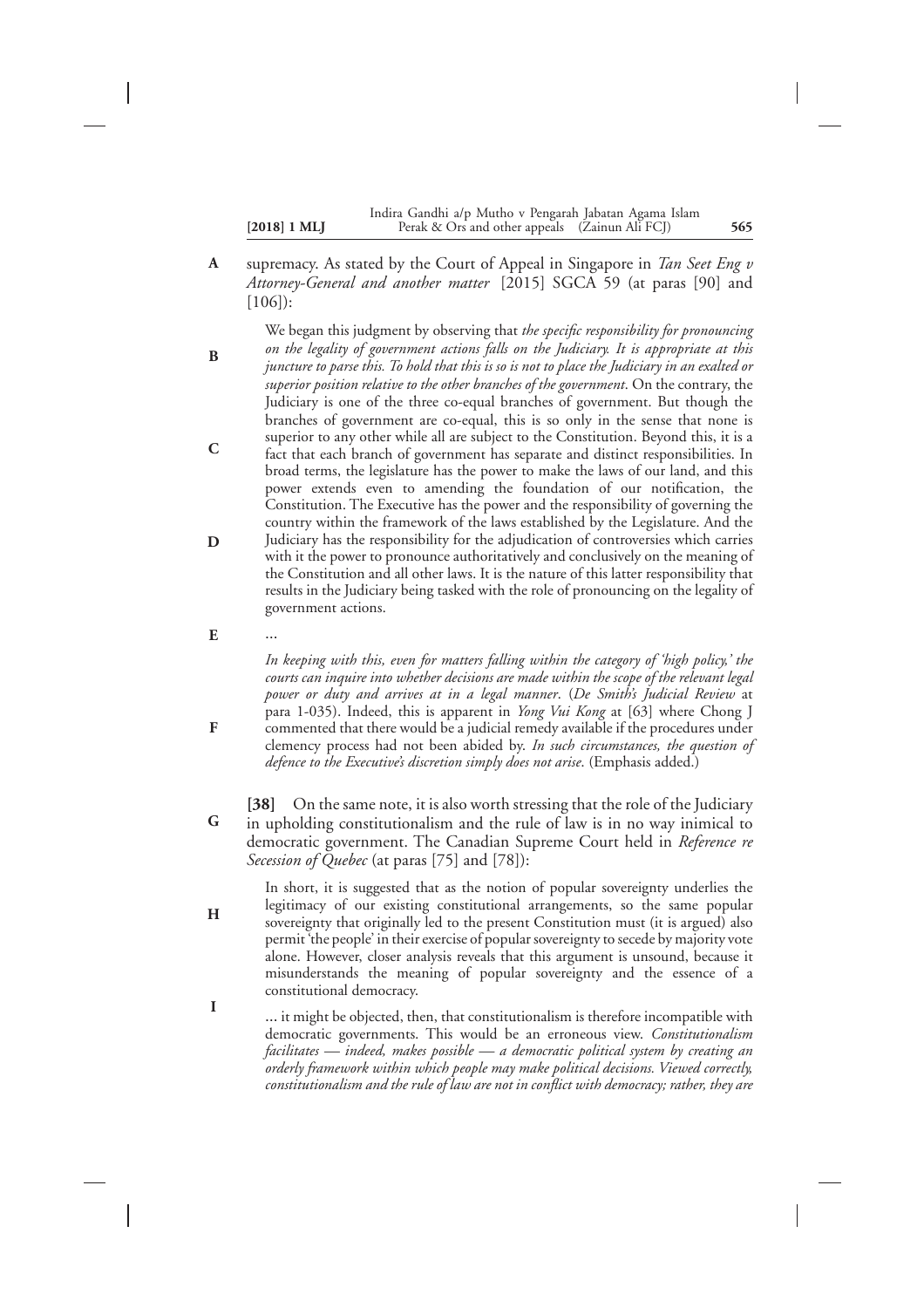supremacy. As stated by the Court of Appeal in Singapore in *Tan Seet Eng v Attorney-General and another matter* [2015] SGCA 59 (at paras [90] and [106]):

> We began this judgment by observing that *the specific responsibility for pronouncing on the legality of government actions falls on the Judiciary. It is appropriate at this juncture to parse this. To hold that this is so is not to place the Judiciary in an exalted or superior position relative to the other branches of the government*. On the contrary, the Judiciary is one of the three co-equal branches of government. But though the branches of government are co-equal, this is so only in the sense that none is superior to any other while all are subject to the Constitution. Beyond this, it is a fact that each branch of government has separate and distinct responsibilities. In broad terms, the legislature has the power to make the laws of our land, and this power extends even to amending the foundation of our notification, the Constitution. The Executive has the power and the responsibility of governing the country within the framework of the laws established by the Legislature. And the Judiciary has the responsibility for the adjudication of controversies which carries with it the power to pronounce authoritatively and conclusively on the meaning of the Constitution and all other laws. It is the nature of this latter responsibility that results in the Judiciary being tasked with the role of pronouncing on the legality of government actions.
>
> …
>
> *In keeping with this, even for matters falling within the category of 'high policy,' the courts can inquire into whether decisions are made within the scope of the relevant legal power or duty and arrives at in a legal manner*. (*De Smith's Judicial Review* at para 1-035). Indeed, this is apparent in *Yong Vui Kong* at [63] where Chong J commented that there would be a judicial remedy available if the procedures under clemency process had not been abided by. *In such circumstances, the question of defence to the Executive's discretion simply does not arise*. (Emphasis added.)

**[38]** On the same note, it is also worth stressing that the role of the Judiciary in upholding constitutionalism and the rule of law is in no way inimical to democratic government. The Canadian Supreme Court held in *Reference re Secession of Quebec* (at paras [75] and [78]):

> In short, it is suggested that as the notion of popular sovereignty underlies the legitimacy of our existing constitutional arrangements, so the same popular sovereignty that originally led to the present Constitution must (it is argued) also permit 'the people' in their exercise of popular sovereignty to secede by majority vote alone. However, closer analysis reveals that this argument is unsound, because it misunderstands the meaning of popular sovereignty and the essence of a constitutional democracy.
>
> … it might be objected, then, that constitutionalism is therefore incompatible with democratic governments. This would be an erroneous view. *Constitutionalism facilitates — indeed, makes possible — a democratic political system by creating an orderly framework within which people may make political decisions. Viewed correctly, constitutionalism and the rule of law are not in conflict with democracy; rather, they are*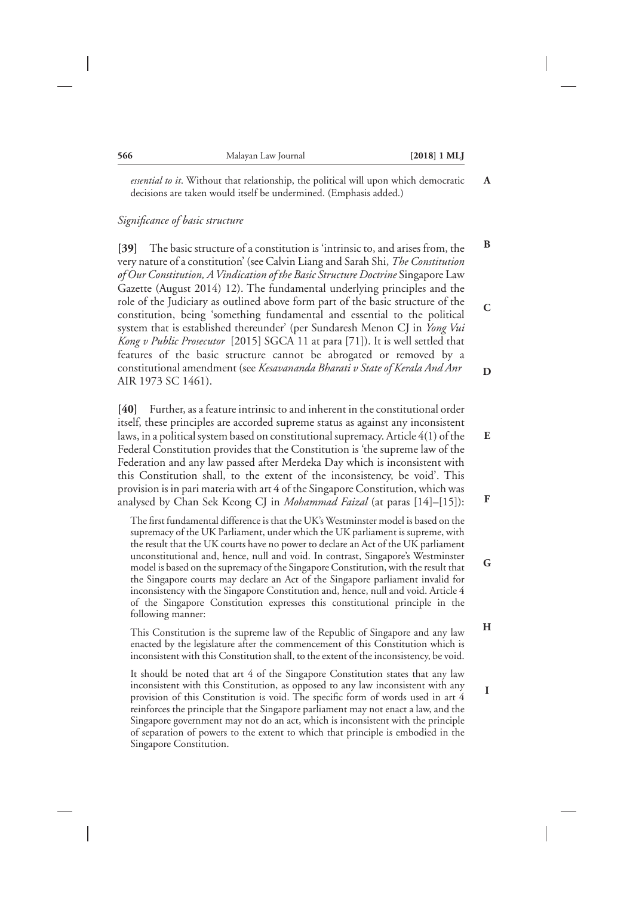*essential to it*. Without that relationship, the political will upon which democratic decisions are taken would itself be undermined. (Emphasis added.)

*Significance of basic structure*

**[39]** The basic structure of a constitution is 'intrinsic to, and arises from, the very nature of a constitution' (see Calvin Liang and Sarah Shi, *The Constitution of Our Constitution, A Vindication of the Basic Structure Doctrine* Singapore Law Gazette (August 2014) 12). The fundamental underlying principles and the role of the Judiciary as outlined above form part of the basic structure of the constitution, being 'something fundamental and essential to the political system that is established thereunder' (per Sundaresh Menon CJ in *Yong Vui Kong v Public Prosecutor* [2015] SGCA 11 at para [71]). It is well settled that features of the basic structure cannot be abrogated or removed by a constitutional amendment (see *Kesavananda Bharati v State of Kerala And Anr* AIR 1973 SC 1461).

**[40]** Further, as a feature intrinsic to and inherent in the constitutional order itself, these principles are accorded supreme status as against any inconsistent laws, in a political system based on constitutional supremacy. Article 4(1) of the Federal Constitution provides that the Constitution is 'the supreme law of the Federation and any law passed after Merdeka Day which is inconsistent with this Constitution shall, to the extent of the inconsistency, be void'. This provision is in pari materia with art 4 of the Singapore Constitution, which was analysed by Chan Sek Keong CJ in *Mohammad Faizal* (at paras [14]–[15]):

> The first fundamental difference is that the UK's Westminster model is based on the supremacy of the UK Parliament, under which the UK parliament is supreme, with the result that the UK courts have no power to declare an Act of the UK parliament unconstitutional and, hence, null and void. In contrast, Singapore's Westminster model is based on the supremacy of the Singapore Constitution, with the result that the Singapore courts may declare an Act of the Singapore parliament invalid for inconsistency with the Singapore Constitution and, hence, null and void. Article 4 of the Singapore Constitution expresses this constitutional principle in the following manner:
>
> This Constitution is the supreme law of the Republic of Singapore and any law enacted by the legislature after the commencement of this Constitution which is inconsistent with this Constitution shall, to the extent of the inconsistency, be void.
>
> It should be noted that art 4 of the Singapore Constitution states that any law inconsistent with this Constitution, as opposed to any law inconsistent with any provision of this Constitution is void. The specific form of words used in art 4 reinforces the principle that the Singapore parliament may not enact a law, and the Singapore government may not do an act, which is inconsistent with the principle of separation of powers to the extent to which that principle is embodied in the Singapore Constitution.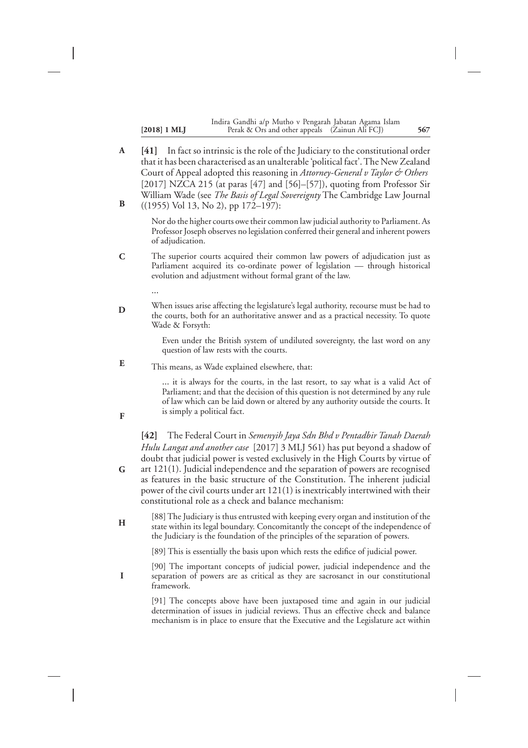**[41]** In fact so intrinsic is the role of the Judiciary to the constitutional order that it has been characterised as an unalterable 'political fact'. The New Zealand Court of Appeal adopted this reasoning in *Attorney-General v Taylor & Others* [2017] NZCA 215 (at paras [47] and [56]–[57]), quoting from Professor Sir William Wade (see *The Basis of Legal Sovereignty* The Cambridge Law Journal ((1955) Vol 13, No 2), pp 172–197):

> Nor do the higher courts owe their common law judicial authority to Parliament. As Professor Joseph observes no legislation conferred their general and inherent powers of adjudication.
>
> The superior courts acquired their common law powers of adjudication just as Parliament acquired its co-ordinate power of legislation — through historical evolution and adjustment without formal grant of the law.
>
> ...
>
> When issues arise affecting the legislature's legal authority, recourse must be had to the courts, both for an authoritative answer and as a practical necessity. To quote Wade & Forsyth:
>
> > Even under the British system of undiluted sovereignty, the last word on any question of law rests with the courts.
>
> This means, as Wade explained elsewhere, that:
>
> > ... it is always for the courts, in the last resort, to say what is a valid Act of Parliament; and that the decision of this question is not determined by any rule of law which can be laid down or altered by any authority outside the courts. It is simply a political fact.

**[42]** The Federal Court in *Semenyih Jaya Sdn Bhd v Pentadbir Tanah Daerah Hulu Langat and another case* [2017] 3 MLJ 561) has put beyond a shadow of doubt that judicial power is vested exclusively in the High Courts by virtue of art 121(1). Judicial independence and the separation of powers are recognised as features in the basic structure of the Constitution. The inherent judicial power of the civil courts under art 121(1) is inextricably intertwined with their constitutional role as a check and balance mechanism:

> [88] The Judiciary is thus entrusted with keeping every organ and institution of the state within its legal boundary. Concomitantly the concept of the independence of the Judiciary is the foundation of the principles of the separation of powers.
>
> [89] This is essentially the basis upon which rests the edifice of judicial power.
>
> [90] The important concepts of judicial power, judicial independence and the separation of powers are as critical as they are sacrosanct in our constitutional framework.
>
> [91] The concepts above have been juxtaposed time and again in our judicial determination of issues in judicial reviews. Thus an effective check and balance mechanism is in place to ensure that the Executive and the Legislature act within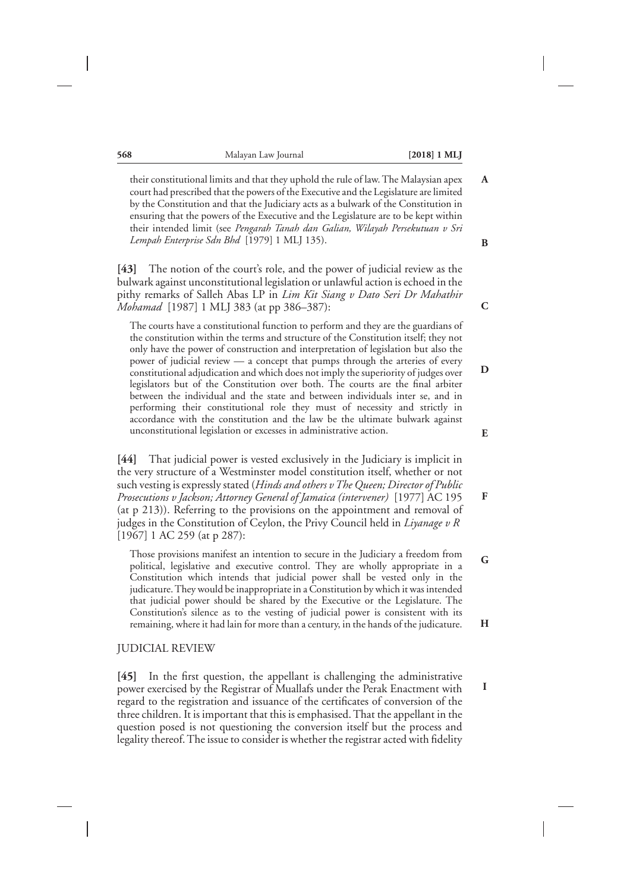their constitutional limits and that they uphold the rule of law. The Malaysian apex court had prescribed that the powers of the Executive and the Legislature are limited by the Constitution and that the Judiciary acts as a bulwark of the Constitution in ensuring that the powers of the Executive and the Legislature are to be kept within their intended limit (see *Pengarah Tanah dan Galian, Wilayah Persekutuan v Sri Lempah Enterprise Sdn Bhd* [1979] 1 MLJ 135).

**[43]** The notion of the court's role, and the power of judicial review as the bulwark against unconstitutional legislation or unlawful action is echoed in the pithy remarks of Salleh Abas LP in *Lim Kit Siang v Dato Seri Dr Mahathir Mohamad* [1987] 1 MLJ 383 (at pp 386–387):

> The courts have a constitutional function to perform and they are the guardians of the constitution within the terms and structure of the Constitution itself; they not only have the power of construction and interpretation of legislation but also the power of judicial review — a concept that pumps through the arteries of every constitutional adjudication and which does not imply the superiority of judges over legislators but of the Constitution over both. The courts are the final arbiter between the individual and the state and between individuals inter se, and in performing their constitutional role they must of necessity and strictly in accordance with the constitution and the law be the ultimate bulwark against unconstitutional legislation or excesses in administrative action.

**[44]** That judicial power is vested exclusively in the Judiciary is implicit in the very structure of a Westminster model constitution itself, whether or not such vesting is expressly stated (*Hinds and others v The Queen; Director of Public Prosecutions v Jackson; Attorney General of Jamaica (intervener)* [1977] AC 195 (at p 213)). Referring to the provisions on the appointment and removal of judges in the Constitution of Ceylon, the Privy Council held in *Liyanage v R* [1967] 1 AC 259 (at p 287):

> Those provisions manifest an intention to secure in the Judiciary a freedom from political, legislative and executive control. They are wholly appropriate in a Constitution which intends that judicial power shall be vested only in the judicature. They would be inappropriate in a Constitution by which it was intended that judicial power should be shared by the Executive or the Legislature. The Constitution's silence as to the vesting of judicial power is consistent with its remaining, where it had lain for more than a century, in the hands of the judicature.

## JUDICIAL REVIEW

**[45]** In the first question, the appellant is challenging the administrative power exercised by the Registrar of Muallafs under the Perak Enactment with regard to the registration and issuance of the certificates of conversion of the three children. It is important that this is emphasised. That the appellant in the question posed is not questioning the conversion itself but the process and legality thereof. The issue to consider is whether the registrar acted with fidelity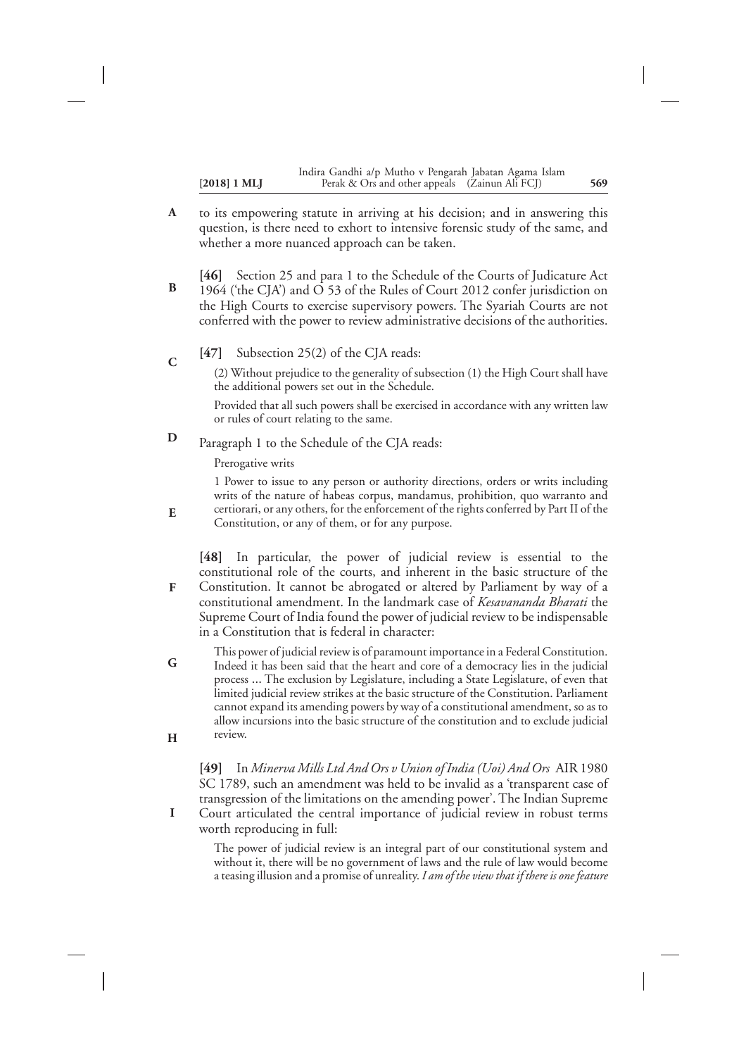to its empowering statute in arriving at his decision; and in answering this question, is there need to exhort to intensive forensic study of the same, and whether a more nuanced approach can be taken.

**[46]** Section 25 and para 1 to the Schedule of the Courts of Judicature Act 1964 ('the CJA') and O 53 of the Rules of Court 2012 confer jurisdiction on the High Courts to exercise supervisory powers. The Syariah Courts are not conferred with the power to review administrative decisions of the authorities.

**[47]** Subsection 25(2) of the CJA reads:

> (2) Without prejudice to the generality of subsection (1) the High Court shall have the additional powers set out in the Schedule.
>
> Provided that all such powers shall be exercised in accordance with any written law or rules of court relating to the same.

Paragraph 1 to the Schedule of the CJA reads:

> Prerogative writs
>
> 1 Power to issue to any person or authority directions, orders or writs including writs of the nature of habeas corpus, mandamus, prohibition, quo warranto and certiorari, or any others, for the enforcement of the rights conferred by Part II of the Constitution, or any of them, or for any purpose.

**[48]** In particular, the power of judicial review is essential to the constitutional role of the courts, and inherent in the basic structure of the Constitution. It cannot be abrogated or altered by Parliament by way of a constitutional amendment. In the landmark case of *Kesavananda Bharati* the Supreme Court of India found the power of judicial review to be indispensable in a Constitution that is federal in character:

> This power of judicial review is of paramount importance in a Federal Constitution. Indeed it has been said that the heart and core of a democracy lies in the judicial process ... The exclusion by Legislature, including a State Legislature, of even that limited judicial review strikes at the basic structure of the Constitution. Parliament cannot expand its amending powers by way of a constitutional amendment, so as to allow incursions into the basic structure of the constitution and to exclude judicial review.

**[49]** In *Minerva Mills Ltd And Ors v Union of India (Uoi) And Ors* AIR 1980 SC 1789, such an amendment was held to be invalid as a 'transparent case of transgression of the limitations on the amending power'. The Indian Supreme Court articulated the central importance of judicial review in robust terms worth reproducing in full:

> The power of judicial review is an integral part of our constitutional system and without it, there will be no government of laws and the rule of law would become a teasing illusion and a promise of unreality. *I am of the view that if there is one feature*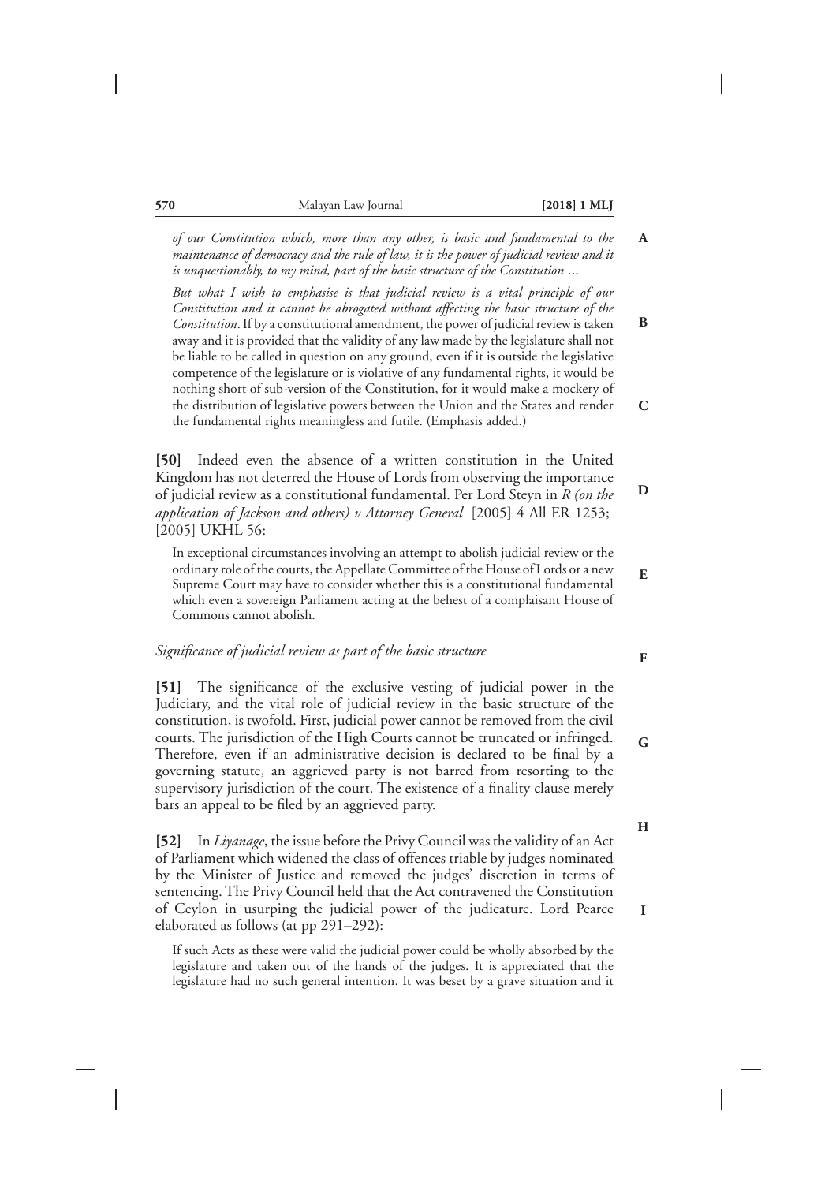> *of our Constitution which, more than any other, is basic and fundamental to the maintenance of democracy and the rule of law, it is the power of judicial review and it is unquestionably, to my mind, part of the basic structure of the Constitution ...*
>
> *But what I wish to emphasise is that judicial review is a vital principle of our Constitution and it cannot be abrogated without affecting the basic structure of the Constitution*. If by a constitutional amendment, the power of judicial review is taken away and it is provided that the validity of any law made by the legislature shall not be liable to be called in question on any ground, even if it is outside the legislative competence of the legislature or is violative of any fundamental rights, it would be nothing short of sub-version of the Constitution, for it would make a mockery of the distribution of legislative powers between the Union and the States and render the fundamental rights meaningless and futile. (Emphasis added.)

**[50]** Indeed even the absence of a written constitution in the United Kingdom has not deterred the House of Lords from observing the importance of judicial review as a constitutional fundamental. Per Lord Steyn in *R (on the application of Jackson and others) v Attorney General* [2005] 4 All ER 1253; [2005] UKHL 56:

> In exceptional circumstances involving an attempt to abolish judicial review or the ordinary role of the courts, the Appellate Committee of the House of Lords or a new Supreme Court may have to consider whether this is a constitutional fundamental which even a sovereign Parliament acting at the behest of a complaisant House of Commons cannot abolish.

*Significance of judicial review as part of the basic structure*

**[51]** The significance of the exclusive vesting of judicial power in the Judiciary, and the vital role of judicial review in the basic structure of the constitution, is twofold. First, judicial power cannot be removed from the civil courts. The jurisdiction of the High Courts cannot be truncated or infringed. Therefore, even if an administrative decision is declared to be final by a governing statute, an aggrieved party is not barred from resorting to the supervisory jurisdiction of the court. The existence of a finality clause merely bars an appeal to be filed by an aggrieved party.

**[52]** In *Liyanage*, the issue before the Privy Council was the validity of an Act of Parliament which widened the class of offences triable by judges nominated by the Minister of Justice and removed the judges' discretion in terms of sentencing. The Privy Council held that the Act contravened the Constitution of Ceylon in usurping the judicial power of the judicature. Lord Pearce elaborated as follows (at pp 291–292):

> If such Acts as these were valid the judicial power could be wholly absorbed by the legislature and taken out of the hands of the judges. It is appreciated that the legislature had no such general intention. It was beset by a grave situation and it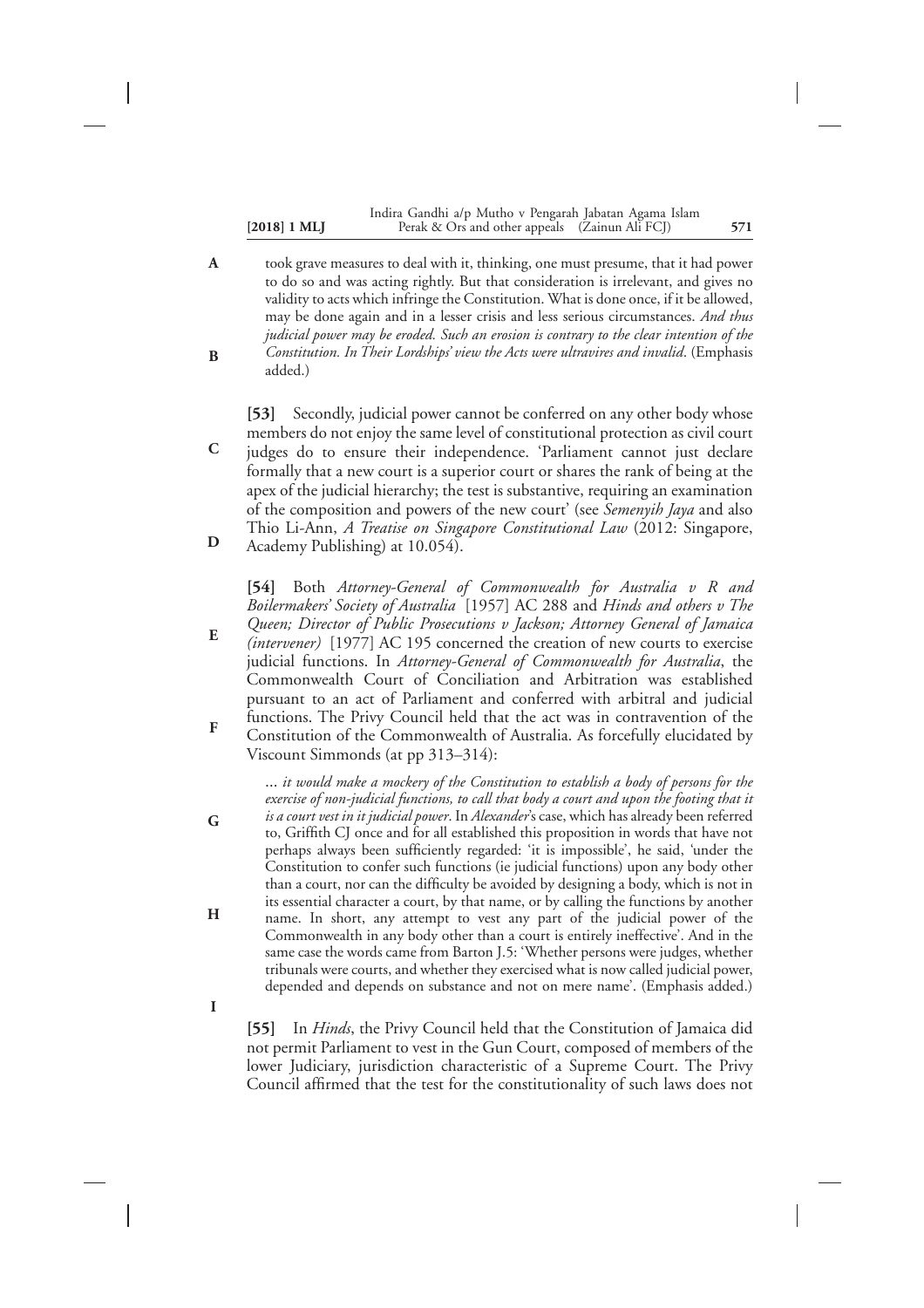took grave measures to deal with it, thinking, one must presume, that it had power to do so and was acting rightly. But that consideration is irrelevant, and gives no validity to acts which infringe the Constitution. What is done once, if it be allowed, may be done again and in a lesser crisis and less serious circumstances. *And thus judicial power may be eroded. Such an erosion is contrary to the clear intention of the Constitution. In Their Lordships' view the Acts were ultravires and invalid*. (Emphasis added.)

**[53]** Secondly, judicial power cannot be conferred on any other body whose members do not enjoy the same level of constitutional protection as civil court judges do to ensure their independence. 'Parliament cannot just declare formally that a new court is a superior court or shares the rank of being at the apex of the judicial hierarchy; the test is substantive, requiring an examination of the composition and powers of the new court' (see *Semenyih Jaya* and also Thio Li-Ann, *A Treatise on Singapore Constitutional Law* (2012: Singapore, Academy Publishing) at 10.054).

**[54]** Both *Attorney-General of Commonwealth for Australia v R and Boilermakers' Society of Australia* [1957] AC 288 and *Hinds and others v The Queen; Director of Public Prosecutions v Jackson; Attorney General of Jamaica (intervener)* [1977] AC 195 concerned the creation of new courts to exercise judicial functions. In *Attorney-General of Commonwealth for Australia*, the Commonwealth Court of Conciliation and Arbitration was established pursuant to an act of Parliament and conferred with arbitral and judicial functions. The Privy Council held that the act was in contravention of the Constitution of the Commonwealth of Australia. As forcefully elucidated by Viscount Simmonds (at pp 313–314):

> ... *it would make a mockery of the Constitution to establish a body of persons for the exercise of non-judicial functions, to call that body a court and upon the footing that it is a court vest in it judicial power*. In *Alexander*'s case, which has already been referred to, Griffith CJ once and for all established this proposition in words that have not perhaps always been sufficiently regarded: 'it is impossible', he said, 'under the Constitution to confer such functions (ie judicial functions) upon any body other than a court, nor can the difficulty be avoided by designing a body, which is not in its essential character a court, by that name, or by calling the functions by another name. In short, any attempt to vest any part of the judicial power of the Commonwealth in any body other than a court is entirely ineffective'. And in the same case the words came from Barton J.5: 'Whether persons were judges, whether tribunals were courts, and whether they exercised what is now called judicial power, depended and depends on substance and not on mere name'. (Emphasis added.)

**[55]** In *Hinds*, the Privy Council held that the Constitution of Jamaica did not permit Parliament to vest in the Gun Court, composed of members of the lower Judiciary, jurisdiction characteristic of a Supreme Court. The Privy Council affirmed that the test for the constitutionality of such laws does not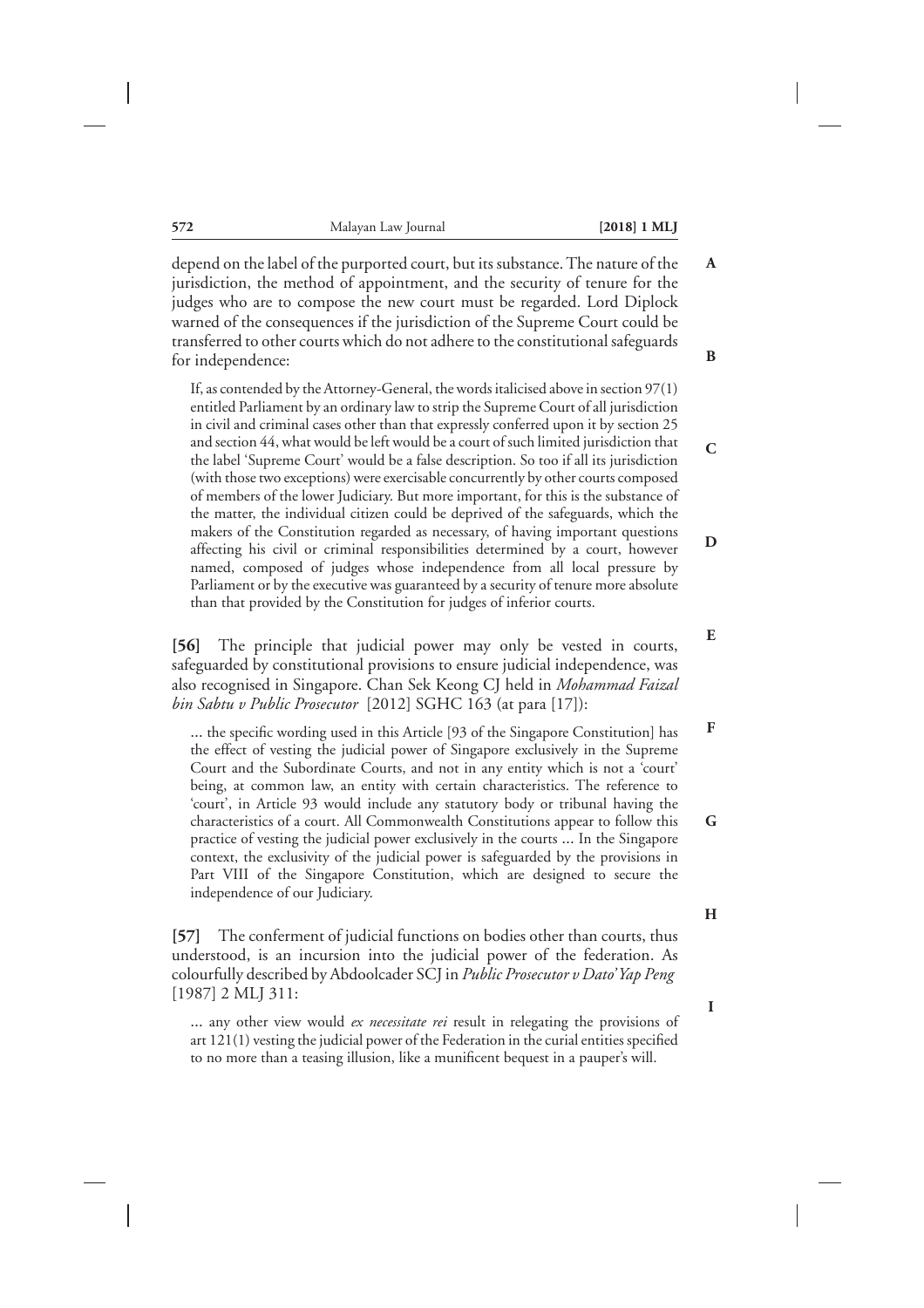depend on the label of the purported court, but its substance. The nature of the jurisdiction, the method of appointment, and the security of tenure for the judges who are to compose the new court must be regarded. Lord Diplock warned of the consequences if the jurisdiction of the Supreme Court could be transferred to other courts which do not adhere to the constitutional safeguards for independence:

> If, as contended by the Attorney-General, the words italicised above in section 97(1) entitled Parliament by an ordinary law to strip the Supreme Court of all jurisdiction in civil and criminal cases other than that expressly conferred upon it by section 25 and section 44, what would be left would be a court of such limited jurisdiction that the label 'Supreme Court' would be a false description. So too if all its jurisdiction (with those two exceptions) were exercisable concurrently by other courts composed of members of the lower Judiciary. But more important, for this is the substance of the matter, the individual citizen could be deprived of the safeguards, which the makers of the Constitution regarded as necessary, of having important questions affecting his civil or criminal responsibilities determined by a court, however named, composed of judges whose independence from all local pressure by Parliament or by the executive was guaranteed by a security of tenure more absolute than that provided by the Constitution for judges of inferior courts.

**[56]** The principle that judicial power may only be vested in courts, safeguarded by constitutional provisions to ensure judicial independence, was also recognised in Singapore. Chan Sek Keong CJ held in *Mohammad Faizal bin Sabtu v Public Prosecutor* [2012] SGHC 163 (at para [17]):

> ... the specific wording used in this Article [93 of the Singapore Constitution] has the effect of vesting the judicial power of Singapore exclusively in the Supreme Court and the Subordinate Courts, and not in any entity which is not a 'court' being, at common law, an entity with certain characteristics. The reference to 'court', in Article 93 would include any statutory body or tribunal having the characteristics of a court. All Commonwealth Constitutions appear to follow this practice of vesting the judicial power exclusively in the courts ... In the Singapore context, the exclusivity of the judicial power is safeguarded by the provisions in Part VIII of the Singapore Constitution, which are designed to secure the independence of our Judiciary.

**[57]** The conferment of judicial functions on bodies other than courts, thus understood, is an incursion into the judicial power of the federation. As colourfully described by Abdoolcader SCJ in *Public Prosecutor v Dato' Yap Peng* [1987] 2 MLJ 311:

> ... any other view would *ex necessitate rei* result in relegating the provisions of art 121(1) vesting the judicial power of the Federation in the curial entities specified to no more than a teasing illusion, like a munificent bequest in a pauper's will.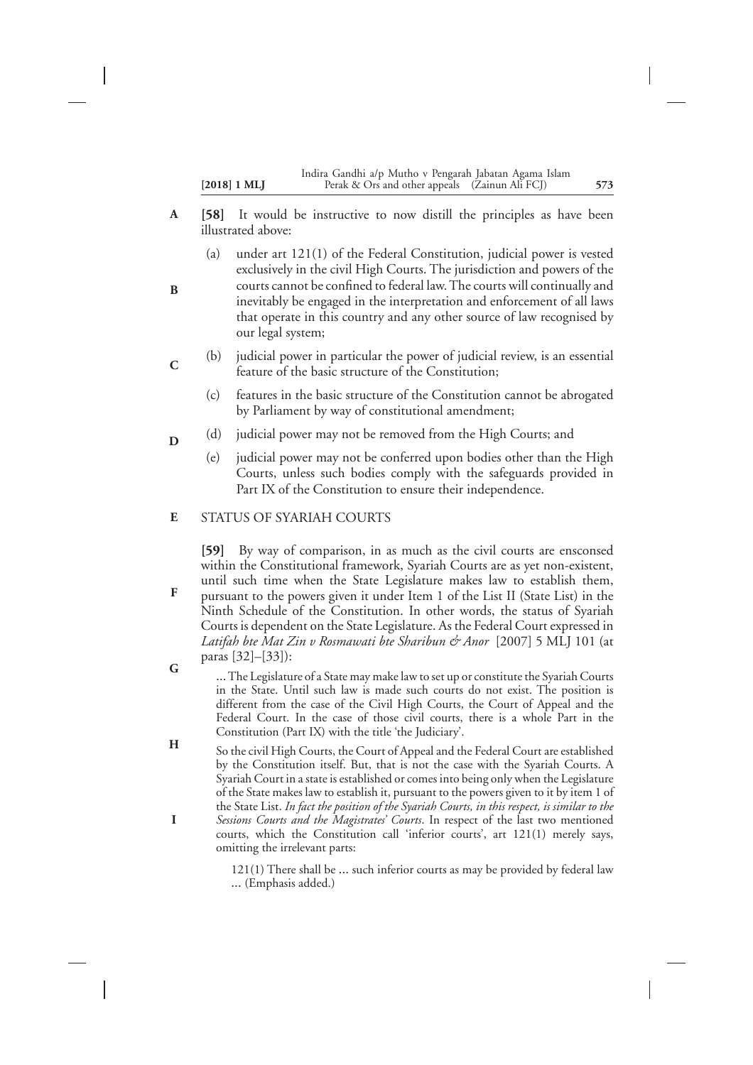**[58]** It would be instructive to now distill the principles as have been illustrated above:

(a) under art 121(1) of the Federal Constitution, judicial power is vested exclusively in the civil High Courts. The jurisdiction and powers of the courts cannot be confined to federal law. The courts will continually and inevitably be engaged in the interpretation and enforcement of all laws that operate in this country and any other source of law recognised by our legal system;

(b) judicial power in particular the power of judicial review, is an essential feature of the basic structure of the Constitution;

(c) features in the basic structure of the Constitution cannot be abrogated by Parliament by way of constitutional amendment;

(d) judicial power may not be removed from the High Courts; and

(e) judicial power may not be conferred upon bodies other than the High Courts, unless such bodies comply with the safeguards provided in Part IX of the Constitution to ensure their independence.

## STATUS OF SYARIAH COURTS

**[59]** By way of comparison, in as much as the civil courts are ensconsed within the Constitutional framework, Syariah Courts are as yet non-existent, until such time when the State Legislature makes law to establish them, pursuant to the powers given it under Item 1 of the List II (State List) in the Ninth Schedule of the Constitution. In other words, the status of Syariah Courts is dependent on the State Legislature. As the Federal Court expressed in *Latifah bte Mat Zin v Rosmawati bte Sharibun & Anor* [2007] 5 MLJ 101 (at paras [32]–[33]):

> ... The Legislature of a State may make law to set up or constitute the Syariah Courts in the State. Until such law is made such courts do not exist. The position is different from the case of the Civil High Courts, the Court of Appeal and the Federal Court. In the case of those civil courts, there is a whole Part in the Constitution (Part IX) with the title 'the Judiciary'.
>
> So the civil High Courts, the Court of Appeal and the Federal Court are established by the Constitution itself. But, that is not the case with the Syariah Courts. A Syariah Court in a state is established or comes into being only when the Legislature of the State makes law to establish it, pursuant to the powers given to it by item 1 of the State List. *In fact the position of the Syariah Courts, in this respect, is similar to the Sessions Courts and the Magistrates' Courts*. In respect of the last two mentioned courts, which the Constitution call 'inferior courts', art 121(1) merely says, omitting the irrelevant parts:
>
>> 121(1) There shall be ... such inferior courts as may be provided by federal law ... (Emphasis added.)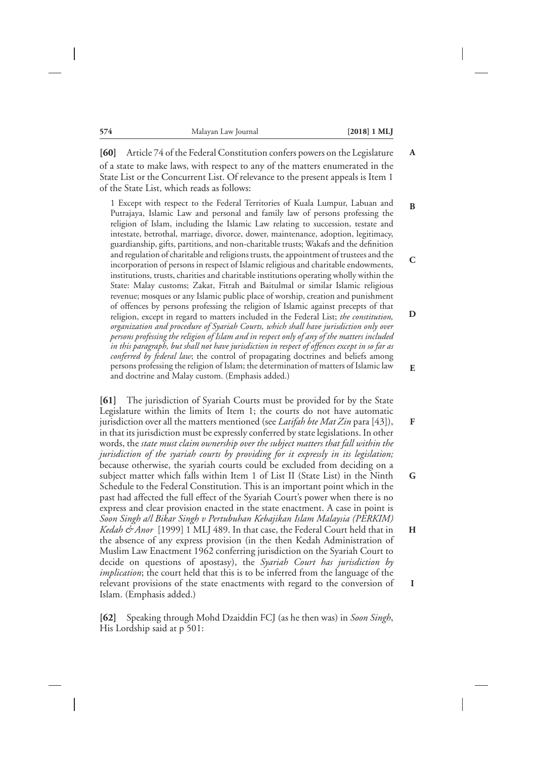**[60]** Article 74 of the Federal Constitution confers powers on the Legislature of a state to make laws, with respect to any of the matters enumerated in the State List or the Concurrent List. Of relevance to the present appeals is Item 1 of the State List, which reads as follows:

> 1 Except with respect to the Federal Territories of Kuala Lumpur, Labuan and Putrajaya, Islamic Law and personal and family law of persons professing the religion of Islam, including the Islamic Law relating to succession, testate and intestate, betrothal, marriage, divorce, dower, maintenance, adoption, legitimacy, guardianship, gifts, partitions, and non-charitable trusts; Wakafs and the definition and regulation of charitable and religions trusts, the appointment of trustees and the incorporation of persons in respect of Islamic religious and charitable endowments, institutions, trusts, charities and charitable institutions operating wholly within the State: Malay customs; Zakat, Fitrah and Baitulmal or similar Islamic religious revenue; mosques or any Islamic public place of worship, creation and punishment of offences by persons professing the religion of Islamic against precepts of that religion, except in regard to matters included in the Federal List; *the constitution, organization and procedure of Syariah Courts, which shall have jurisdiction only over persons professing the religion of Islam and in respect only of any of the matters included in this paragraph, but shall not have jurisdiction in respect of offences except in so far as conferred by federal law*; the control of propagating doctrines and beliefs among persons professing the religion of Islam; the determination of matters of Islamic law and doctrine and Malay custom. (Emphasis added.)

**[61]** The jurisdiction of Syariah Courts must be provided for by the State Legislature within the limits of Item 1; the courts do not have automatic jurisdiction over all the matters mentioned (see *Latifah bte Mat Zin* para [43]), in that its jurisdiction must be expressly conferred by state legislations. In other words, the *state must claim ownership over the subject matters that fall within the jurisdiction of the syariah courts by providing for it expressly in its legislation;* because otherwise, the syariah courts could be excluded from deciding on a subject matter which falls within Item 1 of List II (State List) in the Ninth Schedule to the Federal Constitution. This is an important point which in the past had affected the full effect of the Syariah Court's power when there is no express and clear provision enacted in the state enactment. A case in point is *Soon Singh a/l Bikar Singh v Pertubuhan Kebajikan Islam Malaysia (PERKIM) Kedah & Anor* [1999] 1 MLJ 489. In that case, the Federal Court held that in the absence of any express provision (in the then Kedah Administration of Muslim Law Enactment 1962 conferring jurisdiction on the Syariah Court to decide on questions of apostasy), the *Syariah Court has jurisdiction by implication*; the court held that this is to be inferred from the language of the relevant provisions of the state enactments with regard to the conversion of Islam. (Emphasis added.)

**[62]** Speaking through Mohd Dzaiddin FCJ (as he then was) in *Soon Singh*, His Lordship said at p 501: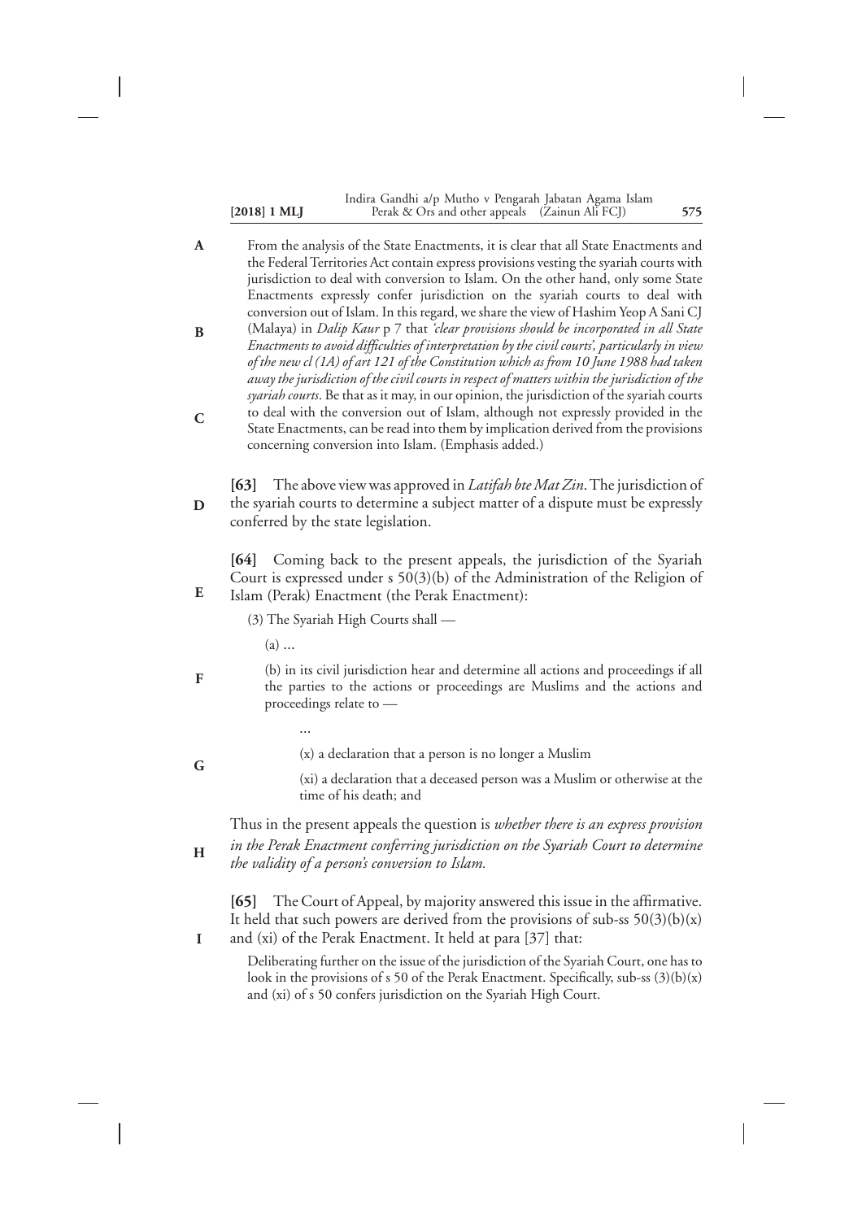From the analysis of the State Enactments, it is clear that all State Enactments and the Federal Territories Act contain express provisions vesting the syariah courts with jurisdiction to deal with conversion to Islam. On the other hand, only some State Enactments expressly confer jurisdiction on the syariah courts to deal with conversion out of Islam. In this regard, we share the view of Hashim Yeop A Sani CJ (Malaya) in *Dalip Kaur* p 7 that *'clear provisions should be incorporated in all State Enactments to avoid difficulties of interpretation by the civil courts', particularly in view of the new cl (1A) of art 121 of the Constitution which as from 10 June 1988 had taken away the jurisdiction of the civil courts in respect of matters within the jurisdiction of the syariah courts*. Be that as it may, in our opinion, the jurisdiction of the syariah courts to deal with the conversion out of Islam, although not expressly provided in the State Enactments, can be read into them by implication derived from the provisions concerning conversion into Islam. (Emphasis added.)

**[63]** The above view was approved in *Latifah bte Mat Zin*. The jurisdiction of the syariah courts to determine a subject matter of a dispute must be expressly conferred by the state legislation.

**[64]** Coming back to the present appeals, the jurisdiction of the Syariah Court is expressed under s 50(3)(b) of the Administration of the Religion of Islam (Perak) Enactment (the Perak Enactment):

> (3) The Syariah High Courts shall —
>
> (a) ...
>
> (b) in its civil jurisdiction hear and determine all actions and proceedings if all the parties to the actions or proceedings are Muslims and the actions and proceedings relate to —
>
> ...
>
> (x) a declaration that a person is no longer a Muslim
>
> (xi) a declaration that a deceased person was a Muslim or otherwise at the time of his death; and

Thus in the present appeals the question is *whether there is an express provision in the Perak Enactment conferring jurisdiction on the Syariah Court to determine the validity of a person's conversion to Islam.*

**[65]** The Court of Appeal, by majority answered this issue in the affirmative. It held that such powers are derived from the provisions of sub-ss 50(3)(b)(x) and (xi) of the Perak Enactment. It held at para [37] that:

> Deliberating further on the issue of the jurisdiction of the Syariah Court, one has to look in the provisions of s 50 of the Perak Enactment. Specifically, sub-ss (3)(b)(x) and (xi) of s 50 confers jurisdiction on the Syariah High Court.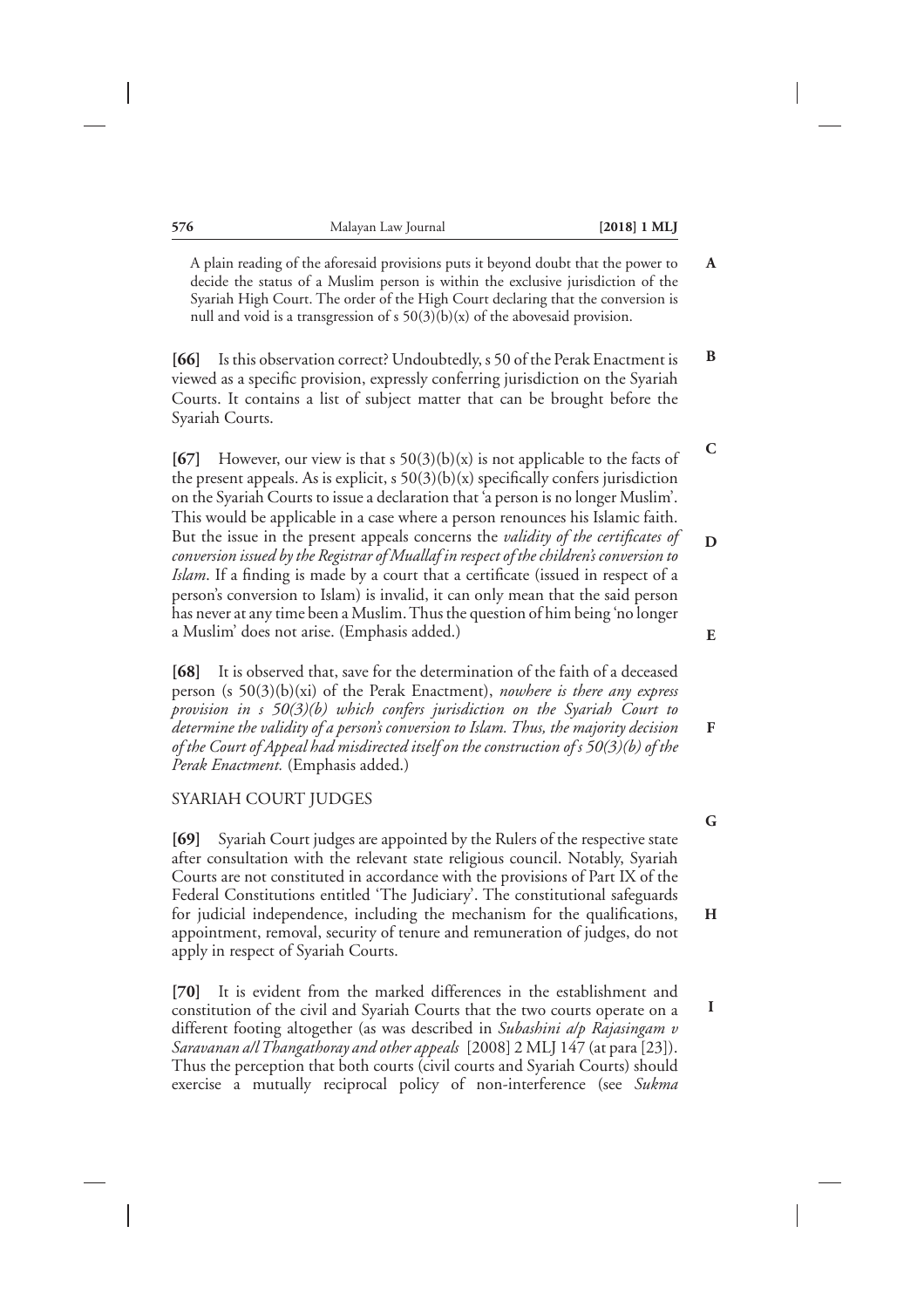> A plain reading of the aforesaid provisions puts it beyond doubt that the power to decide the status of a Muslim person is within the exclusive jurisdiction of the Syariah High Court. The order of the High Court declaring that the conversion is null and void is a transgression of s 50(3)(b)(x) of the abovesaid provision.

**[66]** Is this observation correct? Undoubtedly, s 50 of the Perak Enactment is viewed as a specific provision, expressly conferring jurisdiction on the Syariah Courts. It contains a list of subject matter that can be brought before the Syariah Courts.

**[67]** However, our view is that s 50(3)(b)(x) is not applicable to the facts of the present appeals. As is explicit, s 50(3)(b)(x) specifically confers jurisdiction on the Syariah Courts to issue a declaration that 'a person is no longer Muslim'. This would be applicable in a case where a person renounces his Islamic faith. But the issue in the present appeals concerns the *validity of the certificates of conversion issued by the Registrar of Muallaf in respect of the children's conversion to Islam*. If a finding is made by a court that a certificate (issued in respect of a person's conversion to Islam) is invalid, it can only mean that the said person has never at any time been a Muslim. Thus the question of him being 'no longer a Muslim' does not arise. (Emphasis added.)

**[68]** It is observed that, save for the determination of the faith of a deceased person (s 50(3)(b)(xi) of the Perak Enactment), *nowhere is there any express provision in s 50(3)(b) which confers jurisdiction on the Syariah Court to determine the validity of a person's conversion to Islam. Thus, the majority decision of the Court of Appeal had misdirected itself on the construction of s 50(3)(b) of the Perak Enactment.* (Emphasis added.)

## SYARIAH COURT JUDGES

**[69]** Syariah Court judges are appointed by the Rulers of the respective state after consultation with the relevant state religious council. Notably, Syariah Courts are not constituted in accordance with the provisions of Part IX of the Federal Constitutions entitled 'The Judiciary'. The constitutional safeguards for judicial independence, including the mechanism for the qualifications, appointment, removal, security of tenure and remuneration of judges, do not apply in respect of Syariah Courts.

**[70]** It is evident from the marked differences in the establishment and constitution of the civil and Syariah Courts that the two courts operate on a different footing altogether (as was described in *Subashini a/p Rajasingam v Saravanan a/l Thangathoray and other appeals* [2008] 2 MLJ 147 (at para [23]). Thus the perception that both courts (civil courts and Syariah Courts) should exercise a mutually reciprocal policy of non-interference (see *Sukma*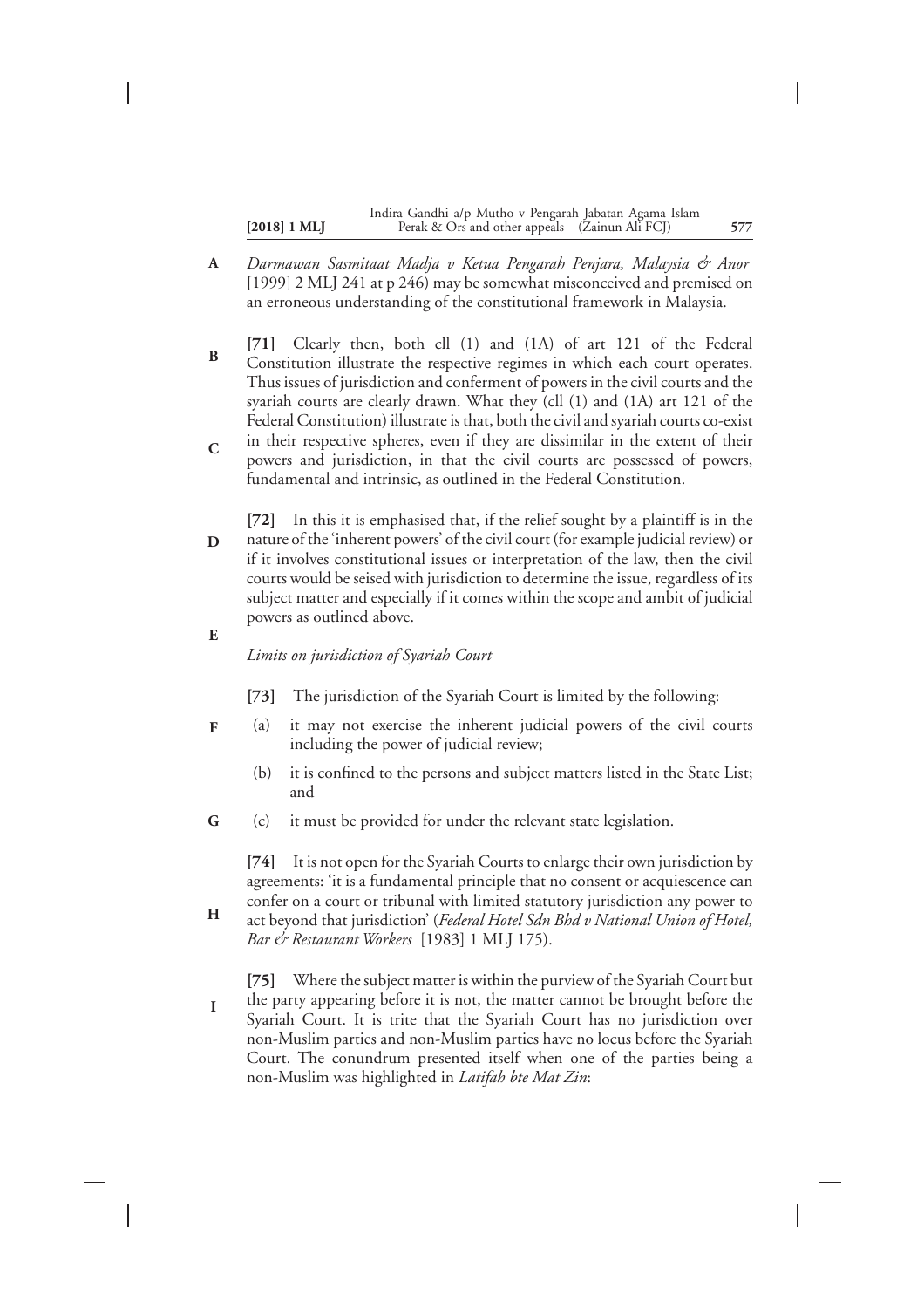*Darmawan Sasmitaat Madja v Ketua Pengarah Penjara, Malaysia & Anor* [1999] 2 MLJ 241 at p 246) may be somewhat misconceived and premised on an erroneous understanding of the constitutional framework in Malaysia.

**[71]** Clearly then, both cll (1) and (1A) of art 121 of the Federal Constitution illustrate the respective regimes in which each court operates. Thus issues of jurisdiction and conferment of powers in the civil courts and the syariah courts are clearly drawn. What they (cll (1) and (1A) art 121 of the Federal Constitution) illustrate is that, both the civil and syariah courts co-exist in their respective spheres, even if they are dissimilar in the extent of their powers and jurisdiction, in that the civil courts are possessed of powers, fundamental and intrinsic, as outlined in the Federal Constitution.

**[72]** In this it is emphasised that, if the relief sought by a plaintiff is in the nature of the 'inherent powers' of the civil court (for example judicial review) or if it involves constitutional issues or interpretation of the law, then the civil courts would be seised with jurisdiction to determine the issue, regardless of its subject matter and especially if it comes within the scope and ambit of judicial powers as outlined above.

*Limits on jurisdiction of Syariah Court*

**[73]** The jurisdiction of the Syariah Court is limited by the following:

(a) it may not exercise the inherent judicial powers of the civil courts including the power of judicial review;

(b) it is confined to the persons and subject matters listed in the State List; and

(c) it must be provided for under the relevant state legislation.

**[74]** It is not open for the Syariah Courts to enlarge their own jurisdiction by agreements: 'it is a fundamental principle that no consent or acquiescence can confer on a court or tribunal with limited statutory jurisdiction any power to act beyond that jurisdiction' (*Federal Hotel Sdn Bhd v National Union of Hotel, Bar & Restaurant Workers* [1983] 1 MLJ 175).

**[75]** Where the subject matter is within the purview of the Syariah Court but the party appearing before it is not, the matter cannot be brought before the Syariah Court. It is trite that the Syariah Court has no jurisdiction over non-Muslim parties and non-Muslim parties have no locus before the Syariah Court. The conundrum presented itself when one of the parties being a non-Muslim was highlighted in *Latifah bte Mat Zin*: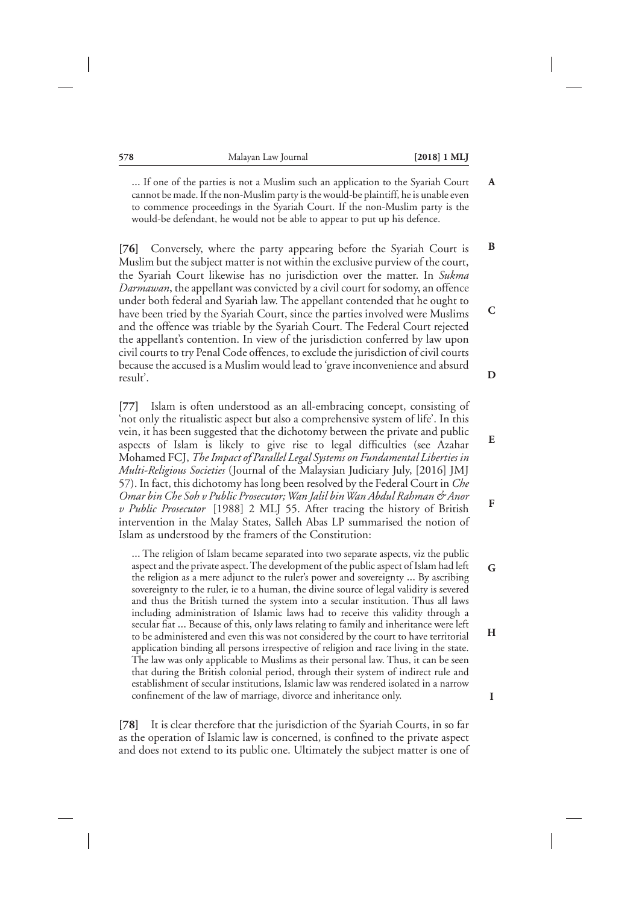> ... If one of the parties is not a Muslim such an application to the Syariah Court cannot be made. If the non-Muslim party is the would-be plaintiff, he is unable even to commence proceedings in the Syariah Court. If the non-Muslim party is the would-be defendant, he would not be able to appear to put up his defence.

**[76]** Conversely, where the party appearing before the Syariah Court is Muslim but the subject matter is not within the exclusive purview of the court, the Syariah Court likewise has no jurisdiction over the matter. In *Sukma Darmawan*, the appellant was convicted by a civil court for sodomy, an offence under both federal and Syariah law. The appellant contended that he ought to have been tried by the Syariah Court, since the parties involved were Muslims and the offence was triable by the Syariah Court. The Federal Court rejected the appellant's contention. In view of the jurisdiction conferred by law upon civil courts to try Penal Code offences, to exclude the jurisdiction of civil courts because the accused is a Muslim would lead to 'grave inconvenience and absurd result'.

**[77]** Islam is often understood as an all-embracing concept, consisting of 'not only the ritualistic aspect but also a comprehensive system of life'. In this vein, it has been suggested that the dichotomy between the private and public aspects of Islam is likely to give rise to legal difficulties (see Azahar Mohamed FCJ, *The Impact of Parallel Legal Systems on Fundamental Liberties in Multi-Religious Societies* (Journal of the Malaysian Judiciary July, [2016] JMJ 57). In fact, this dichotomy has long been resolved by the Federal Court in *Che Omar bin Che Soh v Public Prosecutor; Wan Jalil bin Wan Abdul Rahman & Anor v Public Prosecutor* [1988] 2 MLJ 55. After tracing the history of British intervention in the Malay States, Salleh Abas LP summarised the notion of Islam as understood by the framers of the Constitution:

> ... The religion of Islam became separated into two separate aspects, viz the public aspect and the private aspect. The development of the public aspect of Islam had left the religion as a mere adjunct to the ruler's power and sovereignty ... By ascribing sovereignty to the ruler, ie to a human, the divine source of legal validity is severed and thus the British turned the system into a secular institution. Thus all laws including administration of Islamic laws had to receive this validity through a secular fiat ... Because of this, only laws relating to family and inheritance were left to be administered and even this was not considered by the court to have territorial application binding all persons irrespective of religion and race living in the state. The law was only applicable to Muslims as their personal law. Thus, it can be seen that during the British colonial period, through their system of indirect rule and establishment of secular institutions, Islamic law was rendered isolated in a narrow confinement of the law of marriage, divorce and inheritance only.

**[78]** It is clear therefore that the jurisdiction of the Syariah Courts, in so far as the operation of Islamic law is concerned, is confined to the private aspect and does not extend to its public one. Ultimately the subject matter is one of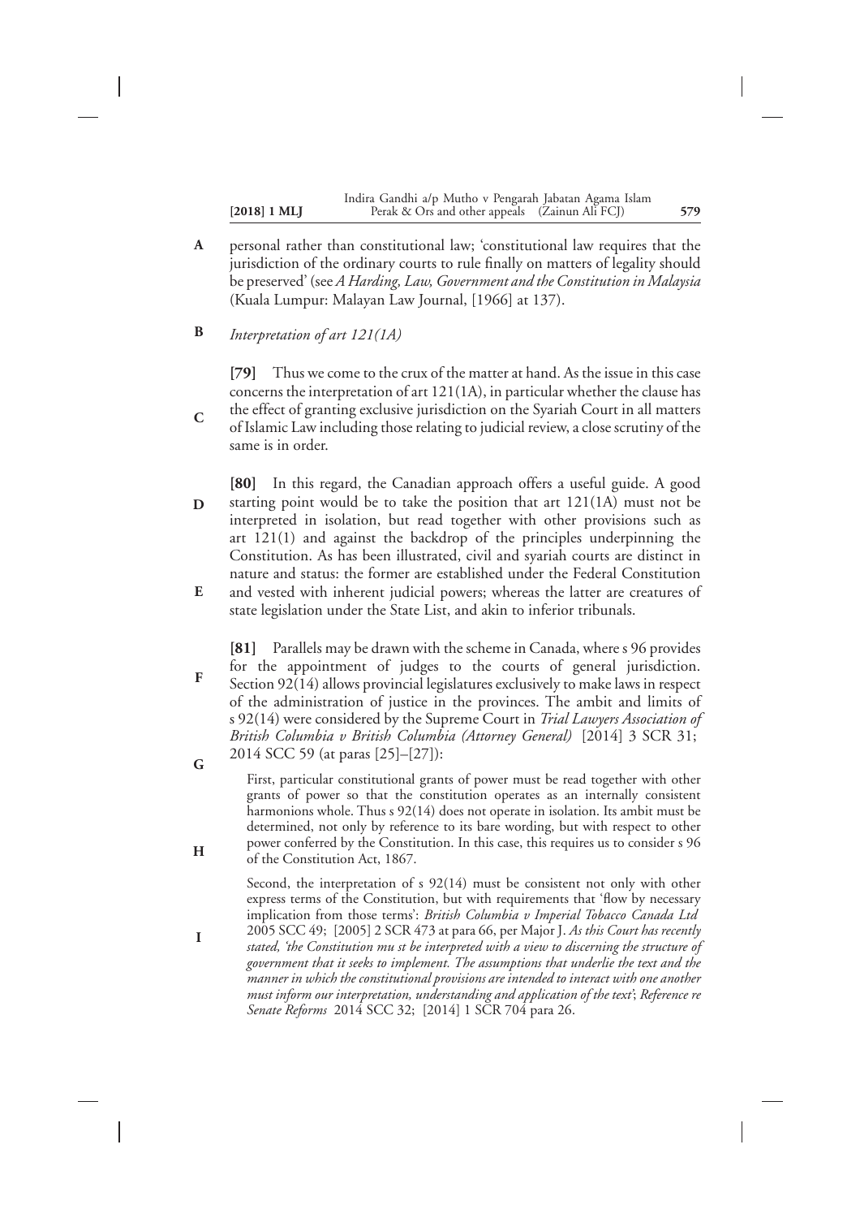personal rather than constitutional law; 'constitutional law requires that the jurisdiction of the ordinary courts to rule finally on matters of legality should be preserved' (see *A Harding, Law, Government and the Constitution in Malaysia* (Kuala Lumpur: Malayan Law Journal, [1966] at 137).

*Interpretation of art 121(1A)*

**[79]** Thus we come to the crux of the matter at hand. As the issue in this case concerns the interpretation of art 121(1A), in particular whether the clause has the effect of granting exclusive jurisdiction on the Syariah Court in all matters of Islamic Law including those relating to judicial review, a close scrutiny of the same is in order.

**[80]** In this regard, the Canadian approach offers a useful guide. A good starting point would be to take the position that art 121(1A) must not be interpreted in isolation, but read together with other provisions such as art 121(1) and against the backdrop of the principles underpinning the Constitution. As has been illustrated, civil and syariah courts are distinct in nature and status: the former are established under the Federal Constitution and vested with inherent judicial powers; whereas the latter are creatures of state legislation under the State List, and akin to inferior tribunals.

**[81]** Parallels may be drawn with the scheme in Canada, where s 96 provides for the appointment of judges to the courts of general jurisdiction. Section 92(14) allows provincial legislatures exclusively to make laws in respect of the administration of justice in the provinces. The ambit and limits of s 92(14) were considered by the Supreme Court in *Trial Lawyers Association of British Columbia v British Columbia (Attorney General)* [2014] 3 SCR 31; 2014 SCC 59 (at paras [25]–[27]):

> First, particular constitutional grants of power must be read together with other grants of power so that the constitution operates as an internally consistent harmonions whole. Thus s 92(14) does not operate in isolation. Its ambit must be determined, not only by reference to its bare wording, but with respect to other power conferred by the Constitution. In this case, this requires us to consider s 96 of the Constitution Act, 1867.
>
> Second, the interpretation of s 92(14) must be consistent not only with other express terms of the Constitution, but with requirements that 'flow by necessary implication from those terms': *British Columbia v Imperial Tobacco Canada Ltd* 2005 SCC 49; [2005] 2 SCR 473 at para 66, per Major J. *As this Court has recently stated, 'the Constitution mu st be interpreted with a view to discerning the structure of government that it seeks to implement. The assumptions that underlie the text and the manner in which the constitutional provisions are intended to interact with one another must inform our interpretation, understanding and application of the text'*; *Reference re Senate Reforms* 2014 SCC 32; [2014] 1 SCR 704 para 26.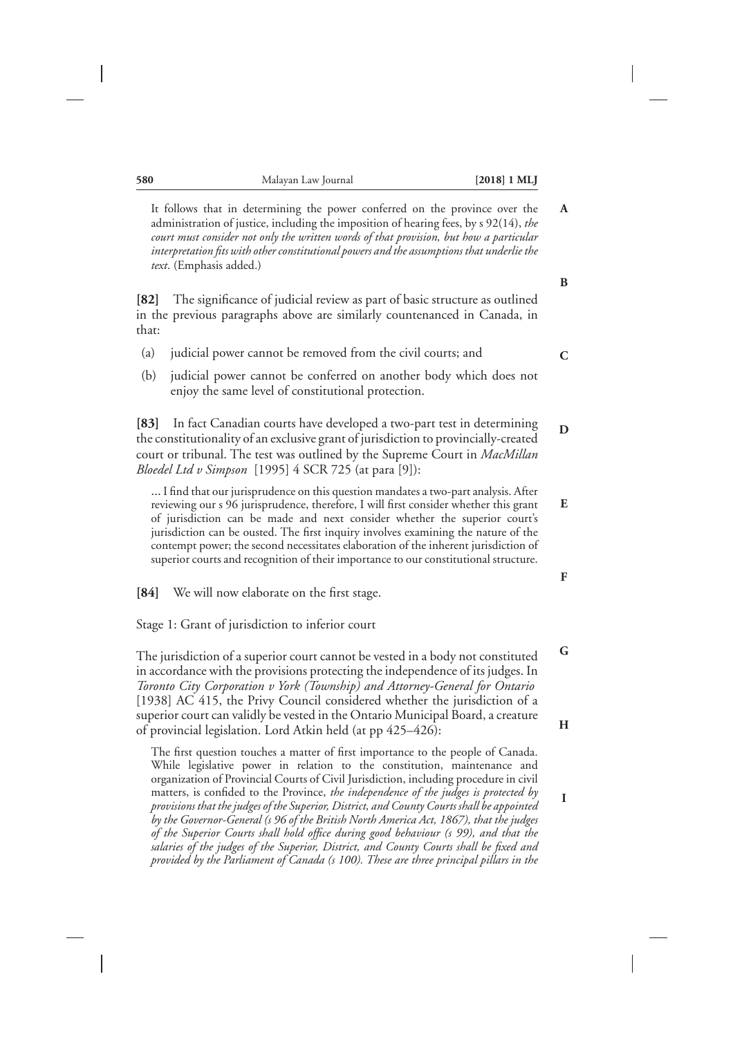> It follows that in determining the power conferred on the province over the administration of justice, including the imposition of hearing fees, by s 92(14), *the court must consider not only the written words of that provision, but how a particular interpretation fits with other constitutional powers and the assumptions that underlie the text*. (Emphasis added.)

**[82]** The significance of judicial review as part of basic structure as outlined in the previous paragraphs above are similarly countenanced in Canada, in that:

(a) judicial power cannot be removed from the civil courts; and

(b) judicial power cannot be conferred on another body which does not enjoy the same level of constitutional protection.

**[83]** In fact Canadian courts have developed a two-part test in determining the constitutionality of an exclusive grant of jurisdiction to provincially-created court or tribunal. The test was outlined by the Supreme Court in *MacMillan Bloedel Ltd v Simpson* [1995] 4 SCR 725 (at para [9]):

> ... I find that our jurisprudence on this question mandates a two-part analysis. After reviewing our s 96 jurisprudence, therefore, I will first consider whether this grant of jurisdiction can be made and next consider whether the superior court's jurisdiction can be ousted. The first inquiry involves examining the nature of the contempt power; the second necessitates elaboration of the inherent jurisdiction of superior courts and recognition of their importance to our constitutional structure.

**[84]** We will now elaborate on the first stage.

Stage 1: Grant of jurisdiction to inferior court

The jurisdiction of a superior court cannot be vested in a body not constituted in accordance with the provisions protecting the independence of its judges. In *Toronto City Corporation v York (Township) and Attorney-General for Ontario* [1938] AC 415, the Privy Council considered whether the jurisdiction of a superior court can validly be vested in the Ontario Municipal Board, a creature of provincial legislation. Lord Atkin held (at pp 425–426):

> The first question touches a matter of first importance to the people of Canada. While legislative power in relation to the constitution, maintenance and organization of Provincial Courts of Civil Jurisdiction, including procedure in civil matters, is confided to the Province, *the independence of the judges is protected by provisions that the judges of the Superior, District, and County Courts shall be appointed by the Governor-General (s 96 of the British North America Act, 1867), that the judges of the Superior Courts shall hold office during good behaviour (s 99), and that the salaries of the judges of the Superior, District, and County Courts shall be fixed and provided by the Parliament of Canada (s 100). These are three principal pillars in the*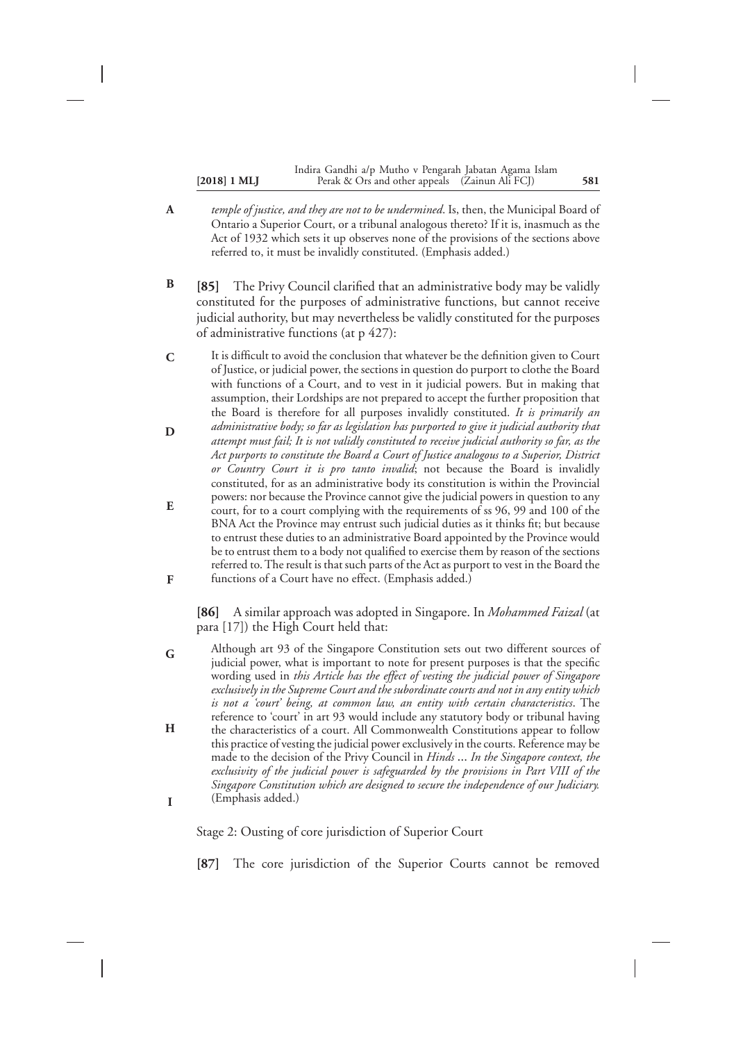*temple of justice, and they are not to be undermined*. Is, then, the Municipal Board of Ontario a Superior Court, or a tribunal analogous thereto? If it is, inasmuch as the Act of 1932 which sets it up observes none of the provisions of the sections above referred to, it must be invalidly constituted. (Emphasis added.)

**[85]** The Privy Council clarified that an administrative body may be validly constituted for the purposes of administrative functions, but cannot receive judicial authority, but may nevertheless be validly constituted for the purposes of administrative functions (at p 427):

> It is difficult to avoid the conclusion that whatever be the definition given to Court of Justice, or judicial power, the sections in question do purport to clothe the Board with functions of a Court, and to vest in it judicial powers. But in making that assumption, their Lordships are not prepared to accept the further proposition that the Board is therefore for all purposes invalidly constituted. *It is primarily an administrative body; so far as legislation has purported to give it judicial authority that attempt must fail; It is not validly constituted to receive judicial authority so far, as the Act purports to constitute the Board a Court of Justice analogous to a Superior, District or Country Court it is pro tanto invalid*; not because the Board is invalidly constituted, for as an administrative body its constitution is within the Provincial powers: nor because the Province cannot give the judicial powers in question to any court, for to a court complying with the requirements of ss 96, 99 and 100 of the BNA Act the Province may entrust such judicial duties as it thinks fit; but because to entrust these duties to an administrative Board appointed by the Province would be to entrust them to a body not qualified to exercise them by reason of the sections referred to. The result is that such parts of the Act as purport to vest in the Board the functions of a Court have no effect. (Emphasis added.)

**[86]** A similar approach was adopted in Singapore. In *Mohammed Faizal* (at para [17]) the High Court held that:

> Although art 93 of the Singapore Constitution sets out two different sources of judicial power, what is important to note for present purposes is that the specific wording used in *this Article has the effect of vesting the judicial power of Singapore exclusively in the Supreme Court and the subordinate courts and not in any entity which is not a 'court' being, at common law, an entity with certain characteristics*. The reference to 'court' in art 93 would include any statutory body or tribunal having the characteristics of a court. All Commonwealth Constitutions appear to follow this practice of vesting the judicial power exclusively in the courts. Reference may be made to the decision of the Privy Council in *Hinds* ... *In the Singapore context, the exclusivity of the judicial power is safeguarded by the provisions in Part VIII of the Singapore Constitution which are designed to secure the independence of our Judiciary.* (Emphasis added.)

Stage 2: Ousting of core jurisdiction of Superior Court

**[87]** The core jurisdiction of the Superior Courts cannot be removed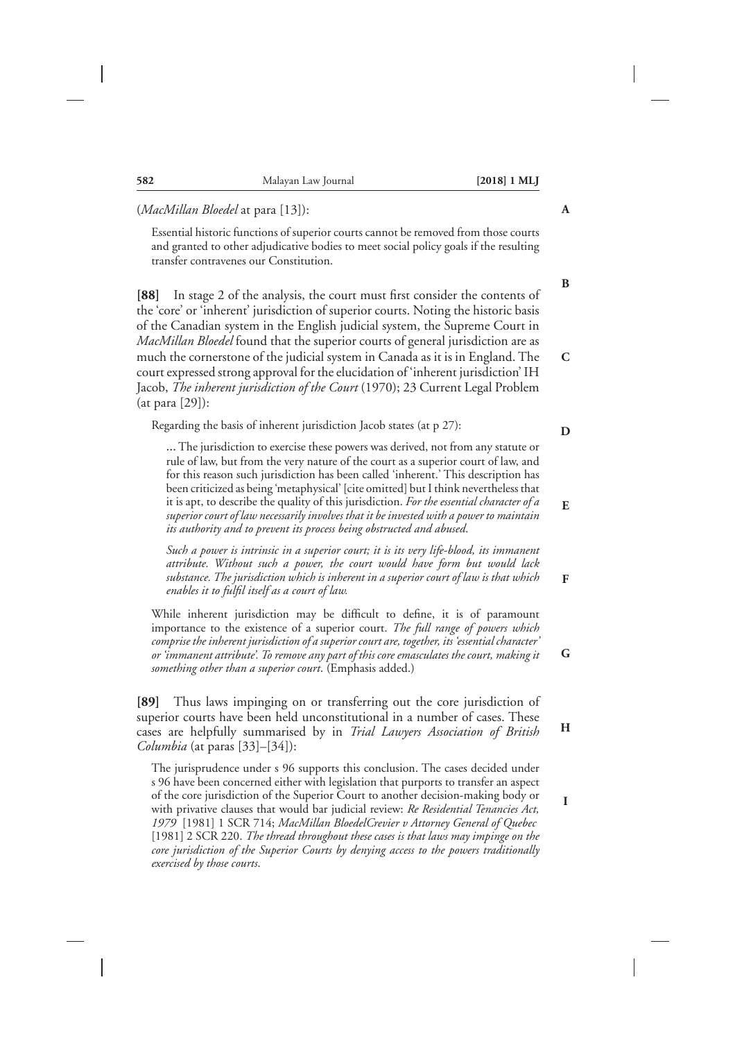(*MacMillan Bloedel* at para [13]):

> Essential historic functions of superior courts cannot be removed from those courts and granted to other adjudicative bodies to meet social policy goals if the resulting transfer contravenes our Constitution.

**[88]** In stage 2 of the analysis, the court must first consider the contents of the 'core' or 'inherent' jurisdiction of superior courts. Noting the historic basis of the Canadian system in the English judicial system, the Supreme Court in *MacMillan Bloedel* found that the superior courts of general jurisdiction are as much the cornerstone of the judicial system in Canada as it is in England. The court expressed strong approval for the elucidation of 'inherent jurisdiction' IH Jacob, *The inherent jurisdiction of the Court* (1970); 23 Current Legal Problem (at para [29]):

> Regarding the basis of inherent jurisdiction Jacob states (at p 27):
>
> > ... The jurisdiction to exercise these powers was derived, not from any statute or rule of law, but from the very nature of the court as a superior court of law, and for this reason such jurisdiction has been called 'inherent.' This description has been criticized as being 'metaphysical' [cite omitted] but I think nevertheless that it is apt, to describe the quality of this jurisdiction. *For the essential character of a superior court of law necessarily involves that it be invested with a power to maintain its authority and to prevent its process being obstructed and abused.*
> >
> > *Such a power is intrinsic in a superior court; it is its very life-blood, its immanent attribute. Without such a power, the court would have form but would lack substance. The jurisdiction which is inherent in a superior court of law is that which enables it to fulfil itself as a court of law.*
>
> While inherent jurisdiction may be difficult to define, it is of paramount importance to the existence of a superior court. *The full range of powers which comprise the inherent jurisdiction of a superior court are, together, its 'essential character' or 'immanent attribute'. To remove any part of this core emasculates the court, making it something other than a superior court*. (Emphasis added.)

**[89]** Thus laws impinging on or transferring out the core jurisdiction of superior courts have been held unconstitutional in a number of cases. These cases are helpfully summarised by in *Trial Lawyers Association of British Columbia* (at paras [33]–[34]):

> The jurisprudence under s 96 supports this conclusion. The cases decided under s 96 have been concerned either with legislation that purports to transfer an aspect of the core jurisdiction of the Superior Court to another decision-making body or with privative clauses that would bar judicial review: *Re Residential Tenancies Act, 1979* [1981] 1 SCR 714; *MacMillan BloedelCrevier v Attorney General of Quebec* [1981] 2 SCR 220. *The thread throughout these cases is that laws may impinge on the core jurisdiction of the Superior Courts by denying access to the powers traditionally exercised by those courts*.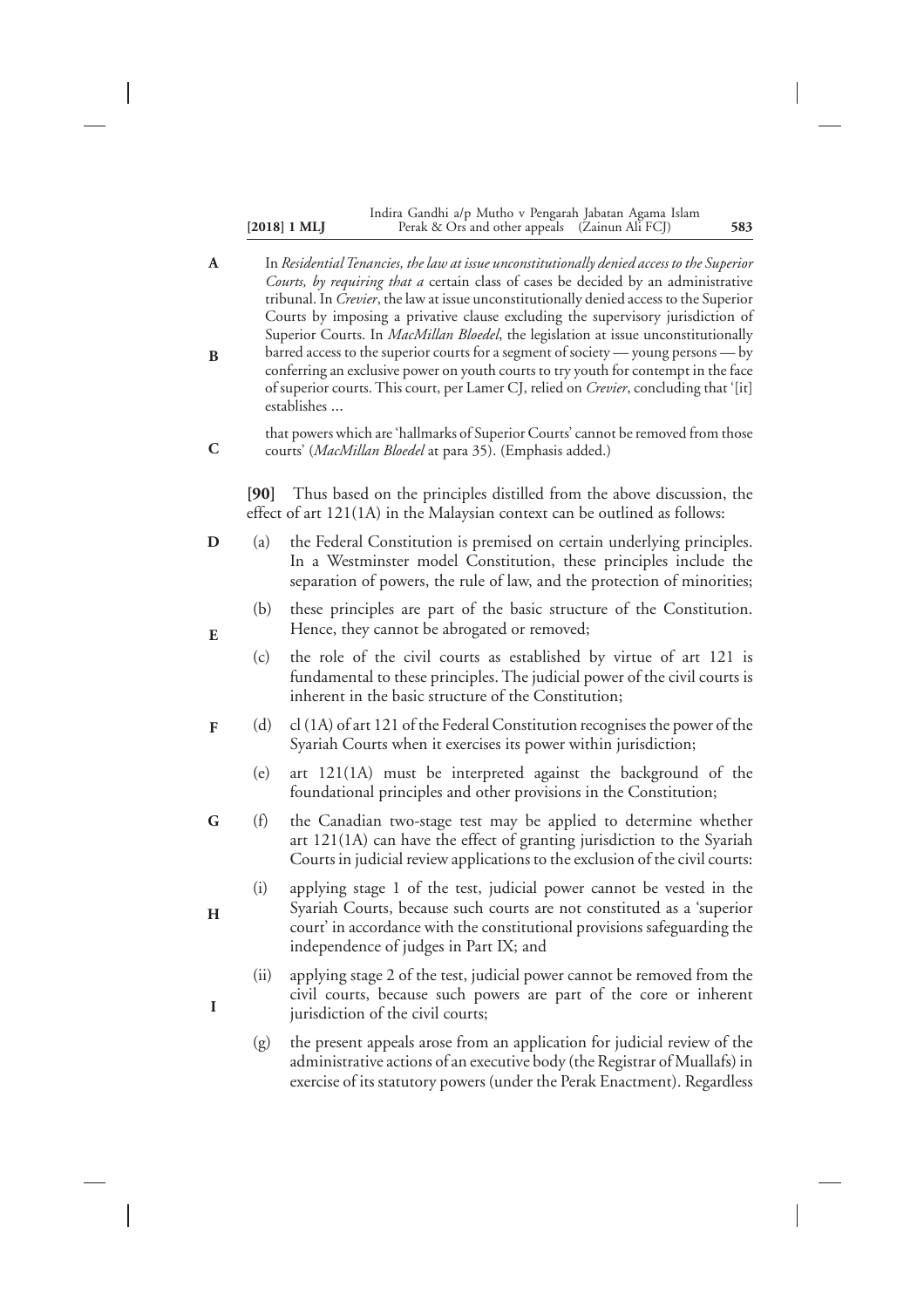In *Residential Tenancies, the law at issue unconstitutionally denied access to the Superior Courts, by requiring that a* certain class of cases be decided by an administrative tribunal. In *Crevier*, the law at issue unconstitutionally denied access to the Superior Courts by imposing a privative clause excluding the supervisory jurisdiction of Superior Courts. In *MacMillan Bloedel*, the legislation at issue unconstitutionally barred access to the superior courts for a segment of society — young persons — by conferring an exclusive power on youth courts to try youth for contempt in the face of superior courts. This court, per Lamer CJ, relied on *Crevier*, concluding that '[it] establishes ...

that powers which are 'hallmarks of Superior Courts' cannot be removed from those courts' (*MacMillan Bloedel* at para 35). (Emphasis added.)

**[90]** Thus based on the principles distilled from the above discussion, the effect of art 121(1A) in the Malaysian context can be outlined as follows:

(a) the Federal Constitution is premised on certain underlying principles. In a Westminster model Constitution, these principles include the separation of powers, the rule of law, and the protection of minorities;

(b) these principles are part of the basic structure of the Constitution. Hence, they cannot be abrogated or removed;

(c) the role of the civil courts as established by virtue of art 121 is fundamental to these principles. The judicial power of the civil courts is inherent in the basic structure of the Constitution;

(d) cl (1A) of art 121 of the Federal Constitution recognises the power of the Syariah Courts when it exercises its power within jurisdiction;

(e) art 121(1A) must be interpreted against the background of the foundational principles and other provisions in the Constitution;

(f) the Canadian two-stage test may be applied to determine whether art 121(1A) can have the effect of granting jurisdiction to the Syariah Courts in judicial review applications to the exclusion of the civil courts:

(i) applying stage 1 of the test, judicial power cannot be vested in the Syariah Courts, because such courts are not constituted as a 'superior court' in accordance with the constitutional provisions safeguarding the independence of judges in Part IX; and

(ii) applying stage 2 of the test, judicial power cannot be removed from the civil courts, because such powers are part of the core or inherent jurisdiction of the civil courts;

(g) the present appeals arose from an application for judicial review of the administrative actions of an executive body (the Registrar of Muallafs) in exercise of its statutory powers (under the Perak Enactment). Regardless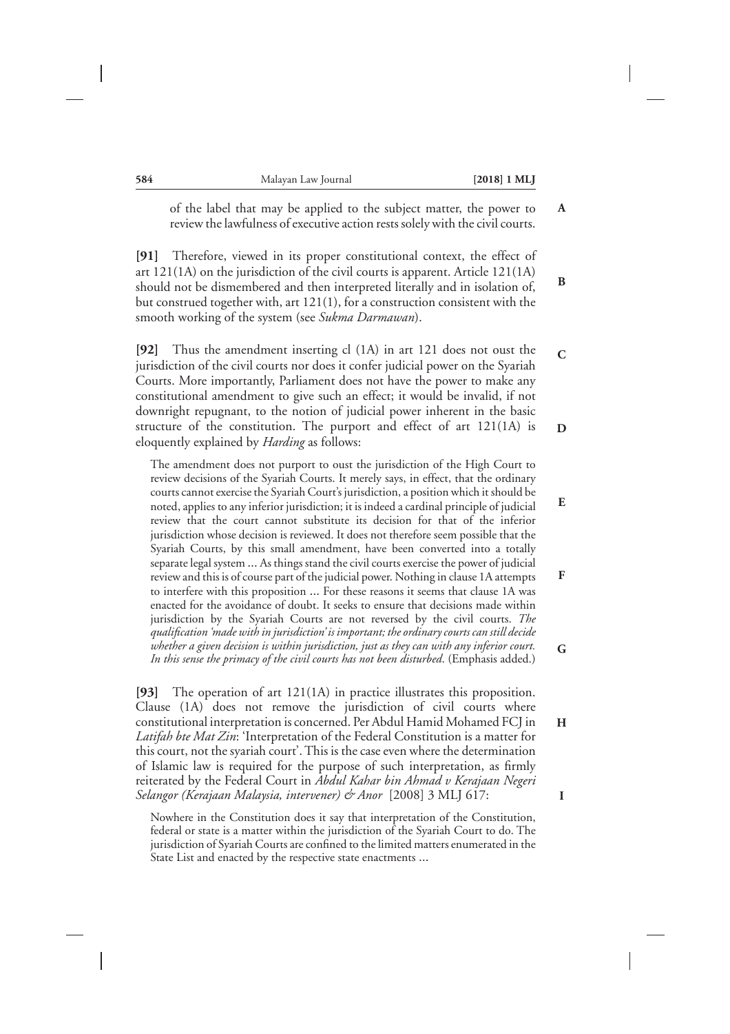of the label that may be applied to the subject matter, the power to review the lawfulness of executive action rests solely with the civil courts.

**[91]** Therefore, viewed in its proper constitutional context, the effect of art 121(1A) on the jurisdiction of the civil courts is apparent. Article 121(1A) should not be dismembered and then interpreted literally and in isolation of, but construed together with, art 121(1), for a construction consistent with the smooth working of the system (see *Sukma Darmawan*).

**[92]** Thus the amendment inserting cl (1A) in art 121 does not oust the jurisdiction of the civil courts nor does it confer judicial power on the Syariah Courts. More importantly, Parliament does not have the power to make any constitutional amendment to give such an effect; it would be invalid, if not downright repugnant, to the notion of judicial power inherent in the basic structure of the constitution. The purport and effect of art 121(1A) is eloquently explained by *Harding* as follows:

> The amendment does not purport to oust the jurisdiction of the High Court to review decisions of the Syariah Courts. It merely says, in effect, that the ordinary courts cannot exercise the Syariah Court's jurisdiction, a position which it should be noted, applies to any inferior jurisdiction; it is indeed a cardinal principle of judicial review that the court cannot substitute its decision for that of the inferior jurisdiction whose decision is reviewed. It does not therefore seem possible that the Syariah Courts, by this small amendment, have been converted into a totally separate legal system ... As things stand the civil courts exercise the power of judicial review and this is of course part of the judicial power. Nothing in clause 1A attempts to interfere with this proposition ... For these reasons it seems that clause 1A was enacted for the avoidance of doubt. It seeks to ensure that decisions made within jurisdiction by the Syariah Courts are not reversed by the civil courts. *The qualification 'made with in jurisdiction' is important; the ordinary courts can still decide whether a given decision is within jurisdiction, just as they can with any inferior court. In this sense the primacy of the civil courts has not been disturbed*. (Emphasis added.)

**[93]** The operation of art 121(1A) in practice illustrates this proposition. Clause (1A) does not remove the jurisdiction of civil courts where constitutional interpretation is concerned. Per Abdul Hamid Mohamed FCJ in *Latifah bte Mat Zin*: 'Interpretation of the Federal Constitution is a matter for this court, not the syariah court'. This is the case even where the determination of Islamic law is required for the purpose of such interpretation, as firmly reiterated by the Federal Court in *Abdul Kahar bin Ahmad v Kerajaan Negeri Selangor (Kerajaan Malaysia, intervener) & Anor* [2008] 3 MLJ 617:

> Nowhere in the Constitution does it say that interpretation of the Constitution, federal or state is a matter within the jurisdiction of the Syariah Court to do. The jurisdiction of Syariah Courts are confined to the limited matters enumerated in the State List and enacted by the respective state enactments ...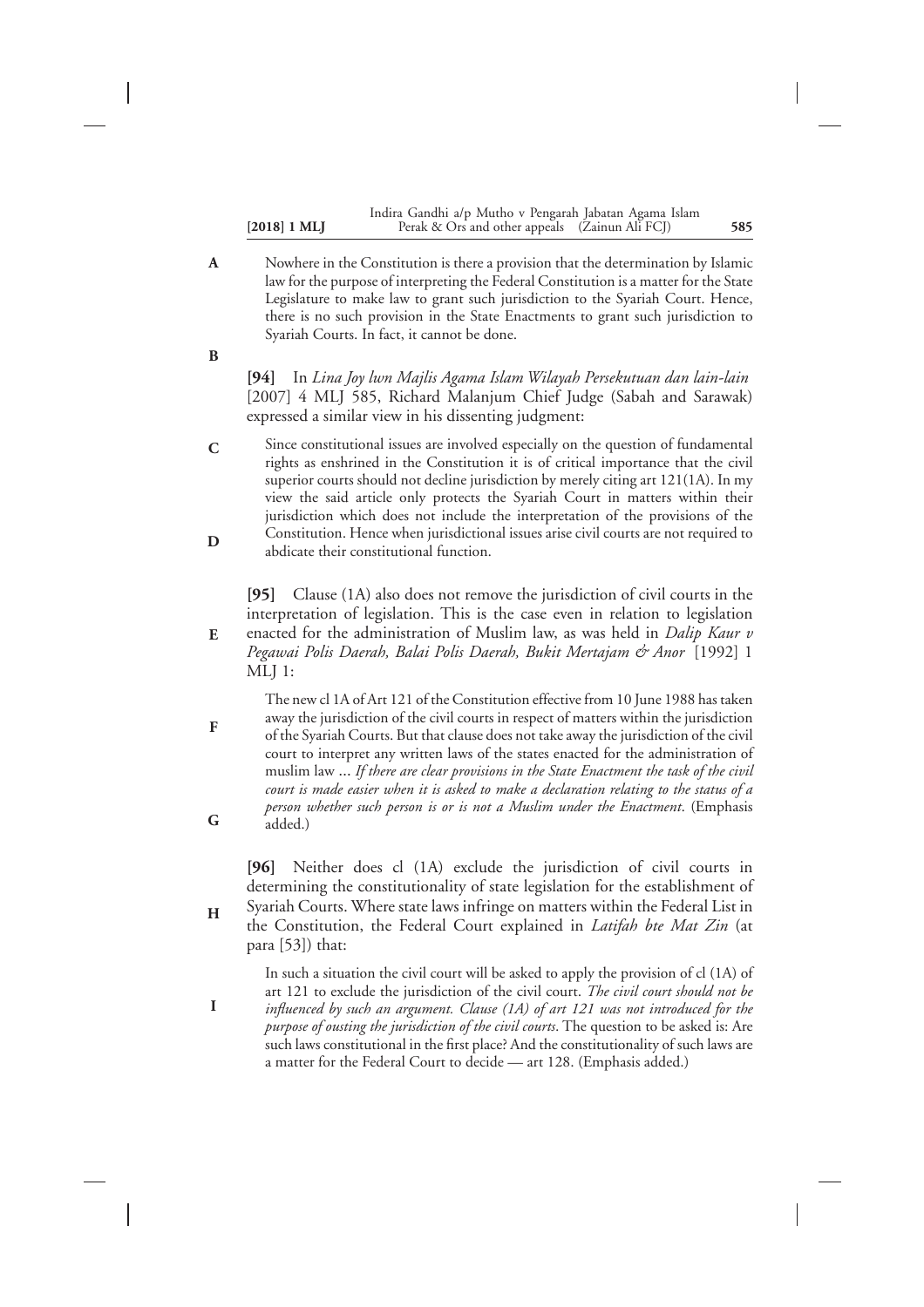> Nowhere in the Constitution is there a provision that the determination by Islamic law for the purpose of interpreting the Federal Constitution is a matter for the State Legislature to make law to grant such jurisdiction to the Syariah Court. Hence, there is no such provision in the State Enactments to grant such jurisdiction to Syariah Courts. In fact, it cannot be done.

**[94]** In *Lina Joy lwn Majlis Agama Islam Wilayah Persekutuan dan lain-lain* [2007] 4 MLJ 585, Richard Malanjum Chief Judge (Sabah and Sarawak) expressed a similar view in his dissenting judgment:

> Since constitutional issues are involved especially on the question of fundamental rights as enshrined in the Constitution it is of critical importance that the civil superior courts should not decline jurisdiction by merely citing art 121(1A). In my view the said article only protects the Syariah Court in matters within their jurisdiction which does not include the interpretation of the provisions of the Constitution. Hence when jurisdictional issues arise civil courts are not required to abdicate their constitutional function.

**[95]** Clause (1A) also does not remove the jurisdiction of civil courts in the interpretation of legislation. This is the case even in relation to legislation enacted for the administration of Muslim law, as was held in *Dalip Kaur v Pegawai Polis Daerah, Balai Polis Daerah, Bukit Mertajam & Anor* [1992] 1 MLJ 1:

> The new cl 1A of Art 121 of the Constitution effective from 10 June 1988 has taken away the jurisdiction of the civil courts in respect of matters within the jurisdiction of the Syariah Courts. But that clause does not take away the jurisdiction of the civil court to interpret any written laws of the states enacted for the administration of muslim law ... *If there are clear provisions in the State Enactment the task of the civil court is made easier when it is asked to make a declaration relating to the status of a person whether such person is or is not a Muslim under the Enactment*. (Emphasis added.)

**[96]** Neither does cl (1A) exclude the jurisdiction of civil courts in determining the constitutionality of state legislation for the establishment of Syariah Courts. Where state laws infringe on matters within the Federal List in the Constitution, the Federal Court explained in *Latifah bte Mat Zin* (at para [53]) that:

> In such a situation the civil court will be asked to apply the provision of cl (1A) of art 121 to exclude the jurisdiction of the civil court. *The civil court should not be influenced by such an argument. Clause (1A) of art 121 was not introduced for the purpose of ousting the jurisdiction of the civil courts*. The question to be asked is: Are such laws constitutional in the first place? And the constitutionality of such laws are a matter for the Federal Court to decide — art 128. (Emphasis added.)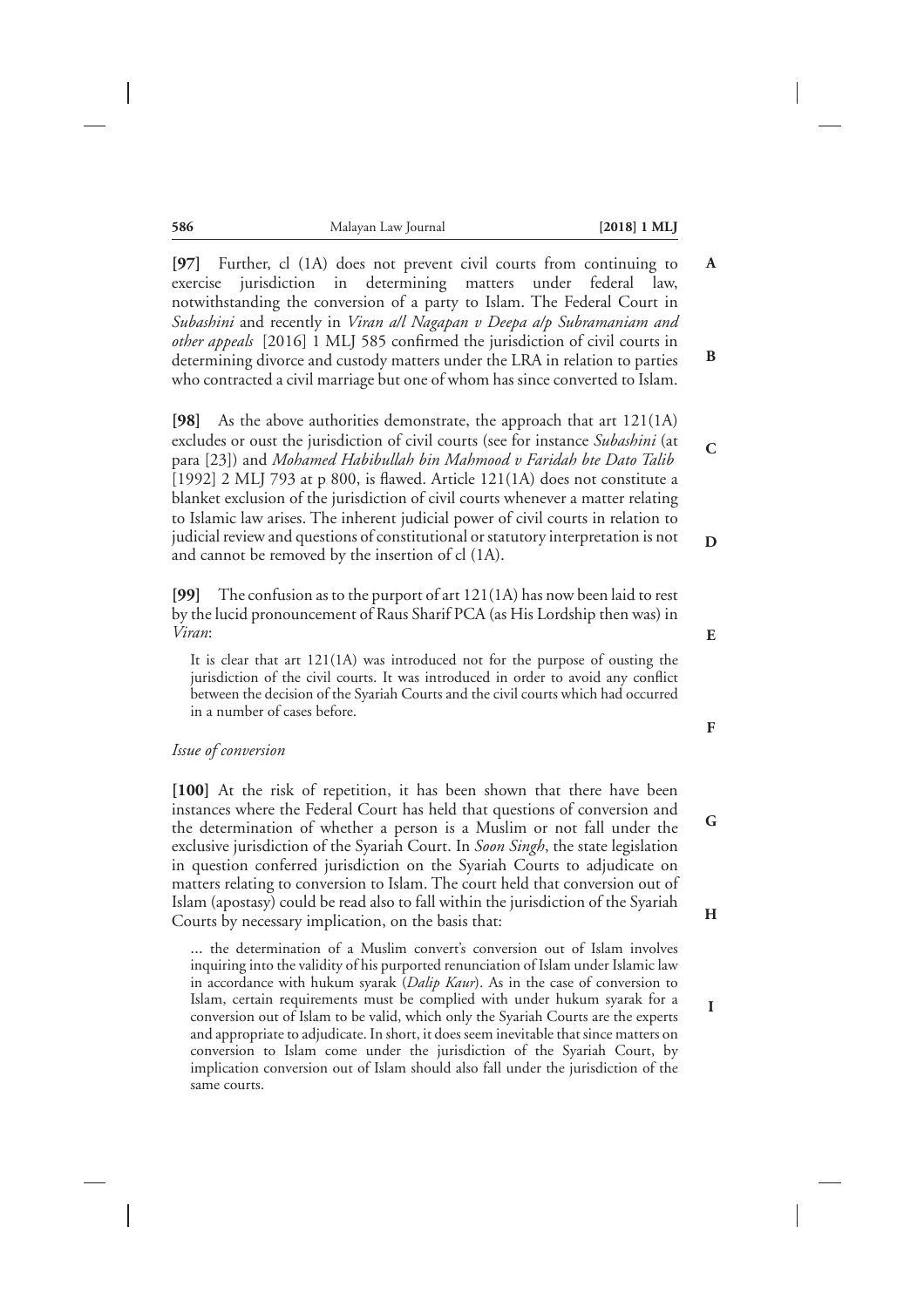**[97]** Further, cl (1A) does not prevent civil courts from continuing to exercise jurisdiction in determining matters under federal law, notwithstanding the conversion of a party to Islam. The Federal Court in *Subashini* and recently in *Viran a/l Nagapan v Deepa a/p Subramaniam and other appeals* [2016] 1 MLJ 585 confirmed the jurisdiction of civil courts in determining divorce and custody matters under the LRA in relation to parties who contracted a civil marriage but one of whom has since converted to Islam.

**[98]** As the above authorities demonstrate, the approach that art 121(1A) excludes or oust the jurisdiction of civil courts (see for instance *Subashini* (at para [23]) and *Mohamed Habibullah bin Mahmood v Faridah bte Dato Talib* [1992] 2 MLJ 793 at p 800, is flawed. Article 121(1A) does not constitute a blanket exclusion of the jurisdiction of civil courts whenever a matter relating to Islamic law arises. The inherent judicial power of civil courts in relation to judicial review and questions of constitutional or statutory interpretation is not and cannot be removed by the insertion of cl (1A).

**[99]** The confusion as to the purport of art 121(1A) has now been laid to rest by the lucid pronouncement of Raus Sharif PCA (as His Lordship then was) in *Viran*:

> It is clear that art 121(1A) was introduced not for the purpose of ousting the jurisdiction of the civil courts. It was introduced in order to avoid any conflict between the decision of the Syariah Courts and the civil courts which had occurred in a number of cases before.

*Issue of conversion*

**[100]** At the risk of repetition, it has been shown that there have been instances where the Federal Court has held that questions of conversion and the determination of whether a person is a Muslim or not fall under the exclusive jurisdiction of the Syariah Court. In *Soon Singh*, the state legislation in question conferred jurisdiction on the Syariah Courts to adjudicate on matters relating to conversion to Islam. The court held that conversion out of Islam (apostasy) could be read also to fall within the jurisdiction of the Syariah Courts by necessary implication, on the basis that:

> ... the determination of a Muslim convert's conversion out of Islam involves inquiring into the validity of his purported renunciation of Islam under Islamic law in accordance with hukum syarak (*Dalip Kaur*). As in the case of conversion to Islam, certain requirements must be complied with under hukum syarak for a conversion out of Islam to be valid, which only the Syariah Courts are the experts and appropriate to adjudicate. In short, it does seem inevitable that since matters on conversion to Islam come under the jurisdiction of the Syariah Court, by implication conversion out of Islam should also fall under the jurisdiction of the same courts.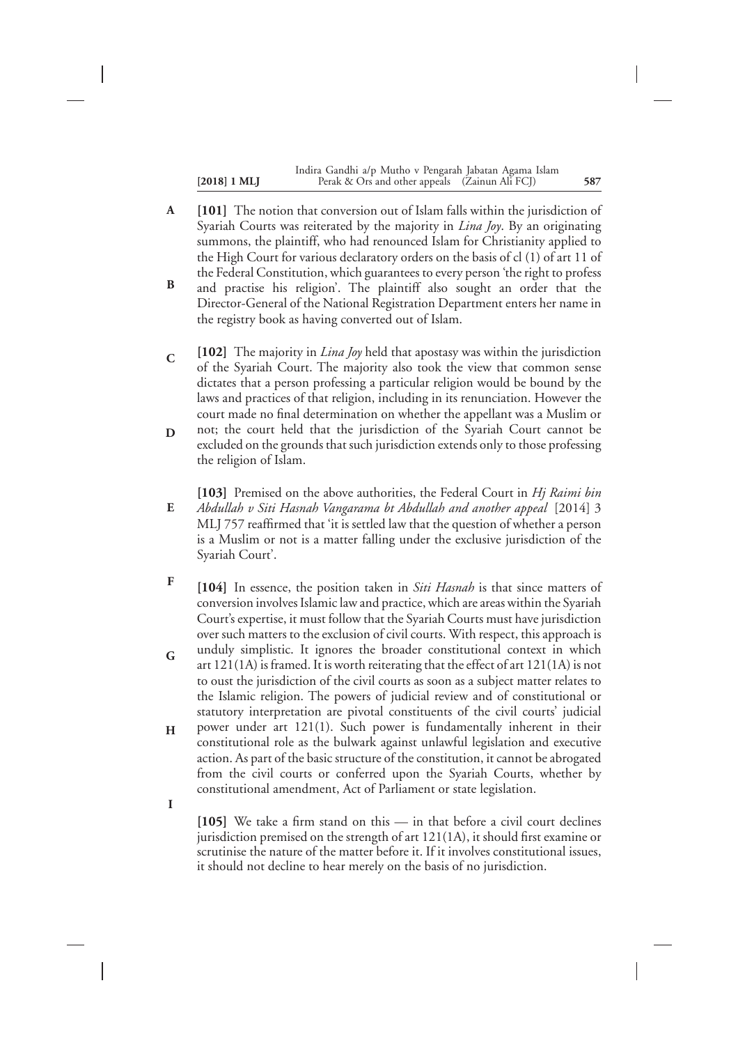**[101]** The notion that conversion out of Islam falls within the jurisdiction of Syariah Courts was reiterated by the majority in *Lina Joy*. By an originating summons, the plaintiff, who had renounced Islam for Christianity applied to the High Court for various declaratory orders on the basis of cl (1) of art 11 of the Federal Constitution, which guarantees to every person 'the right to profess and practise his religion'. The plaintiff also sought an order that the Director-General of the National Registration Department enters her name in the registry book as having converted out of Islam.

**[102]** The majority in *Lina Joy* held that apostasy was within the jurisdiction of the Syariah Court. The majority also took the view that common sense dictates that a person professing a particular religion would be bound by the laws and practices of that religion, including in its renunciation. However the court made no final determination on whether the appellant was a Muslim or not; the court held that the jurisdiction of the Syariah Court cannot be excluded on the grounds that such jurisdiction extends only to those professing the religion of Islam.

**[103]** Premised on the above authorities, the Federal Court in *Hj Raimi bin Abdullah v Siti Hasnah Vangarama bt Abdullah and another appeal* [2014] 3 MLJ 757 reaffirmed that 'it is settled law that the question of whether a person is a Muslim or not is a matter falling under the exclusive jurisdiction of the Syariah Court'.

**[104]** In essence, the position taken in *Siti Hasnah* is that since matters of conversion involves Islamic law and practice, which are areas within the Syariah Court's expertise, it must follow that the Syariah Courts must have jurisdiction over such matters to the exclusion of civil courts. With respect, this approach is unduly simplistic. It ignores the broader constitutional context in which art 121(1A) is framed. It is worth reiterating that the effect of art 121(1A) is not to oust the jurisdiction of the civil courts as soon as a subject matter relates to the Islamic religion. The powers of judicial review and of constitutional or statutory interpretation are pivotal constituents of the civil courts' judicial power under art 121(1). Such power is fundamentally inherent in their constitutional role as the bulwark against unlawful legislation and executive action. As part of the basic structure of the constitution, it cannot be abrogated from the civil courts or conferred upon the Syariah Courts, whether by constitutional amendment, Act of Parliament or state legislation.

**[105]** We take a firm stand on this — in that before a civil court declines jurisdiction premised on the strength of art 121(1A), it should first examine or scrutinise the nature of the matter before it. If it involves constitutional issues, it should not decline to hear merely on the basis of no jurisdiction.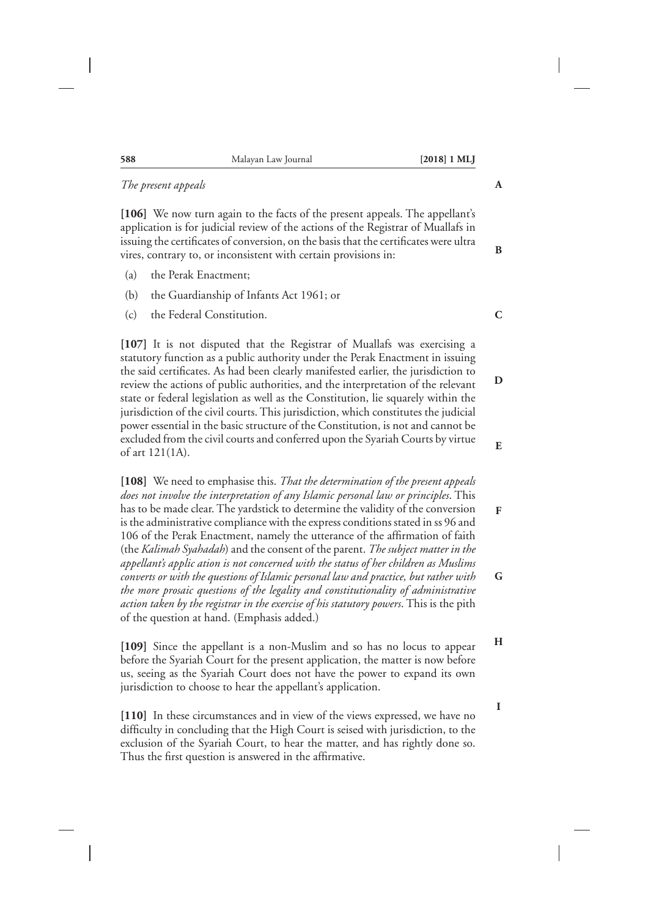*The present appeals*

**[106]** We now turn again to the facts of the present appeals. The appellant's application is for judicial review of the actions of the Registrar of Muallafs in issuing the certificates of conversion, on the basis that the certificates were ultra vires, contrary to, or inconsistent with certain provisions in:

(a) the Perak Enactment;

(b) the Guardianship of Infants Act 1961; or

(c) the Federal Constitution.

**[107]** It is not disputed that the Registrar of Muallafs was exercising a statutory function as a public authority under the Perak Enactment in issuing the said certificates. As had been clearly manifested earlier, the jurisdiction to review the actions of public authorities, and the interpretation of the relevant state or federal legislation as well as the Constitution, lie squarely within the jurisdiction of the civil courts. This jurisdiction, which constitutes the judicial power essential in the basic structure of the Constitution, is not and cannot be excluded from the civil courts and conferred upon the Syariah Courts by virtue of art 121(1A).

**[108]** We need to emphasise this. *That the determination of the present appeals does not involve the interpretation of any Islamic personal law or principles*. This has to be made clear. The yardstick to determine the validity of the conversion is the administrative compliance with the express conditions stated in ss 96 and 106 of the Perak Enactment, namely the utterance of the affirmation of faith (the *Kalimah Syahadah*) and the consent of the parent. *The subject matter in the appellant's applic ation is not concerned with the status of her children as Muslims converts or with the questions of Islamic personal law and practice, but rather with the more prosaic questions of the legality and constitutionality of administrative action taken by the registrar in the exercise of his statutory powers*. This is the pith of the question at hand. (Emphasis added.)

**[109]** Since the appellant is a non-Muslim and so has no locus to appear before the Syariah Court for the present application, the matter is now before us, seeing as the Syariah Court does not have the power to expand its own jurisdiction to choose to hear the appellant's application.

**[110]** In these circumstances and in view of the views expressed, we have no difficulty in concluding that the High Court is seised with jurisdiction, to the exclusion of the Syariah Court, to hear the matter, and has rightly done so. Thus the first question is answered in the affirmative.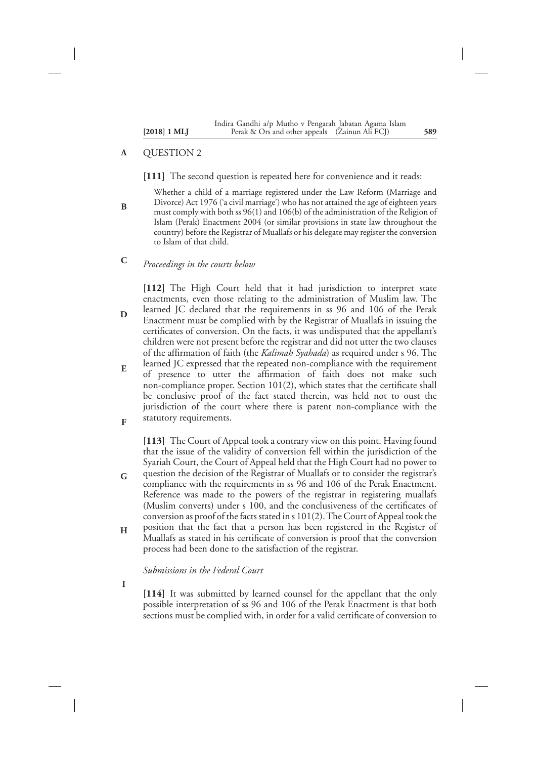## QUESTION 2

**[111]** The second question is repeated here for convenience and it reads:

> Whether a child of a marriage registered under the Law Reform (Marriage and Divorce) Act 1976 ('a civil marriage') who has not attained the age of eighteen years must comply with both ss 96(1) and 106(b) of the administration of the Religion of Islam (Perak) Enactment 2004 (or similar provisions in state law throughout the country) before the Registrar of Muallafs or his delegate may register the conversion to Islam of that child.

### *Proceedings in the courts below*

**[112]** The High Court held that it had jurisdiction to interpret state enactments, even those relating to the administration of Muslim law. The learned JC declared that the requirements in ss 96 and 106 of the Perak Enactment must be complied with by the Registrar of Muallafs in issuing the certificates of conversion. On the facts, it was undisputed that the appellant's children were not present before the registrar and did not utter the two clauses of the affirmation of faith (the *Kalimah Syahada*) as required under s 96. The learned JC expressed that the repeated non-compliance with the requirement of presence to utter the affirmation of faith does not make such non-compliance proper. Section 101(2), which states that the certificate shall be conclusive proof of the fact stated therein, was held not to oust the jurisdiction of the court where there is patent non-compliance with the statutory requirements.

**[113]** The Court of Appeal took a contrary view on this point. Having found that the issue of the validity of conversion fell within the jurisdiction of the Syariah Court, the Court of Appeal held that the High Court had no power to question the decision of the Registrar of Muallafs or to consider the registrar's compliance with the requirements in ss 96 and 106 of the Perak Enactment. Reference was made to the powers of the registrar in registering muallafs (Muslim converts) under s 100, and the conclusiveness of the certificates of conversion as proof of the facts stated in s 101(2). The Court of Appeal took the position that the fact that a person has been registered in the Register of Muallafs as stated in his certificate of conversion is proof that the conversion process had been done to the satisfaction of the registrar.

### *Submissions in the Federal Court*

**[114]** It was submitted by learned counsel for the appellant that the only possible interpretation of ss 96 and 106 of the Perak Enactment is that both sections must be complied with, in order for a valid certificate of conversion to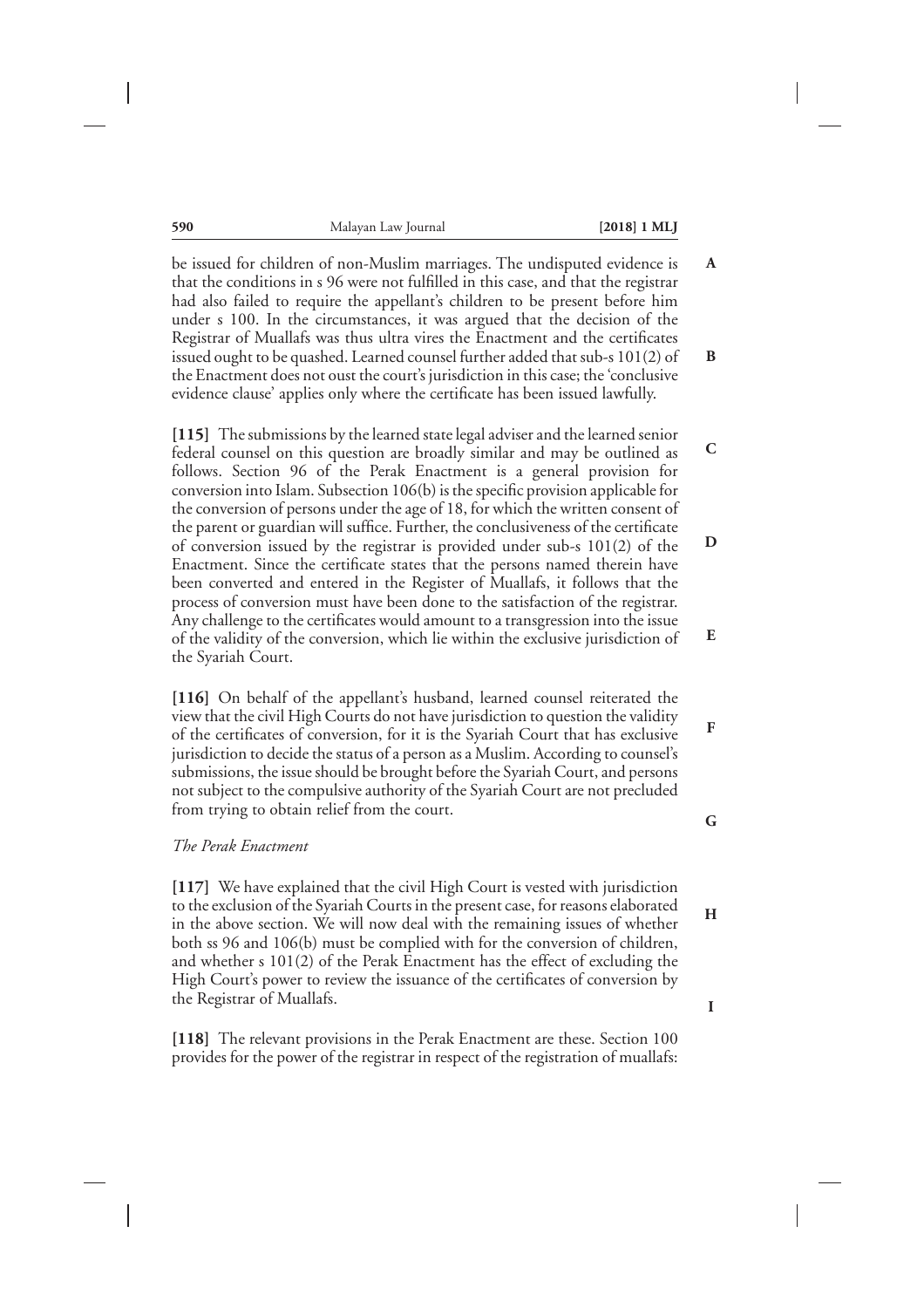be issued for children of non-Muslim marriages. The undisputed evidence is that the conditions in s 96 were not fulfilled in this case, and that the registrar had also failed to require the appellant's children to be present before him under s 100. In the circumstances, it was argued that the decision of the Registrar of Muallafs was thus ultra vires the Enactment and the certificates issued ought to be quashed. Learned counsel further added that sub-s 101(2) of the Enactment does not oust the court's jurisdiction in this case; the 'conclusive evidence clause' applies only where the certificate has been issued lawfully.

**[115]** The submissions by the learned state legal adviser and the learned senior federal counsel on this question are broadly similar and may be outlined as follows. Section 96 of the Perak Enactment is a general provision for conversion into Islam. Subsection 106(b) is the specific provision applicable for the conversion of persons under the age of 18, for which the written consent of the parent or guardian will suffice. Further, the conclusiveness of the certificate of conversion issued by the registrar is provided under sub-s 101(2) of the Enactment. Since the certificate states that the persons named therein have been converted and entered in the Register of Muallafs, it follows that the process of conversion must have been done to the satisfaction of the registrar. Any challenge to the certificates would amount to a transgression into the issue of the validity of the conversion, which lie within the exclusive jurisdiction of the Syariah Court.

**[116]** On behalf of the appellant's husband, learned counsel reiterated the view that the civil High Courts do not have jurisdiction to question the validity of the certificates of conversion, for it is the Syariah Court that has exclusive jurisdiction to decide the status of a person as a Muslim. According to counsel's submissions, the issue should be brought before the Syariah Court, and persons not subject to the compulsive authority of the Syariah Court are not precluded from trying to obtain relief from the court.

*The Perak Enactment*

**[117]** We have explained that the civil High Court is vested with jurisdiction to the exclusion of the Syariah Courts in the present case, for reasons elaborated in the above section. We will now deal with the remaining issues of whether both ss 96 and 106(b) must be complied with for the conversion of children, and whether s 101(2) of the Perak Enactment has the effect of excluding the High Court's power to review the issuance of the certificates of conversion by the Registrar of Muallafs.

**[118]** The relevant provisions in the Perak Enactment are these. Section 100 provides for the power of the registrar in respect of the registration of muallafs: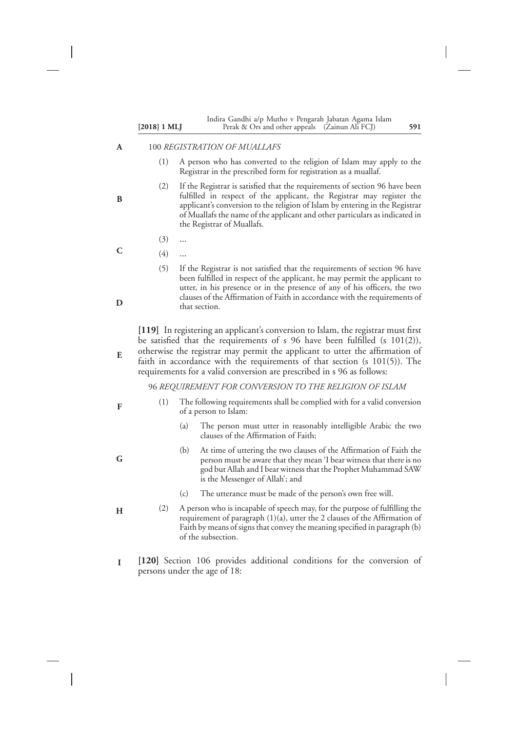100 *REGISTRATION OF MUALLAFS*

(1) A person who has converted to the religion of Islam may apply to the Registrar in the prescribed form for registration as a muallaf.

(2) If the Registrar is satisfied that the requirements of section 96 have been fulfilled in respect of the applicant, the Registrar may register the applicant's conversion to the religion of Islam by entering in the Registrar of Muallafs the name of the applicant and other particulars as indicated in the Registrar of Muallafs.

(3) ...

(4) ...

(5) If the Registrar is not satisfied that the requirements of section 96 have been fulfilled in respect of the applicant, he may permit the applicant to utter, in his presence or in the presence of any of his officers, the two clauses of the Affirmation of Faith in accordance with the requirements of that section.

**[119]** In registering an applicant's conversion to Islam, the registrar must first be satisfied that the requirements of s 96 have been fulfilled (s 101(2)), otherwise the registrar may permit the applicant to utter the affirmation of faith in accordance with the requirements of that section (s 101(5)). The requirements for a valid conversion are prescribed in s 96 as follows:

96 *REQUIREMENT FOR CONVERSION TO THE RELIGION OF ISLAM*

(1) The following requirements shall be complied with for a valid conversion of a person to Islam:

(a) The person must utter in reasonably intelligible Arabic the two clauses of the Affirmation of Faith;

(b) At time of uttering the two clauses of the Affirmation of Faith the person must be aware that they mean 'I bear witness that there is no god but Allah and I bear witness that the Prophet Muhammad SAW is the Messenger of Allah'; and

(c) The utterance must be made of the person's own free will.

(2) A person who is incapable of speech may, for the purpose of fulfilling the requirement of paragraph (1)(a), utter the 2 clauses of the Affirmation of Faith by means of signs that convey the meaning specified in paragraph (b) of the subsection.

**[120]** Section 106 provides additional conditions for the conversion of persons under the age of 18: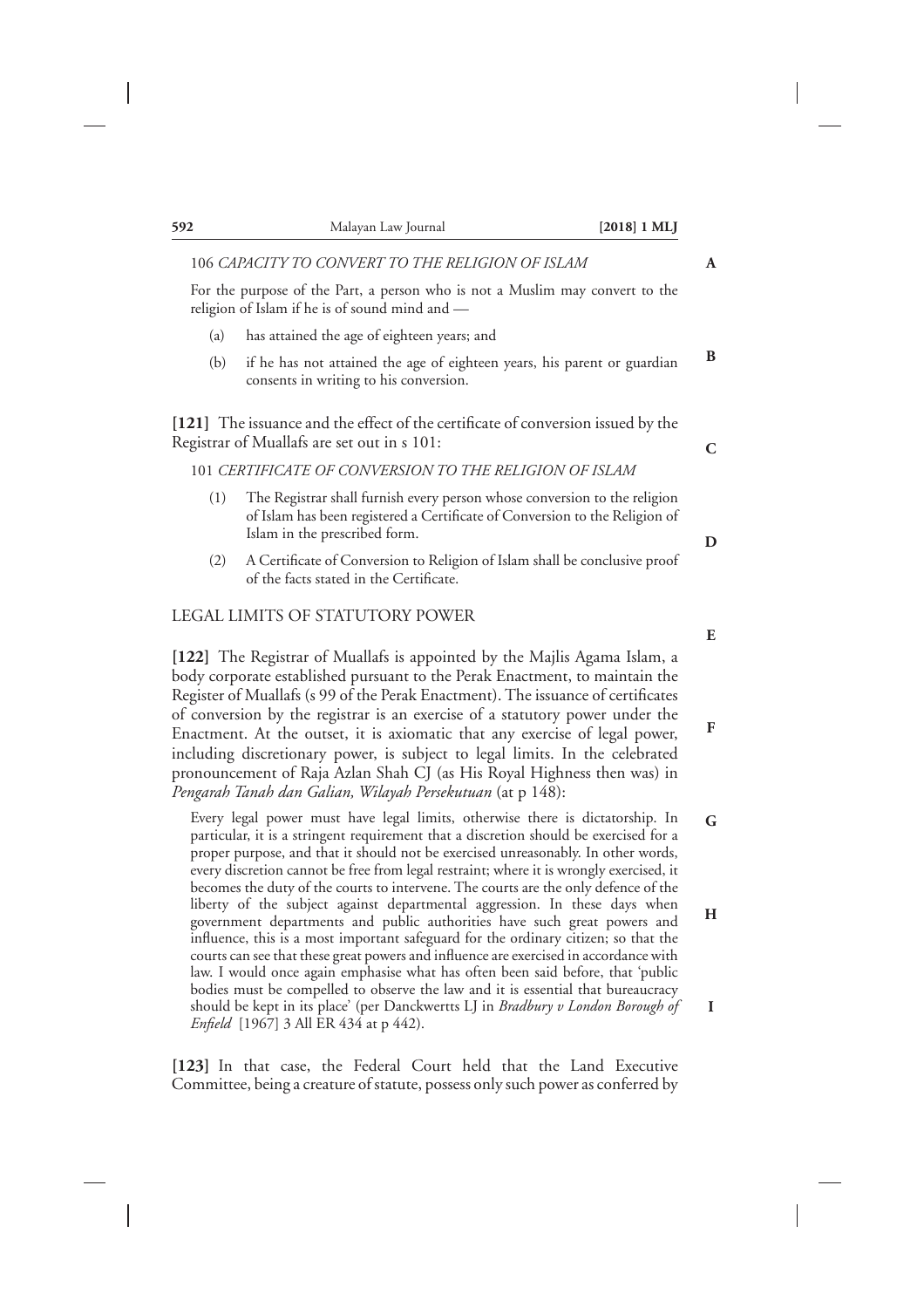106 *CAPACITY TO CONVERT TO THE RELIGION OF ISLAM*

For the purpose of the Part, a person who is not a Muslim may convert to the religion of Islam if he is of sound mind and —

(a) has attained the age of eighteen years; and

(b) if he has not attained the age of eighteen years, his parent or guardian consents in writing to his conversion.

**[121]** The issuance and the effect of the certificate of conversion issued by the Registrar of Muallafs are set out in s 101:

101 *CERTIFICATE OF CONVERSION TO THE RELIGION OF ISLAM*

(1) The Registrar shall furnish every person whose conversion to the religion of Islam has been registered a Certificate of Conversion to the Religion of Islam in the prescribed form.

(2) A Certificate of Conversion to Religion of Islam shall be conclusive proof of the facts stated in the Certificate.

## LEGAL LIMITS OF STATUTORY POWER

**[122]** The Registrar of Muallafs is appointed by the Majlis Agama Islam, a body corporate established pursuant to the Perak Enactment, to maintain the Register of Muallafs (s 99 of the Perak Enactment). The issuance of certificates of conversion by the registrar is an exercise of a statutory power under the Enactment. At the outset, it is axiomatic that any exercise of legal power, including discretionary power, is subject to legal limits. In the celebrated pronouncement of Raja Azlan Shah CJ (as His Royal Highness then was) in *Pengarah Tanah dan Galian, Wilayah Persekutuan* (at p 148):

> Every legal power must have legal limits, otherwise there is dictatorship. In particular, it is a stringent requirement that a discretion should be exercised for a proper purpose, and that it should not be exercised unreasonably. In other words, every discretion cannot be free from legal restraint; where it is wrongly exercised, it becomes the duty of the courts to intervene. The courts are the only defence of the liberty of the subject against departmental aggression. In these days when government departments and public authorities have such great powers and influence, this is a most important safeguard for the ordinary citizen; so that the courts can see that these great powers and influence are exercised in accordance with law. I would once again emphasise what has often been said before, that 'public bodies must be compelled to observe the law and it is essential that bureaucracy should be kept in its place' (per Danckwertts LJ in *Bradbury v London Borough of Enfield* [1967] 3 All ER 434 at p 442).

**[123]** In that case, the Federal Court held that the Land Executive Committee, being a creature of statute, possess only such power as conferred by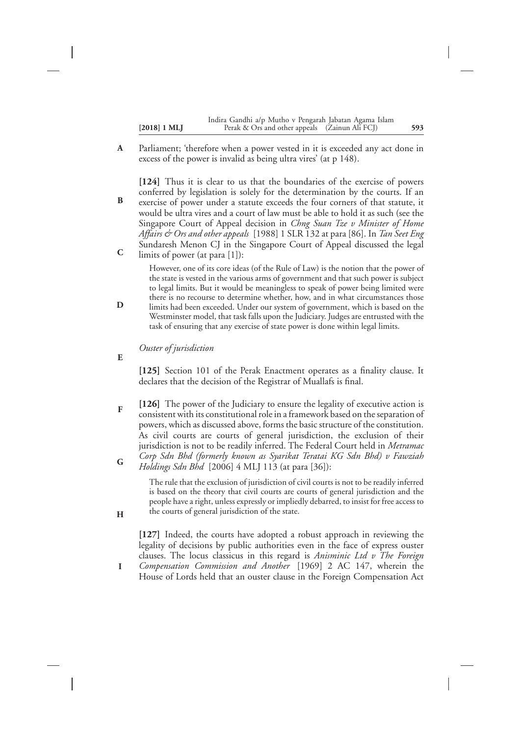Parliament; 'therefore when a power vested in it is exceeded any act done in excess of the power is invalid as being ultra vires' (at p 148).

**[124]** Thus it is clear to us that the boundaries of the exercise of powers conferred by legislation is solely for the determination by the courts. If an exercise of power under a statute exceeds the four corners of that statute, it would be ultra vires and a court of law must be able to hold it as such (see the Singapore Court of Appeal decision in *Chng Suan Tze v Minister of Home Affairs & Ors and other appeals* [1988] 1 SLR 132 at para [86]. In *Tan Seet Eng* Sundaresh Menon CJ in the Singapore Court of Appeal discussed the legal limits of power (at para [1]):

> However, one of its core ideas (of the Rule of Law) is the notion that the power of the state is vested in the various arms of government and that such power is subject to legal limits. But it would be meaningless to speak of power being limited were there is no recourse to determine whether, how, and in what circumstances those limits had been exceeded. Under our system of government, which is based on the Westminster model, that task falls upon the Judiciary. Judges are entrusted with the task of ensuring that any exercise of state power is done within legal limits.

*Ouster of jurisdiction*

**[125]** Section 101 of the Perak Enactment operates as a finality clause. It declares that the decision of the Registrar of Muallafs is final.

**[126]** The power of the Judiciary to ensure the legality of executive action is consistent with its constitutional role in a framework based on the separation of powers, which as discussed above, forms the basic structure of the constitution. As civil courts are courts of general jurisdiction, the exclusion of their jurisdiction is not to be readily inferred. The Federal Court held in *Metramac Corp Sdn Bhd (formerly known as Syarikat Teratai KG Sdn Bhd) v Fawziah Holdings Sdn Bhd* [2006] 4 MLJ 113 (at para [36]):

> The rule that the exclusion of jurisdiction of civil courts is not to be readily inferred is based on the theory that civil courts are courts of general jurisdiction and the people have a right, unless expressly or impliedly debarred, to insist for free access to the courts of general jurisdiction of the state.

**[127]** Indeed, the courts have adopted a robust approach in reviewing the legality of decisions by public authorities even in the face of express ouster clauses. The locus classicus in this regard is *Anisminic Ltd v The Foreign Compensation Commission and Another* [1969] 2 AC 147, wherein the House of Lords held that an ouster clause in the Foreign Compensation Act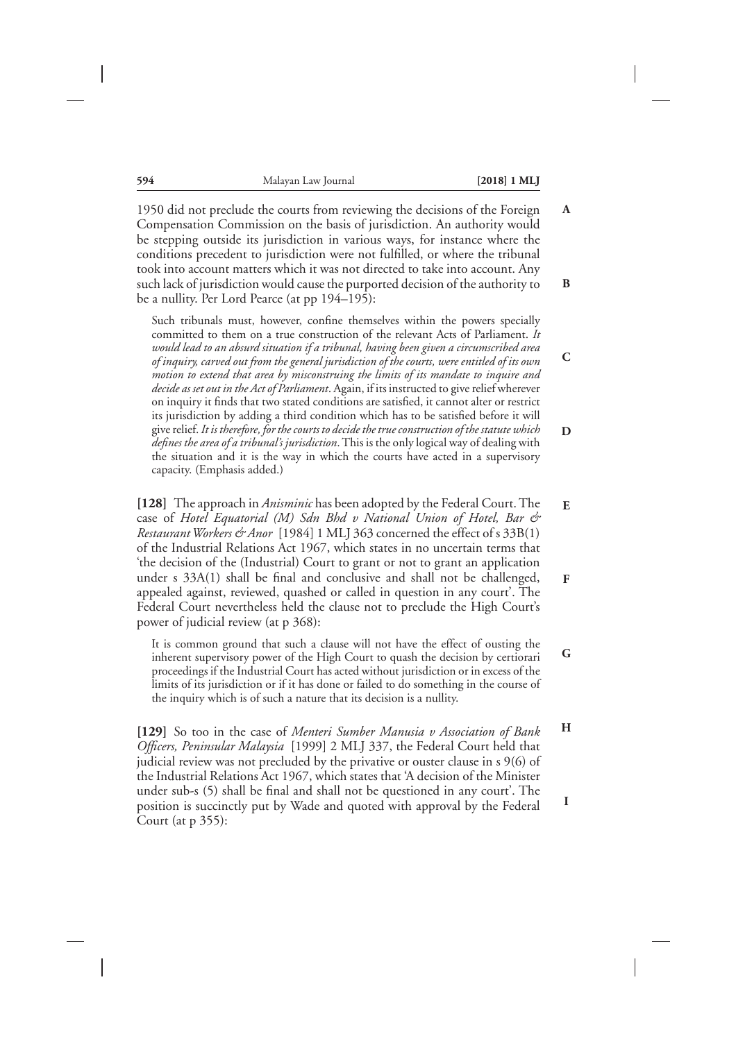1950 did not preclude the courts from reviewing the decisions of the Foreign Compensation Commission on the basis of jurisdiction. An authority would be stepping outside its jurisdiction in various ways, for instance where the conditions precedent to jurisdiction were not fulfilled, or where the tribunal took into account matters which it was not directed to take into account. Any such lack of jurisdiction would cause the purported decision of the authority to be a nullity. Per Lord Pearce (at pp 194–195):

> Such tribunals must, however, confine themselves within the powers specially committed to them on a true construction of the relevant Acts of Parliament. *It would lead to an absurd situation if a tribunal, having been given a circumscribed area of inquiry, carved out from the general jurisdiction of the courts, were entitled of its own motion to extend that area by misconstruing the limits of its mandate to inquire and decide as set out in the Act of Parliament*. Again, if its instructed to give relief wherever on inquiry it finds that two stated conditions are satisfied, it cannot alter or restrict its jurisdiction by adding a third condition which has to be satisfied before it will give relief. *It is therefore, for the courts to decide the true construction of the statute which defines the area of a tribunal's jurisdiction*. This is the only logical way of dealing with the situation and it is the way in which the courts have acted in a supervisory capacity. (Emphasis added.)

**[128]** The approach in *Anisminic* has been adopted by the Federal Court. The case of *Hotel Equatorial (M) Sdn Bhd v National Union of Hotel, Bar & Restaurant Workers & Anor* [1984] 1 MLJ 363 concerned the effect of s 33B(1) of the Industrial Relations Act 1967, which states in no uncertain terms that 'the decision of the (Industrial) Court to grant or not to grant an application under s 33A(1) shall be final and conclusive and shall not be challenged, appealed against, reviewed, quashed or called in question in any court'. The Federal Court nevertheless held the clause not to preclude the High Court's power of judicial review (at p 368):

> It is common ground that such a clause will not have the effect of ousting the inherent supervisory power of the High Court to quash the decision by certiorari proceedings if the Industrial Court has acted without jurisdiction or in excess of the limits of its jurisdiction or if it has done or failed to do something in the course of the inquiry which is of such a nature that its decision is a nullity.

**[129]** So too in the case of *Menteri Sumber Manusia v Association of Bank Officers, Peninsular Malaysia* [1999] 2 MLJ 337, the Federal Court held that judicial review was not precluded by the privative or ouster clause in s 9(6) of the Industrial Relations Act 1967, which states that 'A decision of the Minister under sub-s (5) shall be final and shall not be questioned in any court'. The position is succinctly put by Wade and quoted with approval by the Federal Court (at p 355):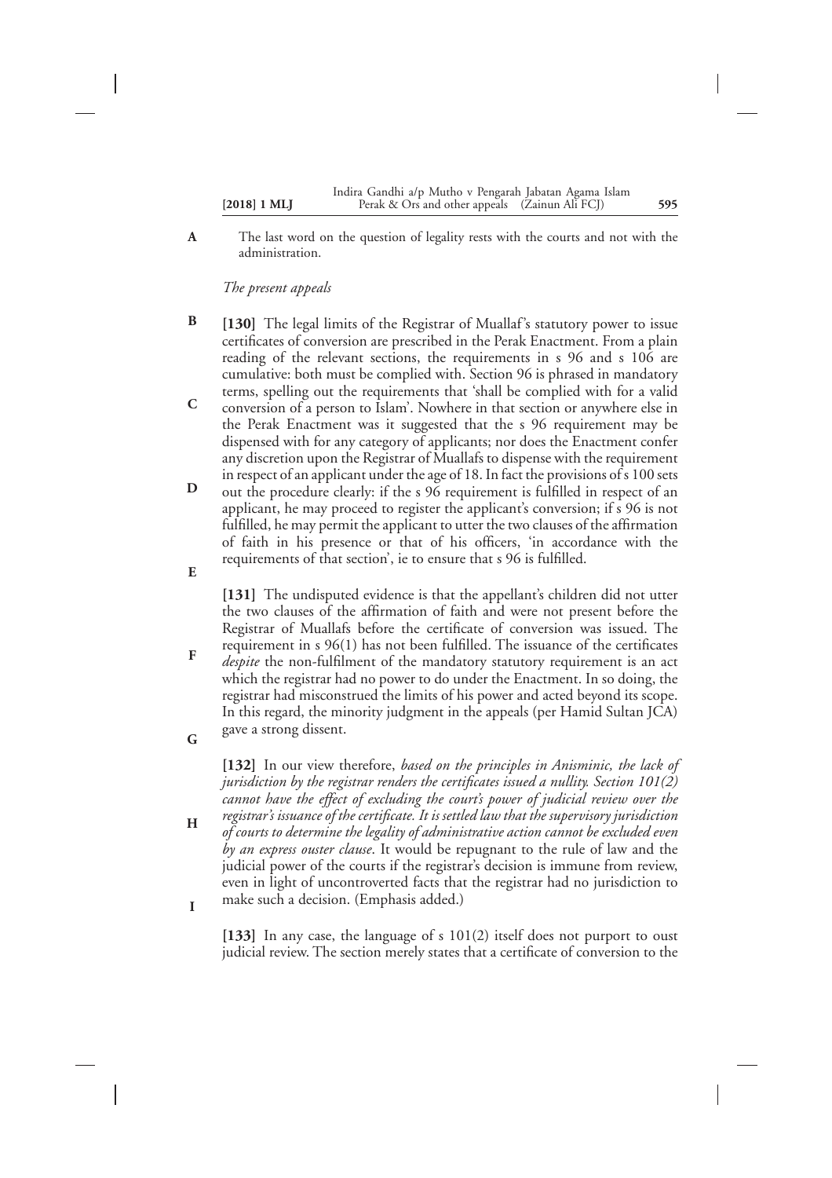The last word on the question of legality rests with the courts and not with the administration.

*The present appeals*

**[130]** The legal limits of the Registrar of Muallaf's statutory power to issue certificates of conversion are prescribed in the Perak Enactment. From a plain reading of the relevant sections, the requirements in s 96 and s 106 are cumulative: both must be complied with. Section 96 is phrased in mandatory terms, spelling out the requirements that 'shall be complied with for a valid conversion of a person to Islam'. Nowhere in that section or anywhere else in the Perak Enactment was it suggested that the s 96 requirement may be dispensed with for any category of applicants; nor does the Enactment confer any discretion upon the Registrar of Muallafs to dispense with the requirement in respect of an applicant under the age of 18. In fact the provisions of s 100 sets out the procedure clearly: if the s 96 requirement is fulfilled in respect of an applicant, he may proceed to register the applicant's conversion; if s 96 is not fulfilled, he may permit the applicant to utter the two clauses of the affirmation of faith in his presence or that of his officers, 'in accordance with the requirements of that section', ie to ensure that s 96 is fulfilled.

**[131]** The undisputed evidence is that the appellant's children did not utter the two clauses of the affirmation of faith and were not present before the Registrar of Muallafs before the certificate of conversion was issued. The requirement in s 96(1) has not been fulfilled. The issuance of the certificates *despite* the non-fulfilment of the mandatory statutory requirement is an act which the registrar had no power to do under the Enactment. In so doing, the registrar had misconstrued the limits of his power and acted beyond its scope. In this regard, the minority judgment in the appeals (per Hamid Sultan JCA) gave a strong dissent.

**[132]** In our view therefore, *based on the principles in Anisminic, the lack of jurisdiction by the registrar renders the certificates issued a nullity. Section 101(2) cannot have the effect of excluding the court's power of judicial review over the registrar's issuance of the certificate. It is settled law that the supervisory jurisdiction of courts to determine the legality of administrative action cannot be excluded even by an express ouster clause*. It would be repugnant to the rule of law and the judicial power of the courts if the registrar's decision is immune from review, even in light of uncontroverted facts that the registrar had no jurisdiction to make such a decision. (Emphasis added.)

**[133]** In any case, the language of s 101(2) itself does not purport to oust judicial review. The section merely states that a certificate of conversion to the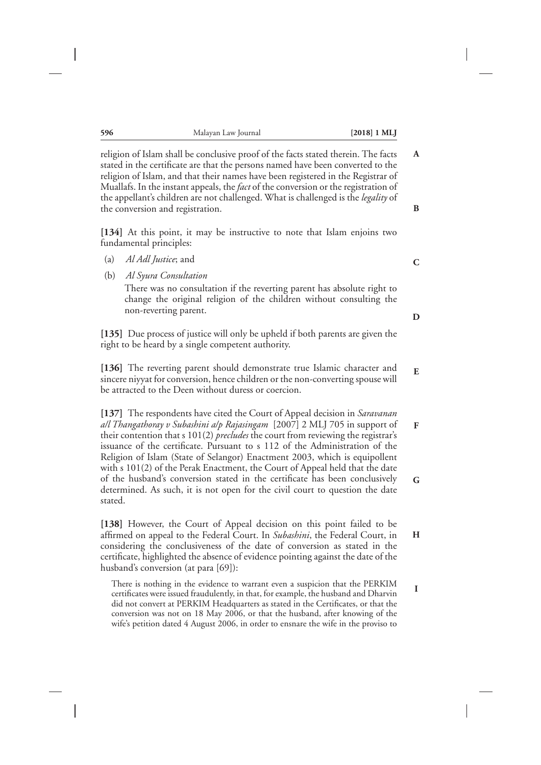religion of Islam shall be conclusive proof of the facts stated therein. The facts stated in the certificate are that the persons named have been converted to the religion of Islam, and that their names have been registered in the Registrar of Muallafs. In the instant appeals, the *fact* of the conversion or the registration of the appellant's children are not challenged. What is challenged is the *legality* of the conversion and registration.

**[134]** At this point, it may be instructive to note that Islam enjoins two fundamental principles:

(a) *Al Adl Justice*; and

(b) *Al Syura Consultation*

There was no consultation if the reverting parent has absolute right to change the original religion of the children without consulting the non-reverting parent.

**[135]** Due process of justice will only be upheld if both parents are given the right to be heard by a single competent authority.

**[136]** The reverting parent should demonstrate true Islamic character and sincere niyyat for conversion, hence children or the non-converting spouse will be attracted to the Deen without duress or coercion.

**[137]** The respondents have cited the Court of Appeal decision in *Saravanan a/l Thangathoray v Subashini a/p Rajasingam* [2007] 2 MLJ 705 in support of their contention that s 101(2) *precludes* the court from reviewing the registrar's issuance of the certificate. Pursuant to s 112 of the Administration of the Religion of Islam (State of Selangor) Enactment 2003, which is equipollent with s 101(2) of the Perak Enactment, the Court of Appeal held that the date of the husband's conversion stated in the certificate has been conclusively determined. As such, it is not open for the civil court to question the date stated.

**[138]** However, the Court of Appeal decision on this point failed to be affirmed on appeal to the Federal Court. In *Subashini*, the Federal Court, in considering the conclusiveness of the date of conversion as stated in the certificate, highlighted the absence of evidence pointing against the date of the husband's conversion (at para [69]):

> There is nothing in the evidence to warrant even a suspicion that the PERKIM certificates were issued fraudulently, in that, for example, the husband and Dharvin did not convert at PERKIM Headquarters as stated in the Certificates, or that the conversion was not on 18 May 2006, or that the husband, after knowing of the wife's petition dated 4 August 2006, in order to ensnare the wife in the proviso to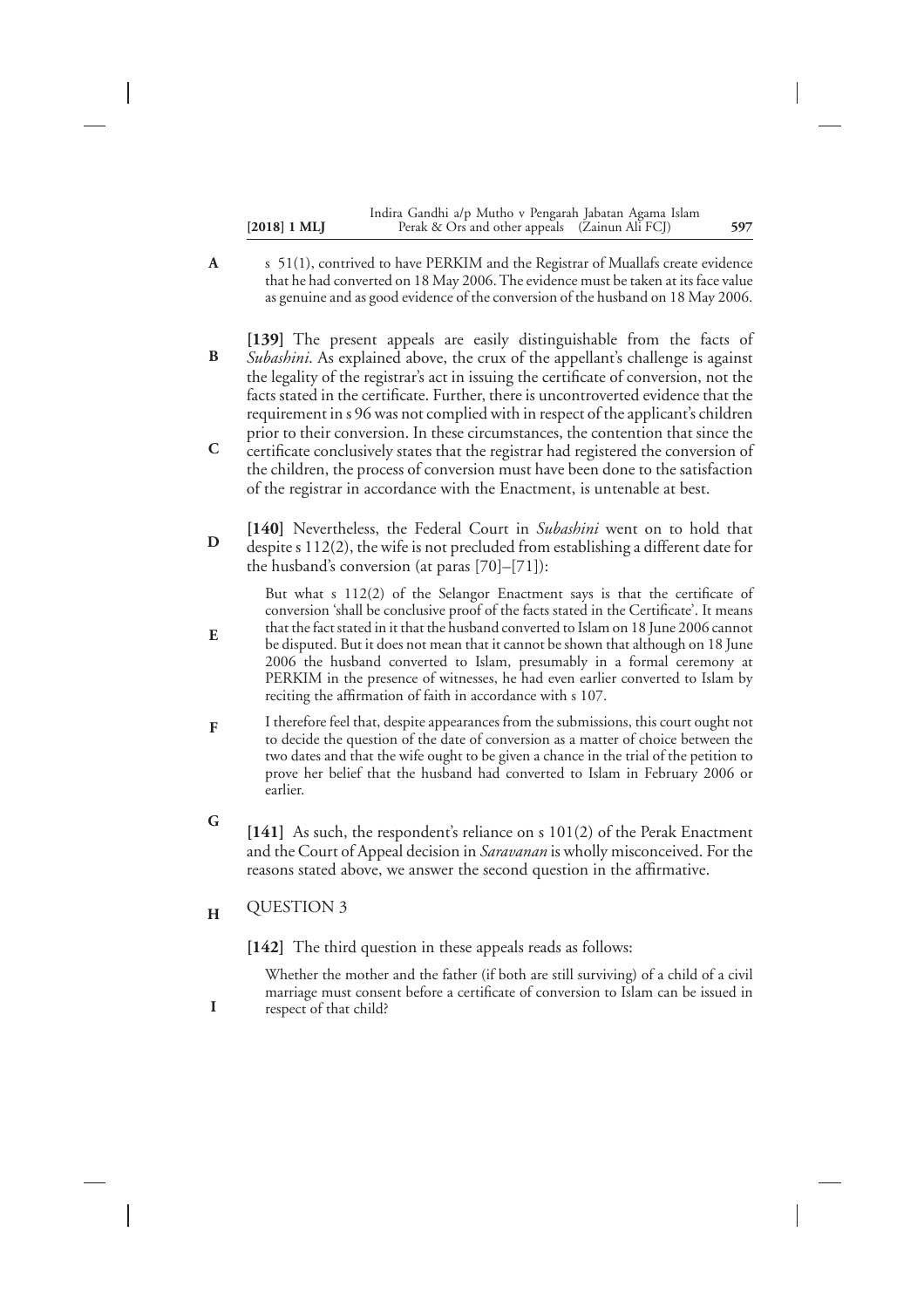s 51(1), contrived to have PERKIM and the Registrar of Muallafs create evidence that he had converted on 18 May 2006. The evidence must be taken at its face value as genuine and as good evidence of the conversion of the husband on 18 May 2006.

**[139]** The present appeals are easily distinguishable from the facts of *Subashini*. As explained above, the crux of the appellant's challenge is against the legality of the registrar's act in issuing the certificate of conversion, not the facts stated in the certificate. Further, there is uncontroverted evidence that the requirement in s 96 was not complied with in respect of the applicant's children prior to their conversion. In these circumstances, the contention that since the certificate conclusively states that the registrar had registered the conversion of the children, the process of conversion must have been done to the satisfaction of the registrar in accordance with the Enactment, is untenable at best.

**[140]** Nevertheless, the Federal Court in *Subashini* went on to hold that despite s 112(2), the wife is not precluded from establishing a different date for the husband's conversion (at paras [70]–[71]):

> But what s 112(2) of the Selangor Enactment says is that the certificate of conversion 'shall be conclusive proof of the facts stated in the Certificate'. It means that the fact stated in it that the husband converted to Islam on 18 June 2006 cannot be disputed. But it does not mean that it cannot be shown that although on 18 June 2006 the husband converted to Islam, presumably in a formal ceremony at PERKIM in the presence of witnesses, he had even earlier converted to Islam by reciting the affirmation of faith in accordance with s 107.
>
> I therefore feel that, despite appearances from the submissions, this court ought not to decide the question of the date of conversion as a matter of choice between the two dates and that the wife ought to be given a chance in the trial of the petition to prove her belief that the husband had converted to Islam in February 2006 or earlier.

**[141]** As such, the respondent's reliance on s 101(2) of the Perak Enactment and the Court of Appeal decision in *Saravanan* is wholly misconceived. For the reasons stated above, we answer the second question in the affirmative.

## QUESTION 3

**[142]** The third question in these appeals reads as follows:

> Whether the mother and the father (if both are still surviving) of a child of a civil marriage must consent before a certificate of conversion to Islam can be issued in respect of that child?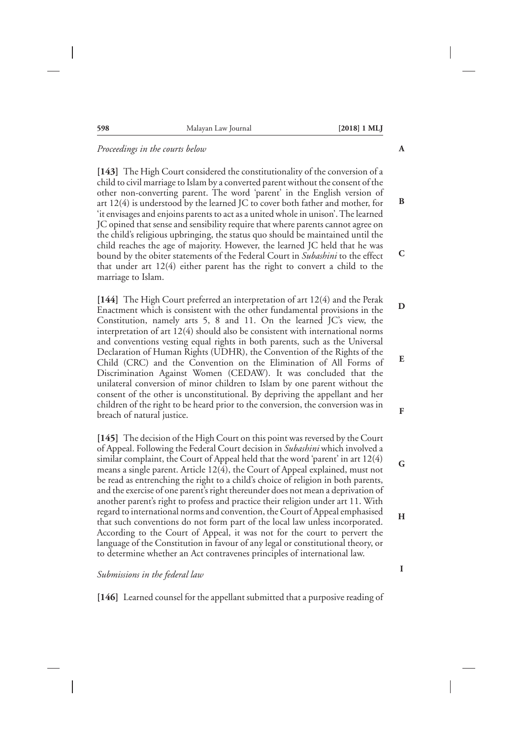*Proceedings in the courts below*

**[143]** The High Court considered the constitutionality of the conversion of a child to civil marriage to Islam by a converted parent without the consent of the other non-converting parent. The word 'parent' in the English version of art 12(4) is understood by the learned JC to cover both father and mother, for 'it envisages and enjoins parents to act as a united whole in unison'. The learned JC opined that sense and sensibility require that where parents cannot agree on the child's religious upbringing, the status quo should be maintained until the child reaches the age of majority. However, the learned JC held that he was bound by the obiter statements of the Federal Court in *Subashini* to the effect that under art 12(4) either parent has the right to convert a child to the marriage to Islam.

**[144]** The High Court preferred an interpretation of art 12(4) and the Perak Enactment which is consistent with the other fundamental provisions in the Constitution, namely arts 5, 8 and 11. On the learned JC's view, the interpretation of art 12(4) should also be consistent with international norms and conventions vesting equal rights in both parents, such as the Universal Declaration of Human Rights (UDHR), the Convention of the Rights of the Child (CRC) and the Convention on the Elimination of All Forms of Discrimination Against Women (CEDAW). It was concluded that the unilateral conversion of minor children to Islam by one parent without the consent of the other is unconstitutional. By depriving the appellant and her children of the right to be heard prior to the conversion, the conversion was in breach of natural justice.

**[145]** The decision of the High Court on this point was reversed by the Court of Appeal. Following the Federal Court decision in *Subashini* which involved a similar complaint, the Court of Appeal held that the word 'parent' in art 12(4) means a single parent. Article 12(4), the Court of Appeal explained, must not be read as entrenching the right to a child's choice of religion in both parents, and the exercise of one parent's right thereunder does not mean a deprivation of another parent's right to profess and practice their religion under art 11. With regard to international norms and convention, the Court of Appeal emphasised that such conventions do not form part of the local law unless incorporated. According to the Court of Appeal, it was not for the court to pervert the language of the Constitution in favour of any legal or constitutional theory, or to determine whether an Act contravenes principles of international law.

*Submissions in the federal law*

**[146]** Learned counsel for the appellant submitted that a purposive reading of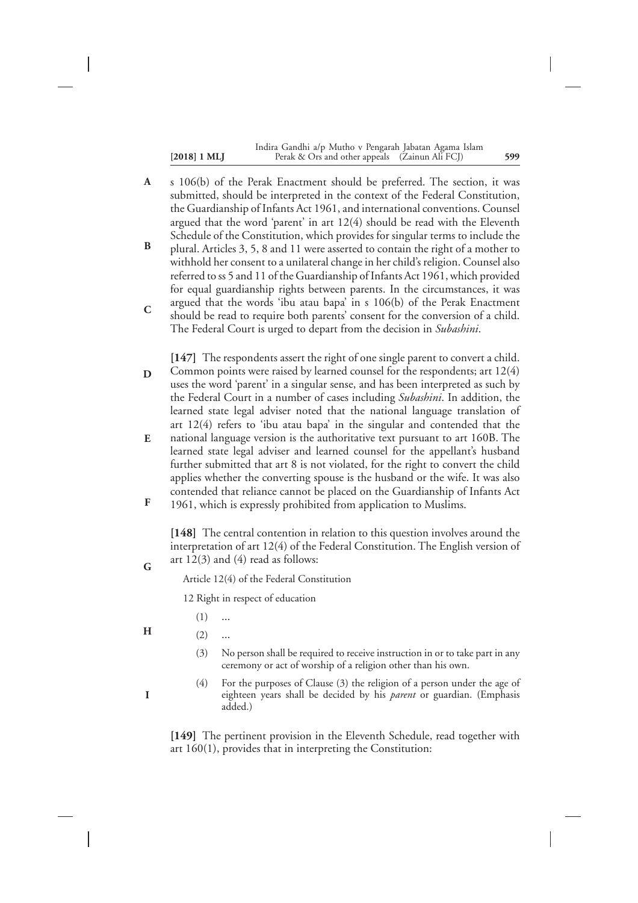s 106(b) of the Perak Enactment should be preferred. The section, it was submitted, should be interpreted in the context of the Federal Constitution, the Guardianship of Infants Act 1961, and international conventions. Counsel argued that the word 'parent' in art 12(4) should be read with the Eleventh Schedule of the Constitution, which provides for singular terms to include the plural. Articles 3, 5, 8 and 11 were asserted to contain the right of a mother to withhold her consent to a unilateral change in her child's religion. Counsel also referred to ss 5 and 11 of the Guardianship of Infants Act 1961, which provided for equal guardianship rights between parents. In the circumstances, it was argued that the words 'ibu atau bapa' in s 106(b) of the Perak Enactment should be read to require both parents' consent for the conversion of a child. The Federal Court is urged to depart from the decision in *Subashini*.

**[147]** The respondents assert the right of one single parent to convert a child. Common points were raised by learned counsel for the respondents; art 12(4) uses the word 'parent' in a singular sense, and has been interpreted as such by the Federal Court in a number of cases including *Subashini*. In addition, the learned state legal adviser noted that the national language translation of art 12(4) refers to 'ibu atau bapa' in the singular and contended that the national language version is the authoritative text pursuant to art 160B. The learned state legal adviser and learned counsel for the appellant's husband further submitted that art 8 is not violated, for the right to convert the child applies whether the converting spouse is the husband or the wife. It was also contended that reliance cannot be placed on the Guardianship of Infants Act 1961, which is expressly prohibited from application to Muslims.

**[148]** The central contention in relation to this question involves around the interpretation of art 12(4) of the Federal Constitution. The English version of art 12(3) and (4) read as follows:

> Article 12(4) of the Federal Constitution
>
> 12 Right in respect of education
>
> (1) ...
>
> (2) ...
>
> (3) No person shall be required to receive instruction in or to take part in any ceremony or act of worship of a religion other than his own.
>
> (4) For the purposes of Clause (3) the religion of a person under the age of eighteen years shall be decided by his *parent* or guardian. (Emphasis added.)

**[149]** The pertinent provision in the Eleventh Schedule, read together with art 160(1), provides that in interpreting the Constitution: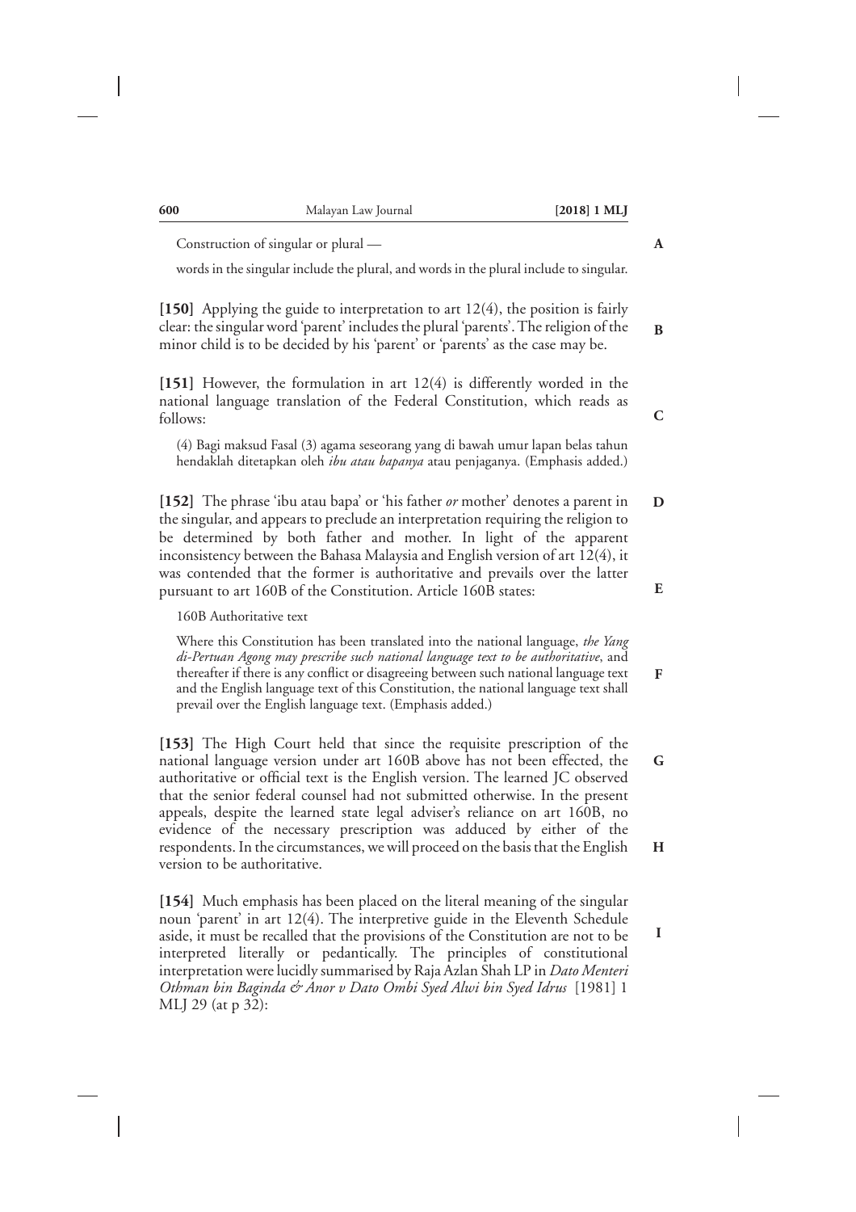Construction of singular or plural —

words in the singular include the plural, and words in the plural include to singular.

**[150]** Applying the guide to interpretation to art 12(4), the position is fairly clear: the singular word 'parent' includes the plural 'parents'. The religion of the minor child is to be decided by his 'parent' or 'parents' as the case may be.

**[151]** However, the formulation in art 12(4) is differently worded in the national language translation of the Federal Constitution, which reads as follows:

> (4) Bagi maksud Fasal (3) agama seseorang yang di bawah umur lapan belas tahun hendaklah ditetapkan oleh *ibu atau bapanya* atau penjaganya. (Emphasis added.)

**[152]** The phrase 'ibu atau bapa' or 'his father *or* mother' denotes a parent in the singular, and appears to preclude an interpretation requiring the religion to be determined by both father and mother. In light of the apparent inconsistency between the Bahasa Malaysia and English version of art 12(4), it was contended that the former is authoritative and prevails over the latter pursuant to art 160B of the Constitution. Article 160B states:

> 160B Authoritative text
>
> Where this Constitution has been translated into the national language, *the Yang di-Pertuan Agong may prescribe such national language text to be authoritative*, and thereafter if there is any conflict or disagreeing between such national language text and the English language text of this Constitution, the national language text shall prevail over the English language text. (Emphasis added.)

**[153]** The High Court held that since the requisite prescription of the national language version under art 160B above has not been effected, the authoritative or official text is the English version. The learned JC observed that the senior federal counsel had not submitted otherwise. In the present appeals, despite the learned state legal adviser's reliance on art 160B, no evidence of the necessary prescription was adduced by either of the respondents. In the circumstances, we will proceed on the basis that the English version to be authoritative.

**[154]** Much emphasis has been placed on the literal meaning of the singular noun 'parent' in art 12(4). The interpretive guide in the Eleventh Schedule aside, it must be recalled that the provisions of the Constitution are not to be interpreted literally or pedantically. The principles of constitutional interpretation were lucidly summarised by Raja Azlan Shah LP in *Dato Menteri Othman bin Baginda & Anor v Dato Ombi Syed Alwi bin Syed Idrus* [1981] 1 MLJ 29 (at p 32):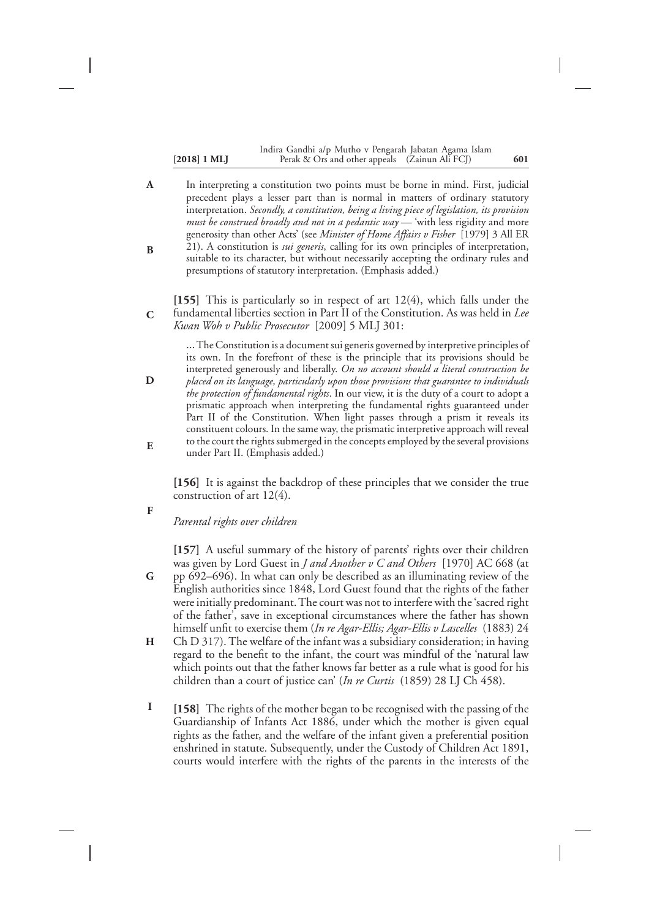> In interpreting a constitution two points must be borne in mind. First, judicial precedent plays a lesser part than is normal in matters of ordinary statutory interpretation. *Secondly, a constitution, being a living piece of legislation, its provision must be construed broadly and not in a pedantic way* — 'with less rigidity and more generosity than other Acts' (see *Minister of Home Affairs v Fisher* [1979] 3 All ER 21). A constitution is *sui generis*, calling for its own principles of interpretation, suitable to its character, but without necessarily accepting the ordinary rules and presumptions of statutory interpretation. (Emphasis added.)

**[155]** This is particularly so in respect of art 12(4), which falls under the fundamental liberties section in Part II of the Constitution. As was held in *Lee Kwan Woh v Public Prosecutor* [2009] 5 MLJ 301:

> ... The Constitution is a document sui generis governed by interpretive principles of its own. In the forefront of these is the principle that its provisions should be interpreted generously and liberally. *On no account should a literal construction be placed on its language, particularly upon those provisions that guarantee to individuals the protection of fundamental rights*. In our view, it is the duty of a court to adopt a prismatic approach when interpreting the fundamental rights guaranteed under Part II of the Constitution. When light passes through a prism it reveals its constituent colours. In the same way, the prismatic interpretive approach will reveal to the court the rights submerged in the concepts employed by the several provisions under Part II. (Emphasis added.)

**[156]** It is against the backdrop of these principles that we consider the true construction of art 12(4).

*Parental rights over children*

**[157]** A useful summary of the history of parents' rights over their children was given by Lord Guest in *J and Another v C and Others* [1970] AC 668 (at pp 692–696). In what can only be described as an illuminating review of the English authorities since 1848, Lord Guest found that the rights of the father were initially predominant. The court was not to interfere with the 'sacred right of the father', save in exceptional circumstances where the father has shown himself unfit to exercise them (*In re Agar-Ellis; Agar-Ellis v Lascelles* (1883) 24 Ch D 317). The welfare of the infant was a subsidiary consideration; in having regard to the benefit to the infant, the court was mindful of the 'natural law which points out that the father knows far better as a rule what is good for his children than a court of justice can' (*In re Curtis* (1859) 28 LJ Ch 458).

**[158]** The rights of the mother began to be recognised with the passing of the Guardianship of Infants Act 1886, under which the mother is given equal rights as the father, and the welfare of the infant given a preferential position enshrined in statute. Subsequently, under the Custody of Children Act 1891, courts would interfere with the rights of the parents in the interests of the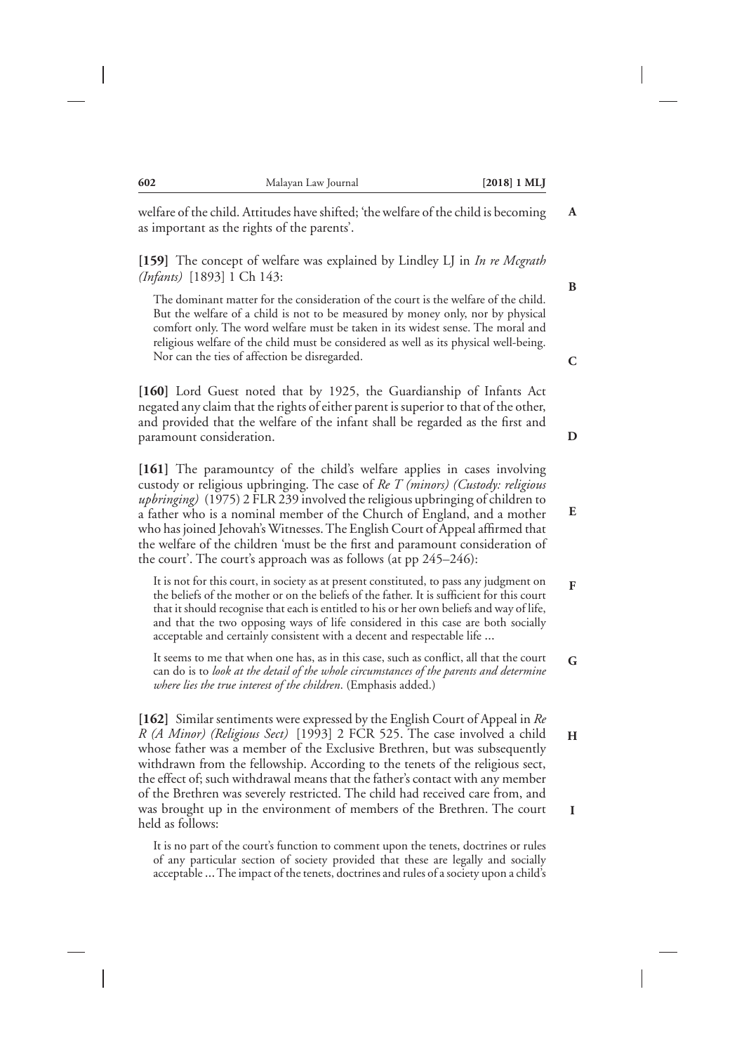welfare of the child. Attitudes have shifted; 'the welfare of the child is becoming as important as the rights of the parents'.

**[159]** The concept of welfare was explained by Lindley LJ in *In re Mcgrath (Infants)* [1893] 1 Ch 143:

> The dominant matter for the consideration of the court is the welfare of the child. But the welfare of a child is not to be measured by money only, nor by physical comfort only. The word welfare must be taken in its widest sense. The moral and religious welfare of the child must be considered as well as its physical well-being. Nor can the ties of affection be disregarded.

**[160]** Lord Guest noted that by 1925, the Guardianship of Infants Act negated any claim that the rights of either parent is superior to that of the other, and provided that the welfare of the infant shall be regarded as the first and paramount consideration.

**[161]** The paramountcy of the child's welfare applies in cases involving custody or religious upbringing. The case of *Re T (minors) (Custody: religious upbringing)* (1975) 2 FLR 239 involved the religious upbringing of children to a father who is a nominal member of the Church of England, and a mother who has joined Jehovah's Witnesses. The English Court of Appeal affirmed that the welfare of the children 'must be the first and paramount consideration of the court'. The court's approach was as follows (at pp 245–246):

> It is not for this court, in society as at present constituted, to pass any judgment on the beliefs of the mother or on the beliefs of the father. It is sufficient for this court that it should recognise that each is entitled to his or her own beliefs and way of life, and that the two opposing ways of life considered in this case are both socially acceptable and certainly consistent with a decent and respectable life ...
>
> It seems to me that when one has, as in this case, such as conflict, all that the court can do is to *look at the detail of the whole circumstances of the parents and determine where lies the true interest of the children*. (Emphasis added.)

**[162]** Similar sentiments were expressed by the English Court of Appeal in *Re R (A Minor) (Religious Sect)* [1993] 2 FCR 525. The case involved a child whose father was a member of the Exclusive Brethren, but was subsequently withdrawn from the fellowship. According to the tenets of the religious sect, the effect of; such withdrawal means that the father's contact with any member of the Brethren was severely restricted. The child had received care from, and was brought up in the environment of members of the Brethren. The court held as follows:

> It is no part of the court's function to comment upon the tenets, doctrines or rules of any particular section of society provided that these are legally and socially acceptable ... The impact of the tenets, doctrines and rules of a society upon a child's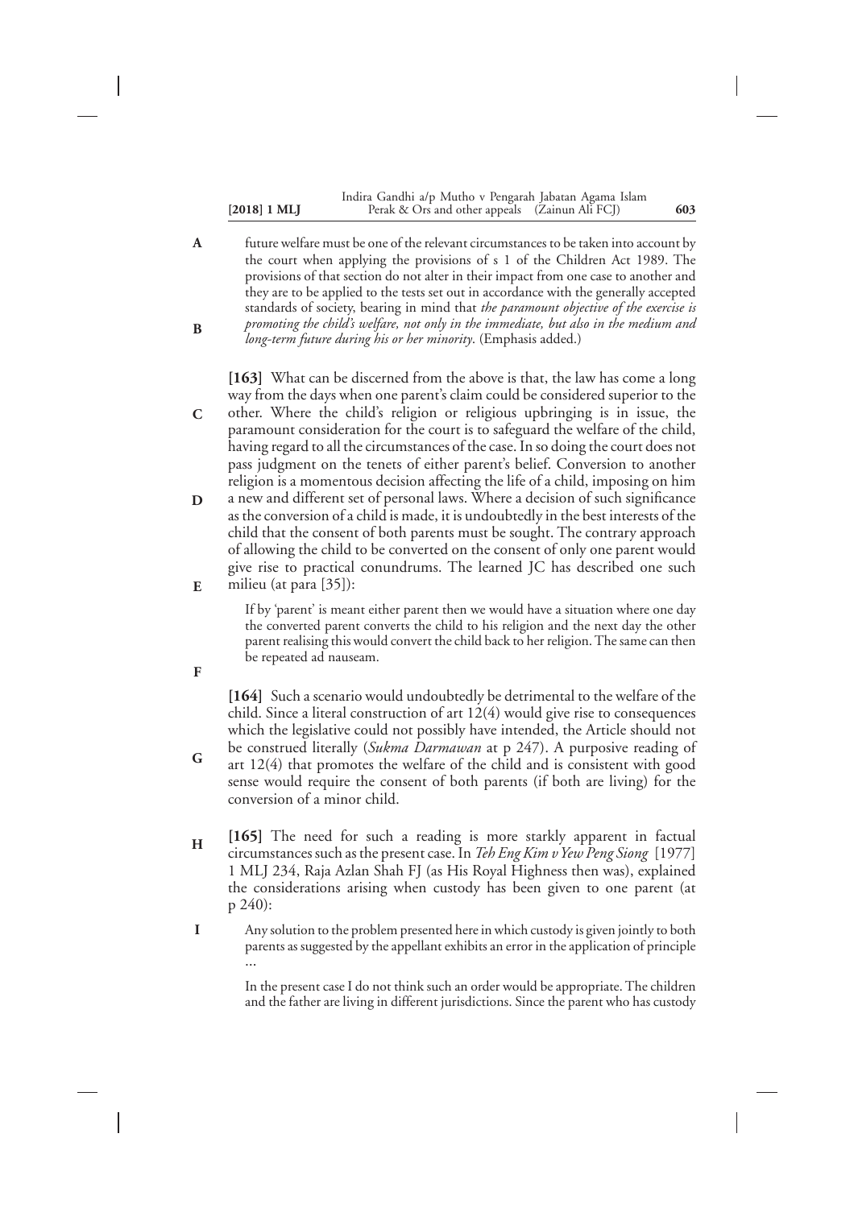future welfare must be one of the relevant circumstances to be taken into account by the court when applying the provisions of s 1 of the Children Act 1989. The provisions of that section do not alter in their impact from one case to another and they are to be applied to the tests set out in accordance with the generally accepted standards of society, bearing in mind that *the paramount objective of the exercise is promoting the child's welfare, not only in the immediate, but also in the medium and long-term future during his or her minority*. (Emphasis added.)

**[163]** What can be discerned from the above is that, the law has come a long way from the days when one parent's claim could be considered superior to the other. Where the child's religion or religious upbringing is in issue, the paramount consideration for the court is to safeguard the welfare of the child, having regard to all the circumstances of the case. In so doing the court does not pass judgment on the tenets of either parent's belief. Conversion to another religion is a momentous decision affecting the life of a child, imposing on him a new and different set of personal laws. Where a decision of such significance as the conversion of a child is made, it is undoubtedly in the best interests of the child that the consent of both parents must be sought. The contrary approach of allowing the child to be converted on the consent of only one parent would give rise to practical conundrums. The learned JC has described one such milieu (at para [35]):

> If by 'parent' is meant either parent then we would have a situation where one day the converted parent converts the child to his religion and the next day the other parent realising this would convert the child back to her religion. The same can then be repeated ad nauseam.

**[164]** Such a scenario would undoubtedly be detrimental to the welfare of the child. Since a literal construction of art 12(4) would give rise to consequences which the legislative could not possibly have intended, the Article should not be construed literally (*Sukma Darmawan* at p 247). A purposive reading of art 12(4) that promotes the welfare of the child and is consistent with good sense would require the consent of both parents (if both are living) for the conversion of a minor child.

**[165]** The need for such a reading is more starkly apparent in factual circumstances such as the present case. In *Teh Eng Kim v Yew Peng Siong* [1977] 1 MLJ 234, Raja Azlan Shah FJ (as His Royal Highness then was), explained the considerations arising when custody has been given to one parent (at p 240):

> Any solution to the problem presented here in which custody is given jointly to both parents as suggested by the appellant exhibits an error in the application of principle ...
>
> In the present case I do not think such an order would be appropriate. The children and the father are living in different jurisdictions. Since the parent who has custody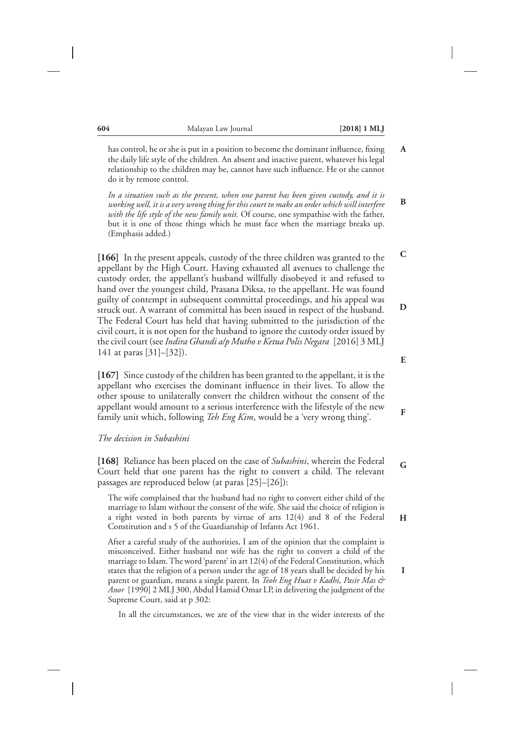has control, he or she is put in a position to become the dominant influence, fixing the daily life style of the children. An absent and inactive parent, whatever his legal relationship to the children may be, cannot have such influence. He or she cannot do it by remote control.

> *In a situation such as the present, when one parent has been given custody, and it is working well, it is a very wrong thing for this court to make an order which will interfere with the life style of the new family unit.* Of course, one sympathise with the father, but it is one of those things which he must face when the marriage breaks up. (Emphasis added.)

**[166]** In the present appeals, custody of the three children was granted to the appellant by the High Court. Having exhausted all avenues to challenge the custody order, the appellant's husband willfully disobeyed it and refused to hand over the youngest child, Prasana Diksa, to the appellant. He was found guilty of contempt in subsequent committal proceedings, and his appeal was struck out. A warrant of committal has been issued in respect of the husband. The Federal Court has held that having submitted to the jurisdiction of the civil court, it is not open for the husband to ignore the custody order issued by the civil court (see *Indira Ghandi a/p Mutho v Ketua Polis Negara* [2016] 3 MLJ 141 at paras [31]–[32]).

**[167]** Since custody of the children has been granted to the appellant, it is the appellant who exercises the dominant influence in their lives. To allow the other spouse to unilaterally convert the children without the consent of the appellant would amount to a serious interference with the lifestyle of the new family unit which, following *Teh Eng Kim*, would be a 'very wrong thing'.

*The decision in Subashini*

**[168]** Reliance has been placed on the case of *Subashini*, wherein the Federal Court held that one parent has the right to convert a child. The relevant passages are reproduced below (at paras [25]–[26]):

> The wife complained that the husband had no right to convert either child of the marriage to Islam without the consent of the wife. She said the choice of religion is a right vested in both parents by virtue of arts 12(4) and 8 of the Federal Constitution and s 5 of the Guardianship of Infants Act 1961.
>
> After a careful study of the authorities, I am of the opinion that the complaint is misconceived. Either husband nor wife has the right to convert a child of the marriage to Islam. The word 'parent' in art 12(4) of the Federal Constitution, which states that the religion of a person under the age of 18 years shall be decided by his parent or guardian, means a single parent. In *Teoh Eng Huat v Kadhi, Pasir Mas & Anor* [1990] 2 MLJ 300, Abdul Hamid Omar LP, in delivering the judgment of the Supreme Court, said at p 302:
>
> > In all the circumstances, we are of the view that in the wider interests of the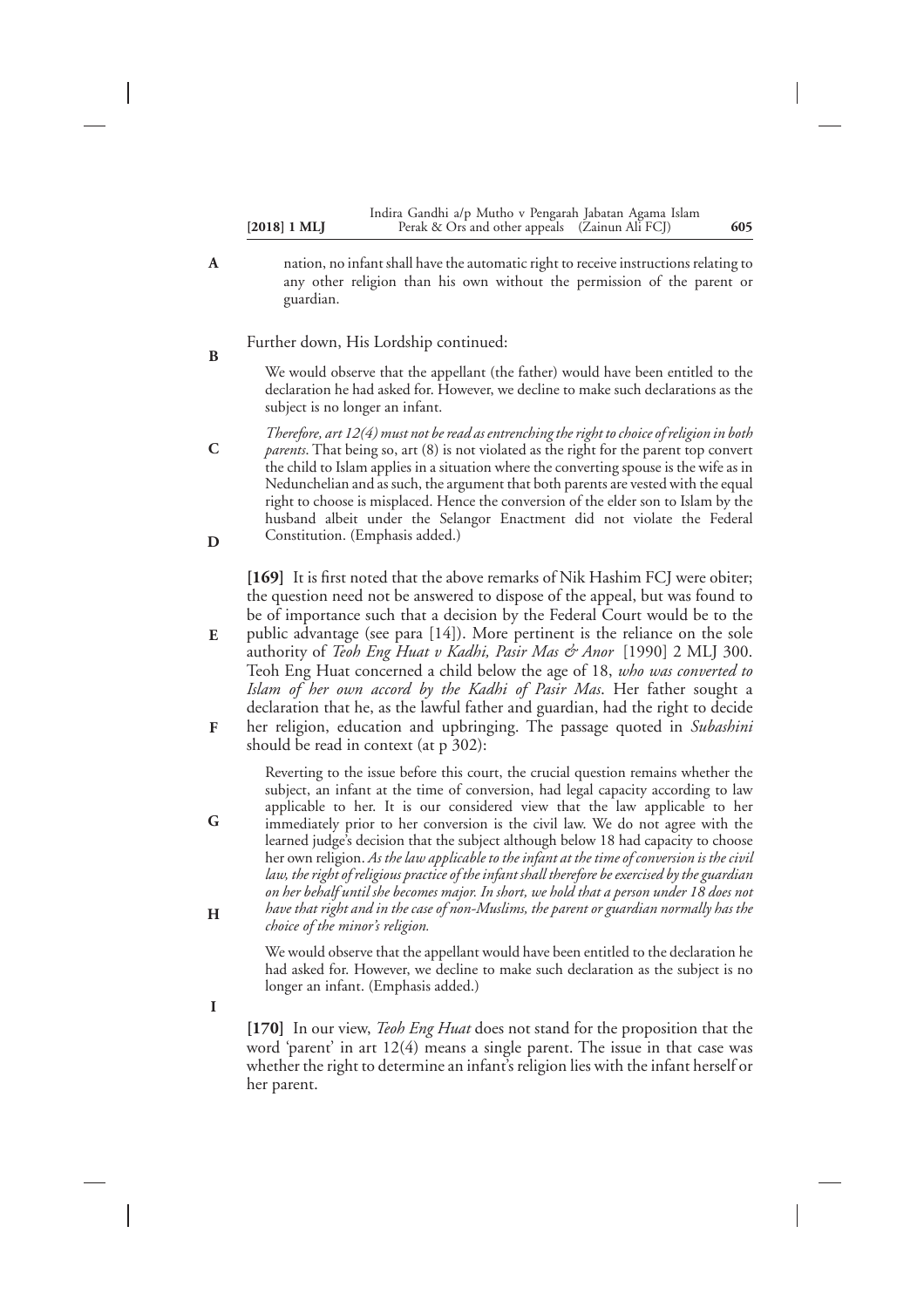> nation, no infant shall have the automatic right to receive instructions relating to any other religion than his own without the permission of the parent or guardian.

Further down, His Lordship continued:

> We would observe that the appellant (the father) would have been entitled to the declaration he had asked for. However, we decline to make such declarations as the subject is no longer an infant.
>
> *Therefore, art 12(4) must not be read as entrenching the right to choice of religion in both parents*. That being so, art (8) is not violated as the right for the parent top convert the child to Islam applies in a situation where the converting spouse is the wife as in Nedunchelian and as such, the argument that both parents are vested with the equal right to choose is misplaced. Hence the conversion of the elder son to Islam by the husband albeit under the Selangor Enactment did not violate the Federal Constitution. (Emphasis added.)

**[169]** It is first noted that the above remarks of Nik Hashim FCJ were obiter; the question need not be answered to dispose of the appeal, but was found to be of importance such that a decision by the Federal Court would be to the public advantage (see para [14]). More pertinent is the reliance on the sole authority of *Teoh Eng Huat v Kadhi, Pasir Mas & Anor* [1990] 2 MLJ 300. Teoh Eng Huat concerned a child below the age of 18, *who was converted to Islam of her own accord by the Kadhi of Pasir Mas*. Her father sought a declaration that he, as the lawful father and guardian, had the right to decide her religion, education and upbringing. The passage quoted in *Subashini* should be read in context (at p 302):

> Reverting to the issue before this court, the crucial question remains whether the subject, an infant at the time of conversion, had legal capacity according to law applicable to her. It is our considered view that the law applicable to her immediately prior to her conversion is the civil law. We do not agree with the learned judge's decision that the subject although below 18 had capacity to choose her own religion. *As the law applicable to the infant at the time of conversion is the civil law, the right of religious practice of the infant shall therefore be exercised by the guardian on her behalf until she becomes major. In short, we hold that a person under 18 does not have that right and in the case of non-Muslims, the parent or guardian normally has the choice of the minor's religion.*
>
> We would observe that the appellant would have been entitled to the declaration he had asked for. However, we decline to make such declaration as the subject is no longer an infant. (Emphasis added.)

**[170]** In our view, *Teoh Eng Huat* does not stand for the proposition that the word 'parent' in art 12(4) means a single parent. The issue in that case was whether the right to determine an infant's religion lies with the infant herself or her parent.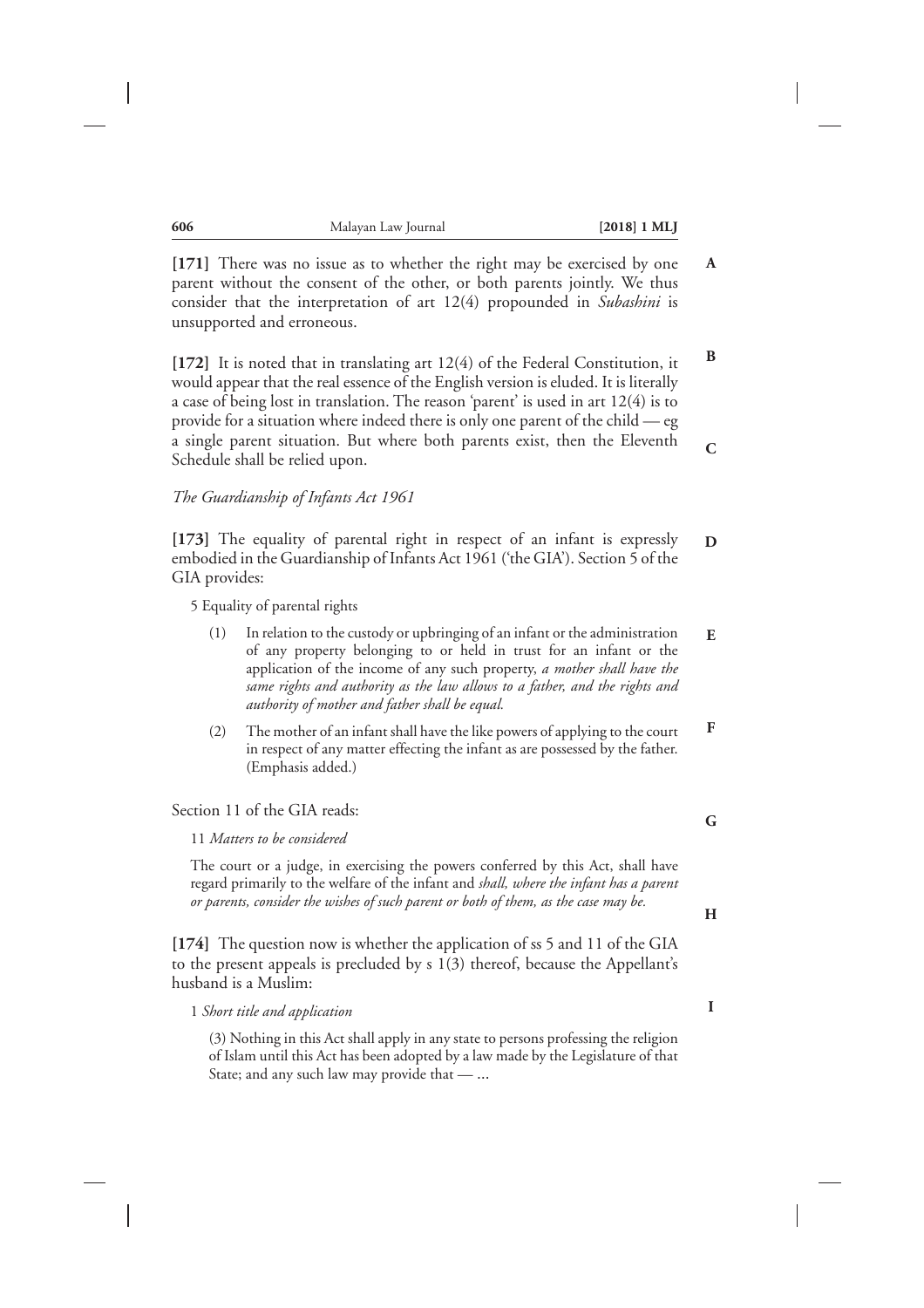**[171]** There was no issue as to whether the right may be exercised by one parent without the consent of the other, or both parents jointly. We thus consider that the interpretation of art 12(4) propounded in *Subashini* is unsupported and erroneous.

**[172]** It is noted that in translating art 12(4) of the Federal Constitution, it would appear that the real essence of the English version is eluded. It is literally a case of being lost in translation. The reason 'parent' is used in art 12(4) is to provide for a situation where indeed there is only one parent of the child — eg a single parent situation. But where both parents exist, then the Eleventh Schedule shall be relied upon.

*The Guardianship of Infants Act 1961*

**[173]** The equality of parental right in respect of an infant is expressly embodied in the Guardianship of Infants Act 1961 ('the GIA'). Section 5 of the GIA provides:

> 5 Equality of parental rights
>
> (1) In relation to the custody or upbringing of an infant or the administration of any property belonging to or held in trust for an infant or the application of the income of any such property, *a mother shall have the same rights and authority as the law allows to a father, and the rights and authority of mother and father shall be equal.*
>
> (2) The mother of an infant shall have the like powers of applying to the court in respect of any matter effecting the infant as are possessed by the father. (Emphasis added.)

Section 11 of the GIA reads:

> 11 *Matters to be considered*
>
> The court or a judge, in exercising the powers conferred by this Act, shall have regard primarily to the welfare of the infant and *shall, where the infant has a parent or parents, consider the wishes of such parent or both of them, as the case may be.*

**[174]** The question now is whether the application of ss 5 and 11 of the GIA to the present appeals is precluded by s 1(3) thereof, because the Appellant's husband is a Muslim:

> 1 *Short title and application*
>
> (3) Nothing in this Act shall apply in any state to persons professing the religion of Islam until this Act has been adopted by a law made by the Legislature of that State; and any such law may provide that — ...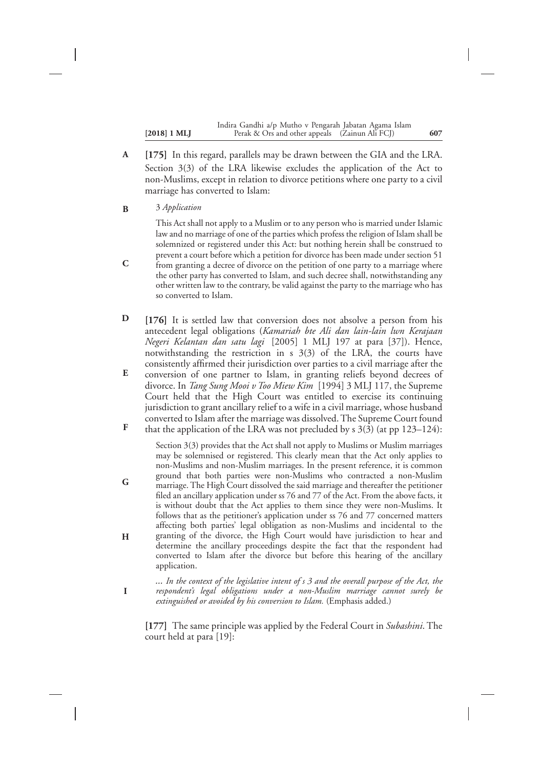**[175]** In this regard, parallels may be drawn between the GIA and the LRA. Section 3(3) of the LRA likewise excludes the application of the Act to non-Muslims, except in relation to divorce petitions where one party to a civil marriage has converted to Islam:

> 3 *Application*
>
> This Act shall not apply to a Muslim or to any person who is married under Islamic law and no marriage of one of the parties which profess the religion of Islam shall be solemnized or registered under this Act: but nothing herein shall be construed to prevent a court before which a petition for divorce has been made under section 51 from granting a decree of divorce on the petition of one party to a marriage where the other party has converted to Islam, and such decree shall, notwithstanding any other written law to the contrary, be valid against the party to the marriage who has so converted to Islam.

**[176]** It is settled law that conversion does not absolve a person from his antecedent legal obligations (*Kamariah bte Ali dan lain-lain lwn Kerajaan Negeri Kelantan dan satu lagi* [2005] 1 MLJ 197 at para [37]). Hence, notwithstanding the restriction in s 3(3) of the LRA, the courts have consistently affirmed their jurisdiction over parties to a civil marriage after the conversion of one partner to Islam, in granting reliefs beyond decrees of divorce. In *Tang Sung Mooi v Too Miew Kim* [1994] 3 MLJ 117, the Supreme Court held that the High Court was entitled to exercise its continuing jurisdiction to grant ancillary relief to a wife in a civil marriage, whose husband converted to Islam after the marriage was dissolved. The Supreme Court found that the application of the LRA was not precluded by s 3(3) (at pp 123–124):

> Section 3(3) provides that the Act shall not apply to Muslims or Muslim marriages may be solemnised or registered. This clearly mean that the Act only applies to non-Muslims and non-Muslim marriages. In the present reference, it is common ground that both parties were non-Muslims who contracted a non-Muslim marriage. The High Court dissolved the said marriage and thereafter the petitioner filed an ancillary application under ss 76 and 77 of the Act. From the above facts, it is without doubt that the Act applies to them since they were non-Muslims. It follows that as the petitioner's application under ss 76 and 77 concerned matters affecting both parties' legal obligation as non-Muslims and incidental to the granting of the divorce, the High Court would have jurisdiction to hear and determine the ancillary proceedings despite the fact that the respondent had converted to Islam after the divorce but before this hearing of the ancillary application.
>
> ... *In the context of the legislative intent of s 3 and the overall purpose of the Act, the respondent's legal obligations under a non-Muslim marriage cannot surely be extinguished or avoided by his conversion to Islam.* (Emphasis added.)

**[177]** The same principle was applied by the Federal Court in *Subashini*. The court held at para [19]: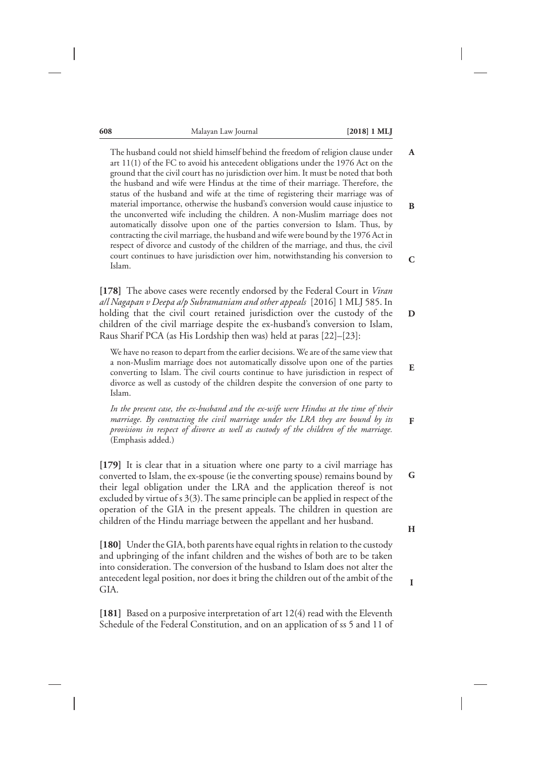> The husband could not shield himself behind the freedom of religion clause under art 11(1) of the FC to avoid his antecedent obligations under the 1976 Act on the ground that the civil court has no jurisdiction over him. It must be noted that both the husband and wife were Hindus at the time of their marriage. Therefore, the status of the husband and wife at the time of registering their marriage was of material importance, otherwise the husband's conversion would cause injustice to the unconverted wife including the children. A non-Muslim marriage does not automatically dissolve upon one of the parties conversion to Islam. Thus, by contracting the civil marriage, the husband and wife were bound by the 1976 Act in respect of divorce and custody of the children of the marriage, and thus, the civil court continues to have jurisdiction over him, notwithstanding his conversion to Islam.

**[178]** The above cases were recently endorsed by the Federal Court in *Viran a/l Nagapan v Deepa a/p Subramaniam and other appeals* [2016] 1 MLJ 585. In holding that the civil court retained jurisdiction over the custody of the children of the civil marriage despite the ex-husband's conversion to Islam, Raus Sharif PCA (as His Lordship then was) held at paras [22]–[23]:

> We have no reason to depart from the earlier decisions. We are of the same view that a non-Muslim marriage does not automatically dissolve upon one of the parties converting to Islam. The civil courts continue to have jurisdiction in respect of divorce as well as custody of the children despite the conversion of one party to Islam.
>
> *In the present case, the ex-husband and the ex-wife were Hindus at the time of their marriage. By contracting the civil marriage under the LRA they are bound by its provisions in respect of divorce as well as custody of the children of the marriage.* (Emphasis added.)

**[179]** It is clear that in a situation where one party to a civil marriage has converted to Islam, the ex-spouse (ie the converting spouse) remains bound by their legal obligation under the LRA and the application thereof is not excluded by virtue of s 3(3). The same principle can be applied in respect of the operation of the GIA in the present appeals. The children in question are children of the Hindu marriage between the appellant and her husband.

**[180]** Under the GIA, both parents have equal rights in relation to the custody and upbringing of the infant children and the wishes of both are to be taken into consideration. The conversion of the husband to Islam does not alter the antecedent legal position, nor does it bring the children out of the ambit of the GIA.

**[181]** Based on a purposive interpretation of art 12(4) read with the Eleventh Schedule of the Federal Constitution, and on an application of ss 5 and 11 of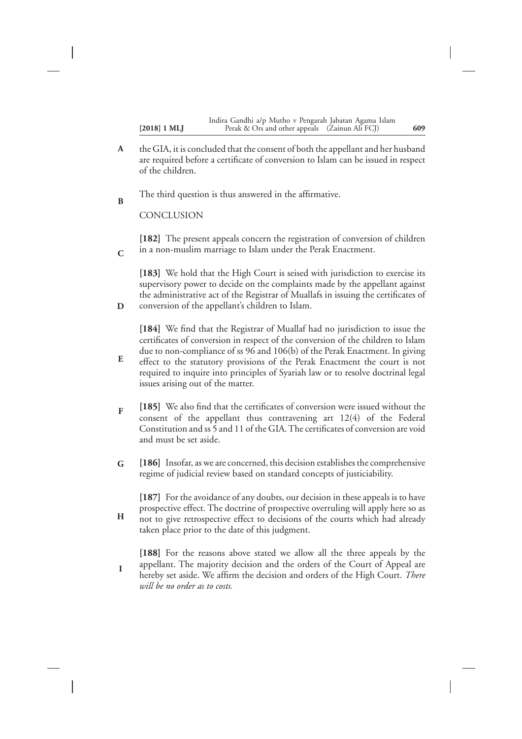the GIA, it is concluded that the consent of both the appellant and her husband are required before a certificate of conversion to Islam can be issued in respect of the children.

The third question is thus answered in the affirmative.

CONCLUSION

**[182]** The present appeals concern the registration of conversion of children in a non-muslim marriage to Islam under the Perak Enactment.

**[183]** We hold that the High Court is seised with jurisdiction to exercise its supervisory power to decide on the complaints made by the appellant against the administrative act of the Registrar of Muallafs in issuing the certificates of conversion of the appellant's children to Islam.

**[184]** We find that the Registrar of Muallaf had no jurisdiction to issue the certificates of conversion in respect of the conversion of the children to Islam due to non-compliance of ss 96 and 106(b) of the Perak Enactment. In giving effect to the statutory provisions of the Perak Enactment the court is not required to inquire into principles of Syariah law or to resolve doctrinal legal issues arising out of the matter.

**[185]** We also find that the certificates of conversion were issued without the consent of the appellant thus contravening art 12(4) of the Federal Constitution and ss 5 and 11 of the GIA. The certificates of conversion are void and must be set aside.

**[186]** Insofar, as we are concerned, this decision establishes the comprehensive regime of judicial review based on standard concepts of justiciability.

**[187]** For the avoidance of any doubts, our decision in these appeals is to have prospective effect. The doctrine of prospective overruling will apply here so as not to give retrospective effect to decisions of the courts which had already taken place prior to the date of this judgment.

**[188]** For the reasons above stated we allow all the three appeals by the appellant. The majority decision and the orders of the Court of Appeal are hereby set aside. We affirm the decision and orders of the High Court. *There will be no order as to costs.*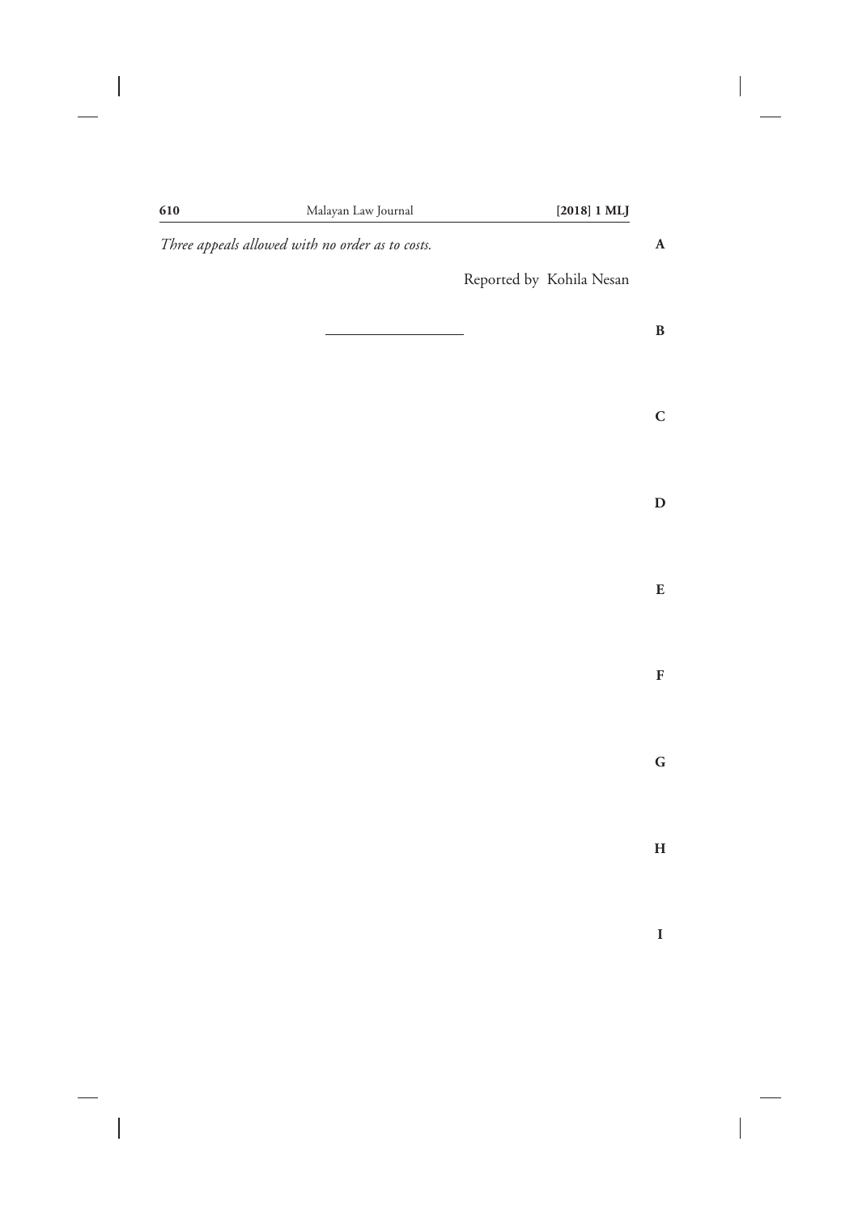*Three appeals allowed with no order as to costs.*

Reported by Kohila Nesan